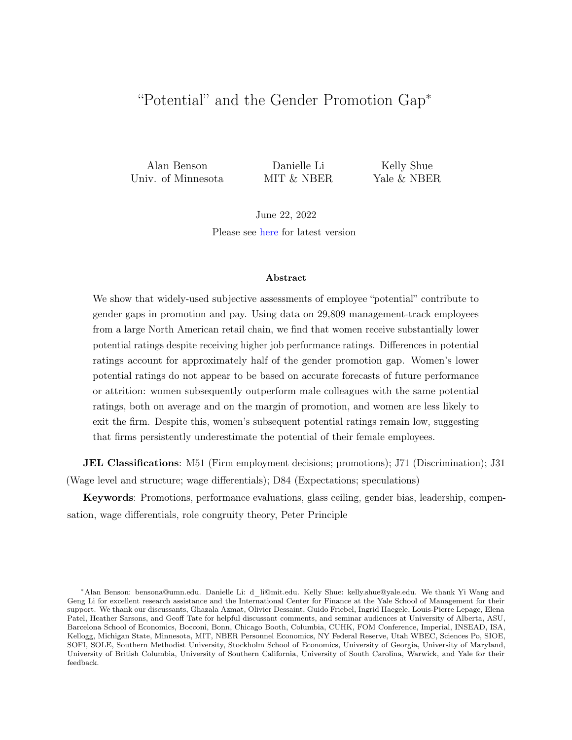# "Potential" and the Gender Promotion Gap[*]

Alan Benson
Univ. of Minnesota

Danielle Li
MIT & NBER

Kelly Shue
Yale & NBER

June 22, 2022

Please see here for latest version

### Abstract

We show that widely-used subjective assessments of employee "potential" contribute to gender gaps in promotion and pay. Using data on 29,809 management-track employees from a large North American retail chain, we find that women receive substantially lower potential ratings despite receiving higher job performance ratings. Differences in potential ratings account for approximately half of the gender promotion gap. Women's lower potential ratings do not appear to be based on accurate forecasts of future performance or attrition: women subsequently outperform male colleagues with the same potential ratings, both on average and on the margin of promotion, and women are less likely to exit the firm. Despite this, women's subsequent potential ratings remain low, suggesting that firms persistently underestimate the potential of their female employees.

**JEL Classifications**: M51 (Firm employment decisions; promotions); J71 (Discrimination); J31 (Wage level and structure; wage differentials); D84 (Expectations; speculations)

**Keywords**: Promotions, performance evaluations, glass ceiling, gender bias, leadership, compensation, wage differentials, role congruity theory, Peter Principle

[*]Alan Benson: bensona@umn.edu. Danielle Li: d_li@mit.edu. Kelly Shue: kelly.shue@yale.edu. We thank Yi Wang and Geng Li for excellent research assistance and the International Center for Finance at the Yale School of Management for their support. We thank our discussants, Ghazala Azmat, Olivier Dessaint, Guido Friebel, Ingrid Haegele, Louis-Pierre Lepage, Elena Patel, Heather Sarsons, and Geoff Tate for helpful discussant comments, and seminar audiences at University of Alberta, ASU, Barcelona School of Economics, Bocconi, Bonn, Chicago Booth, Columbia, CUHK, FOM Conference, Imperial, INSEAD, ISA, Kellogg, Michigan State, Minnesota, MIT, NBER Personnel Economics, NY Federal Reserve, Utah WBEC, Sciences Po, SIOE, SOFI, SOLE, Southern Methodist University, Stockholm School of Economics, University of Georgia, University of Maryland, University of British Columbia, University of Southern California, University of South Carolina, Warwick, and Yale for their feedback.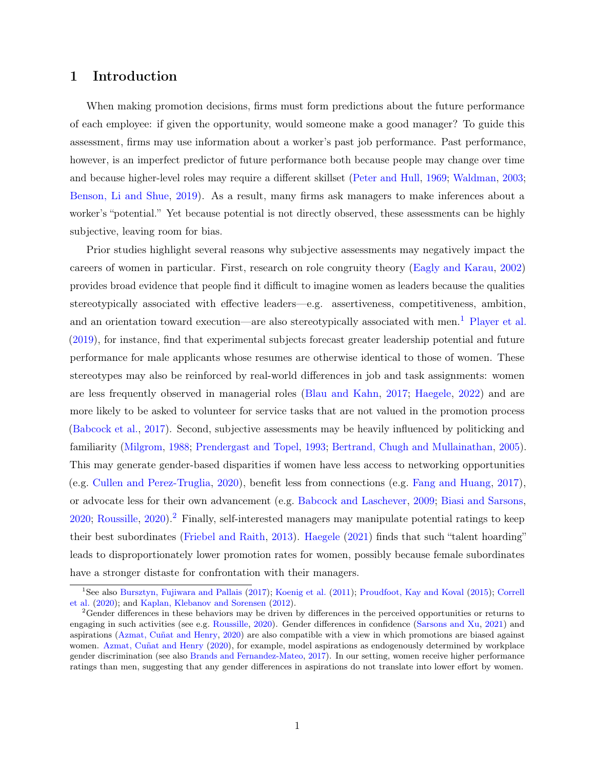# 1 Introduction

When making promotion decisions, firms must form predictions about the future performance of each employee: if given the opportunity, would someone make a good manager? To guide this assessment, firms may use information about a worker's past job performance. Past performance, however, is an imperfect predictor of future performance both because people may change over time and because higher-level roles may require a different skillset (Peter and Hull, 1969; Waldman, 2003; Benson, Li and Shue, 2019). As a result, many firms ask managers to make inferences about a worker's "potential." Yet because potential is not directly observed, these assessments can be highly subjective, leaving room for bias.

Prior studies highlight several reasons why subjective assessments may negatively impact the careers of women in particular. First, research on role congruity theory (Eagly and Karau, 2002) provides broad evidence that people find it difficult to imagine women as leaders because the qualities stereotypically associated with effective leaders—e.g. assertiveness, competitiveness, ambition, and an orientation toward execution—are also stereotypically associated with men.[1] Player et al. (2019), for instance, find that experimental subjects forecast greater leadership potential and future performance for male applicants whose resumes are otherwise identical to those of women. These stereotypes may also be reinforced by real-world differences in job and task assignments: women are less frequently observed in managerial roles (Blau and Kahn, 2017; Haegele, 2022) and are more likely to be asked to volunteer for service tasks that are not valued in the promotion process (Babcock et al., 2017). Second, subjective assessments may be heavily influenced by politicking and familiarity (Milgrom, 1988; Prendergast and Topel, 1993; Bertrand, Chugh and Mullainathan, 2005). This may generate gender-based disparities if women have less access to networking opportunities (e.g. Cullen and Perez-Truglia, 2020), benefit less from connections (e.g. Fang and Huang, 2017), or advocate less for their own advancement (e.g. Babcock and Laschever, 2009; Biasi and Sarsons, 2020; Roussille, 2020).[2] Finally, self-interested managers may manipulate potential ratings to keep their best subordinates (Friebel and Raith, 2013). Haegele (2021) finds that such "talent hoarding" leads to disproportionately lower promotion rates for women, possibly because female subordinates have a stronger distaste for confrontation with their managers.

[1] See also Bursztyn, Fujiwara and Pallais (2017); Koenig et al. (2011); Proudfoot, Kay and Koval (2015); Correll et al. (2020); and Kaplan, Klebanov and Sorensen (2012).

[2] Gender differences in these behaviors may be driven by differences in the perceived opportunities or returns to engaging in such activities (see e.g. Roussille, 2020). Gender differences in confidence (Sarsons and Xu, 2021) and aspirations (Azmat, Cuñat and Henry, 2020) are also compatible with a view in which promotions are biased against women. Azmat, Cuñat and Henry (2020), for example, model aspirations as endogenously determined by workplace gender discrimination (see also Brands and Fernandez-Mateo, 2017). In our setting, women receive higher performance ratings than men, suggesting that any gender differences in aspirations do not translate into lower effort by women.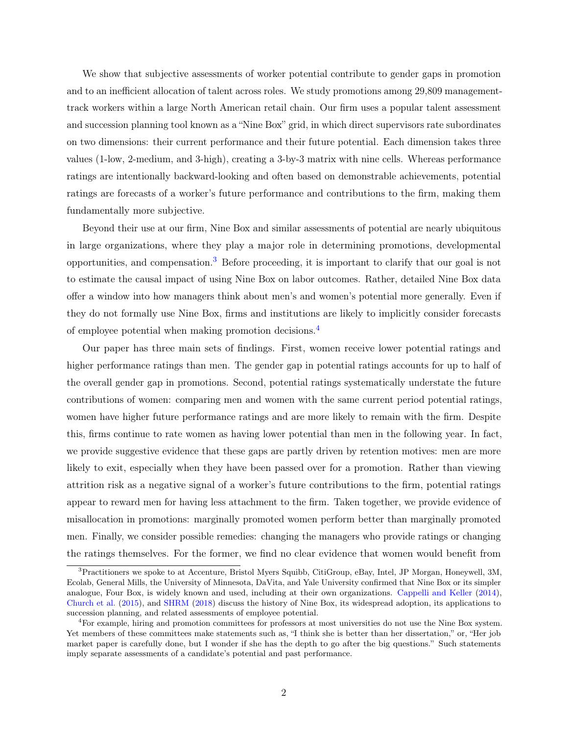We show that subjective assessments of worker potential contribute to gender gaps in promotion and to an inefficient allocation of talent across roles. We study promotions among 29,809 management-track workers within a large North American retail chain. Our firm uses a popular talent assessment and succession planning tool known as a "Nine Box" grid, in which direct supervisors rate subordinates on two dimensions: their current performance and their future potential. Each dimension takes three values (1-low, 2-medium, and 3-high), creating a 3-by-3 matrix with nine cells. Whereas performance ratings are intentionally backward-looking and often based on demonstrable achievements, potential ratings are forecasts of a worker's future performance and contributions to the firm, making them fundamentally more subjective.

Beyond their use at our firm, Nine Box and similar assessments of potential are nearly ubiquitous in large organizations, where they play a major role in determining promotions, developmental opportunities, and compensation.[3] Before proceeding, it is important to clarify that our goal is not to estimate the causal impact of using Nine Box on labor outcomes. Rather, detailed Nine Box data offer a window into how managers think about men's and women's potential more generally. Even if they do not formally use Nine Box, firms and institutions are likely to implicitly consider forecasts of employee potential when making promotion decisions.[4]

Our paper has three main sets of findings. First, women receive lower potential ratings and higher performance ratings than men. The gender gap in potential ratings accounts for up to half of the overall gender gap in promotions. Second, potential ratings systematically understate the future contributions of women: comparing men and women with the same current period potential ratings, women have higher future performance ratings and are more likely to remain with the firm. Despite this, firms continue to rate women as having lower potential than men in the following year. In fact, we provide suggestive evidence that these gaps are partly driven by retention motives: men are more likely to exit, especially when they have been passed over for a promotion. Rather than viewing attrition risk as a negative signal of a worker's future contributions to the firm, potential ratings appear to reward men for having less attachment to the firm. Taken together, we provide evidence of misallocation in promotions: marginally promoted women perform better than marginally promoted men. Finally, we consider possible remedies: changing the managers who provide ratings or changing the ratings themselves. For the former, we find no clear evidence that women would benefit from

[3] Practitioners we spoke to at Accenture, Bristol Myers Squibb, CitiGroup, eBay, Intel, JP Morgan, Honeywell, 3M, Ecolab, General Mills, the University of Minnesota, DaVita, and Yale University confirmed that Nine Box or its simpler analogue, Four Box, is widely known and used, including at their own organizations. Cappelli and Keller (2014), Church et al. (2015), and SHRM (2018) discuss the history of Nine Box, its widespread adoption, its applications to succession planning, and related assessments of employee potential.

[4] For example, hiring and promotion committees for professors at most universities do not use the Nine Box system. Yet members of these committees make statements such as, "I think she is better than her dissertation," or, "Her job market paper is carefully done, but I wonder if she has the depth to go after the big questions." Such statements imply separate assessments of a candidate's potential and past performance.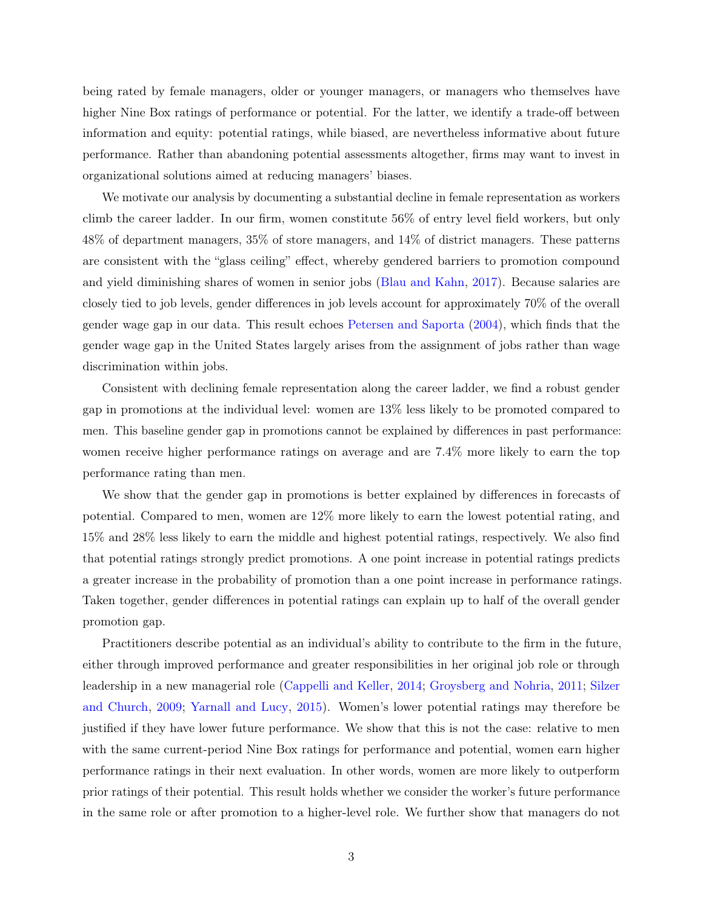being rated by female managers, older or younger managers, or managers who themselves have higher Nine Box ratings of performance or potential. For the latter, we identify a trade-off between information and equity: potential ratings, while biased, are nevertheless informative about future performance. Rather than abandoning potential assessments altogether, firms may want to invest in organizational solutions aimed at reducing managers' biases.

We motivate our analysis by documenting a substantial decline in female representation as workers climb the career ladder. In our firm, women constitute 56% of entry level field workers, but only 48% of department managers, 35% of store managers, and 14% of district managers. These patterns are consistent with the "glass ceiling" effect, whereby gendered barriers to promotion compound and yield diminishing shares of women in senior jobs (Blau and Kahn, 2017). Because salaries are closely tied to job levels, gender differences in job levels account for approximately 70% of the overall gender wage gap in our data. This result echoes Petersen and Saporta (2004), which finds that the gender wage gap in the United States largely arises from the assignment of jobs rather than wage discrimination within jobs.

Consistent with declining female representation along the career ladder, we find a robust gender gap in promotions at the individual level: women are 13% less likely to be promoted compared to men. This baseline gender gap in promotions cannot be explained by differences in past performance: women receive higher performance ratings on average and are 7.4% more likely to earn the top performance rating than men.

We show that the gender gap in promotions is better explained by differences in forecasts of potential. Compared to men, women are 12% more likely to earn the lowest potential rating, and 15% and 28% less likely to earn the middle and highest potential ratings, respectively. We also find that potential ratings strongly predict promotions. A one point increase in potential ratings predicts a greater increase in the probability of promotion than a one point increase in performance ratings. Taken together, gender differences in potential ratings can explain up to half of the overall gender promotion gap.

Practitioners describe potential as an individual's ability to contribute to the firm in the future, either through improved performance and greater responsibilities in her original job role or through leadership in a new managerial role (Cappelli and Keller, 2014; Groysberg and Nohria, 2011; Silzer and Church, 2009; Yarnall and Lucy, 2015). Women's lower potential ratings may therefore be justified if they have lower future performance. We show that this is not the case: relative to men with the same current-period Nine Box ratings for performance and potential, women earn higher performance ratings in their next evaluation. In other words, women are more likely to outperform prior ratings of their potential. This result holds whether we consider the worker's future performance in the same role or after promotion to a higher-level role. We further show that managers do not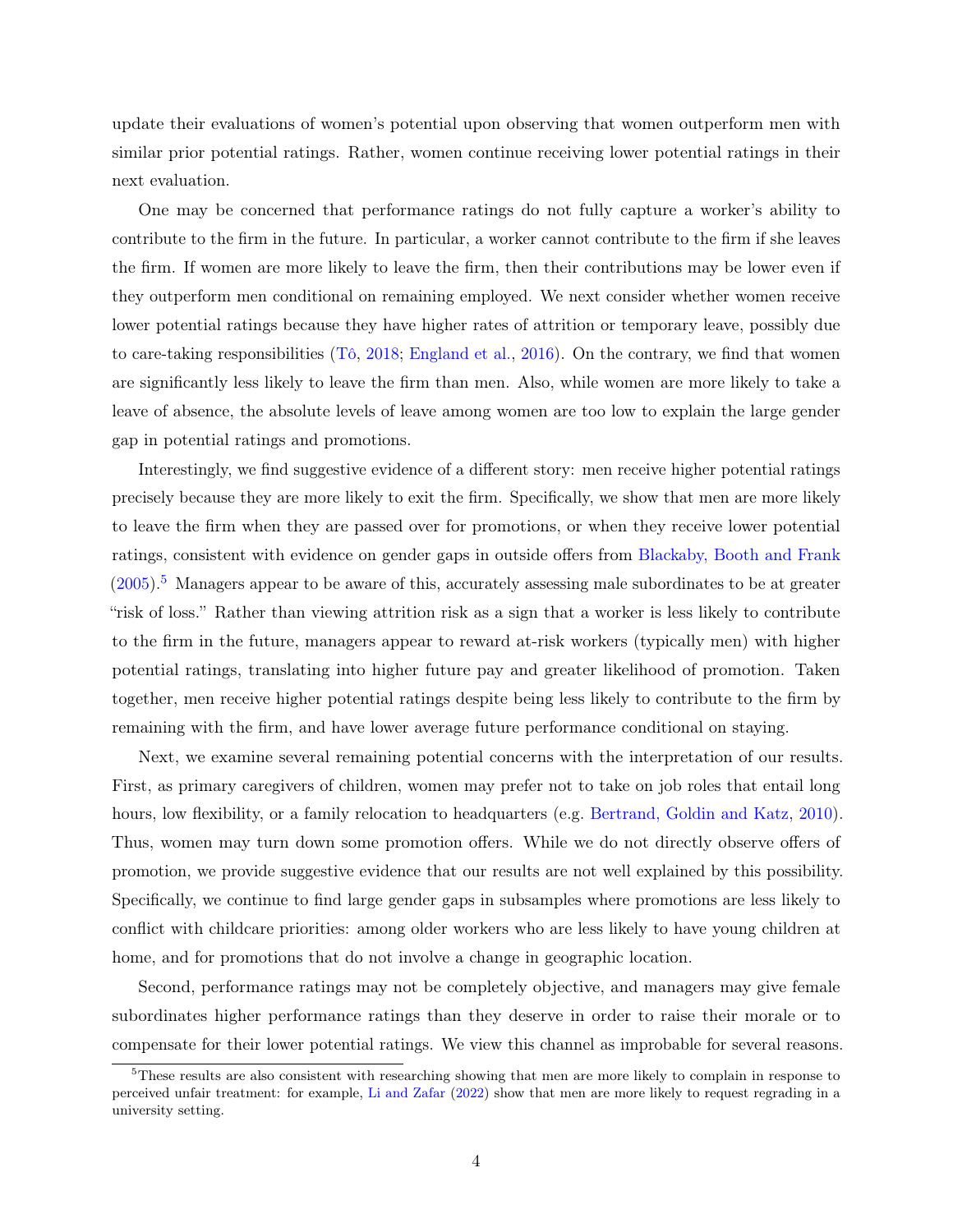update their evaluations of women's potential upon observing that women outperform men with similar prior potential ratings. Rather, women continue receiving lower potential ratings in their next evaluation.

One may be concerned that performance ratings do not fully capture a worker's ability to contribute to the firm in the future. In particular, a worker cannot contribute to the firm if she leaves the firm. If women are more likely to leave the firm, then their contributions may be lower even if they outperform men conditional on remaining employed. We next consider whether women receive lower potential ratings because they have higher rates of attrition or temporary leave, possibly due to care-taking responsibilities (Tô, 2018; England et al., 2016). On the contrary, we find that women are significantly less likely to leave the firm than men. Also, while women are more likely to take a leave of absence, the absolute levels of leave among women are too low to explain the large gender gap in potential ratings and promotions.

Interestingly, we find suggestive evidence of a different story: men receive higher potential ratings precisely because they are more likely to exit the firm. Specifically, we show that men are more likely to leave the firm when they are passed over for promotions, or when they receive lower potential ratings, consistent with evidence on gender gaps in outside offers from Blackaby, Booth and Frank (2005).[5] Managers appear to be aware of this, accurately assessing male subordinates to be at greater "risk of loss." Rather than viewing attrition risk as a sign that a worker is less likely to contribute to the firm in the future, managers appear to reward at-risk workers (typically men) with higher potential ratings, translating into higher future pay and greater likelihood of promotion. Taken together, men receive higher potential ratings despite being less likely to contribute to the firm by remaining with the firm, and have lower average future performance conditional on staying.

Next, we examine several remaining potential concerns with the interpretation of our results. First, as primary caregivers of children, women may prefer not to take on job roles that entail long hours, low flexibility, or a family relocation to headquarters (e.g. Bertrand, Goldin and Katz, 2010). Thus, women may turn down some promotion offers. While we do not directly observe offers of promotion, we provide suggestive evidence that our results are not well explained by this possibility. Specifically, we continue to find large gender gaps in subsamples where promotions are less likely to conflict with childcare priorities: among older workers who are less likely to have young children at home, and for promotions that do not involve a change in geographic location.

Second, performance ratings may not be completely objective, and managers may give female subordinates higher performance ratings than they deserve in order to raise their morale or to compensate for their lower potential ratings. We view this channel as improbable for several reasons.

[5] These results are also consistent with researching showing that men are more likely to complain in response to perceived unfair treatment: for example, Li and Zafar (2022) show that men are more likely to request regrading in a university setting.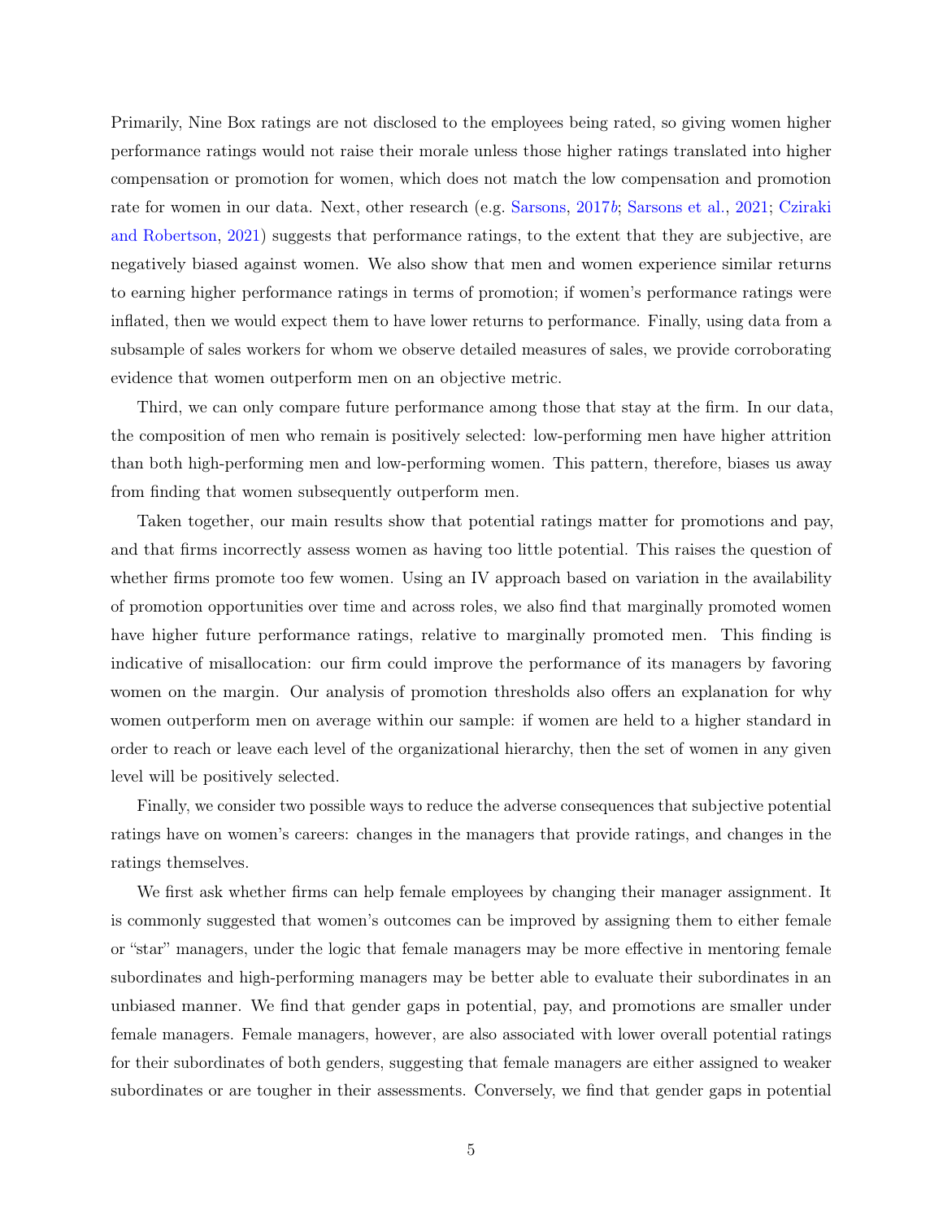Primarily, Nine Box ratings are not disclosed to the employees being rated, so giving women higher performance ratings would not raise their morale unless those higher ratings translated into higher compensation or promotion for women, which does not match the low compensation and promotion rate for women in our data. Next, other research (e.g. Sarsons, 2017b; Sarsons et al., 2021; Cziraki and Robertson, 2021) suggests that performance ratings, to the extent that they are subjective, are negatively biased against women. We also show that men and women experience similar returns to earning higher performance ratings in terms of promotion; if women's performance ratings were inflated, then we would expect them to have lower returns to performance. Finally, using data from a subsample of sales workers for whom we observe detailed measures of sales, we provide corroborating evidence that women outperform men on an objective metric.

Third, we can only compare future performance among those that stay at the firm. In our data, the composition of men who remain is positively selected: low-performing men have higher attrition than both high-performing men and low-performing women. This pattern, therefore, biases us away from finding that women subsequently outperform men.

Taken together, our main results show that potential ratings matter for promotions and pay, and that firms incorrectly assess women as having too little potential. This raises the question of whether firms promote too few women. Using an IV approach based on variation in the availability of promotion opportunities over time and across roles, we also find that marginally promoted women have higher future performance ratings, relative to marginally promoted men. This finding is indicative of misallocation: our firm could improve the performance of its managers by favoring women on the margin. Our analysis of promotion thresholds also offers an explanation for why women outperform men on average within our sample: if women are held to a higher standard in order to reach or leave each level of the organizational hierarchy, then the set of women in any given level will be positively selected.

Finally, we consider two possible ways to reduce the adverse consequences that subjective potential ratings have on women's careers: changes in the managers that provide ratings, and changes in the ratings themselves.

We first ask whether firms can help female employees by changing their manager assignment. It is commonly suggested that women's outcomes can be improved by assigning them to either female or "star" managers, under the logic that female managers may be more effective in mentoring female subordinates and high-performing managers may be better able to evaluate their subordinates in an unbiased manner. We find that gender gaps in potential, pay, and promotions are smaller under female managers. Female managers, however, are also associated with lower overall potential ratings for their subordinates of both genders, suggesting that female managers are either assigned to weaker subordinates or are tougher in their assessments. Conversely, we find that gender gaps in potential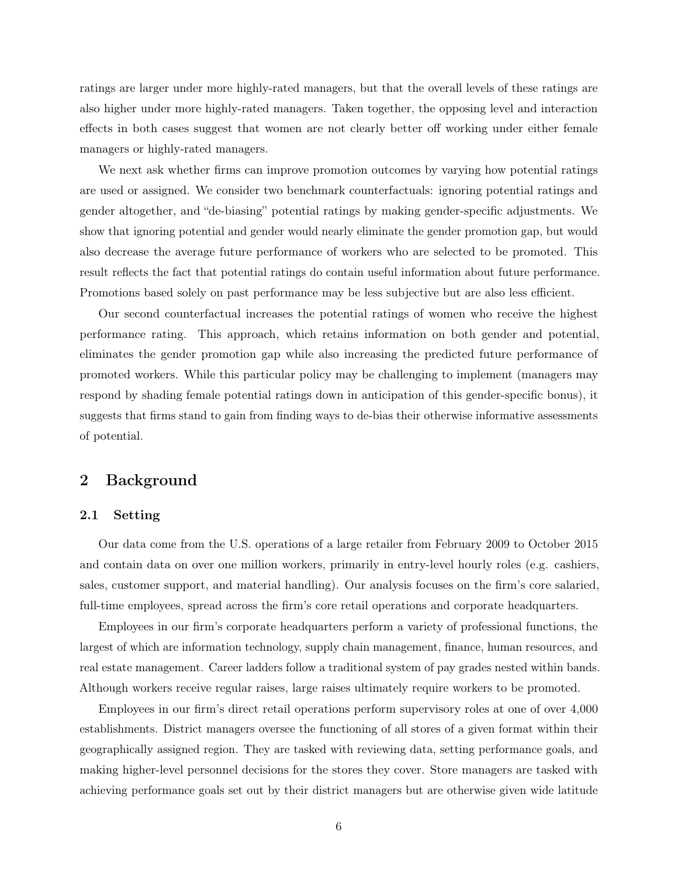ratings are larger under more highly-rated managers, but that the overall levels of these ratings are also higher under more highly-rated managers. Taken together, the opposing level and interaction effects in both cases suggest that women are not clearly better off working under either female managers or highly-rated managers.

We next ask whether firms can improve promotion outcomes by varying how potential ratings are used or assigned. We consider two benchmark counterfactuals: ignoring potential ratings and gender altogether, and "de-biasing" potential ratings by making gender-specific adjustments. We show that ignoring potential and gender would nearly eliminate the gender promotion gap, but would also decrease the average future performance of workers who are selected to be promoted. This result reflects the fact that potential ratings do contain useful information about future performance. Promotions based solely on past performance may be less subjective but are also less efficient.

Our second counterfactual increases the potential ratings of women who receive the highest performance rating. This approach, which retains information on both gender and potential, eliminates the gender promotion gap while also increasing the predicted future performance of promoted workers. While this particular policy may be challenging to implement (managers may respond by shading female potential ratings down in anticipation of this gender-specific bonus), it suggests that firms stand to gain from finding ways to de-bias their otherwise informative assessments of potential.

## 2 Background

### 2.1 Setting

Our data come from the U.S. operations of a large retailer from February 2009 to October 2015 and contain data on over one million workers, primarily in entry-level hourly roles (e.g. cashiers, sales, customer support, and material handling). Our analysis focuses on the firm's core salaried, full-time employees, spread across the firm's core retail operations and corporate headquarters.

Employees in our firm's corporate headquarters perform a variety of professional functions, the largest of which are information technology, supply chain management, finance, human resources, and real estate management. Career ladders follow a traditional system of pay grades nested within bands. Although workers receive regular raises, large raises ultimately require workers to be promoted.

Employees in our firm's direct retail operations perform supervisory roles at one of over 4,000 establishments. District managers oversee the functioning of all stores of a given format within their geographically assigned region. They are tasked with reviewing data, setting performance goals, and making higher-level personnel decisions for the stores they cover. Store managers are tasked with achieving performance goals set out by their district managers but are otherwise given wide latitude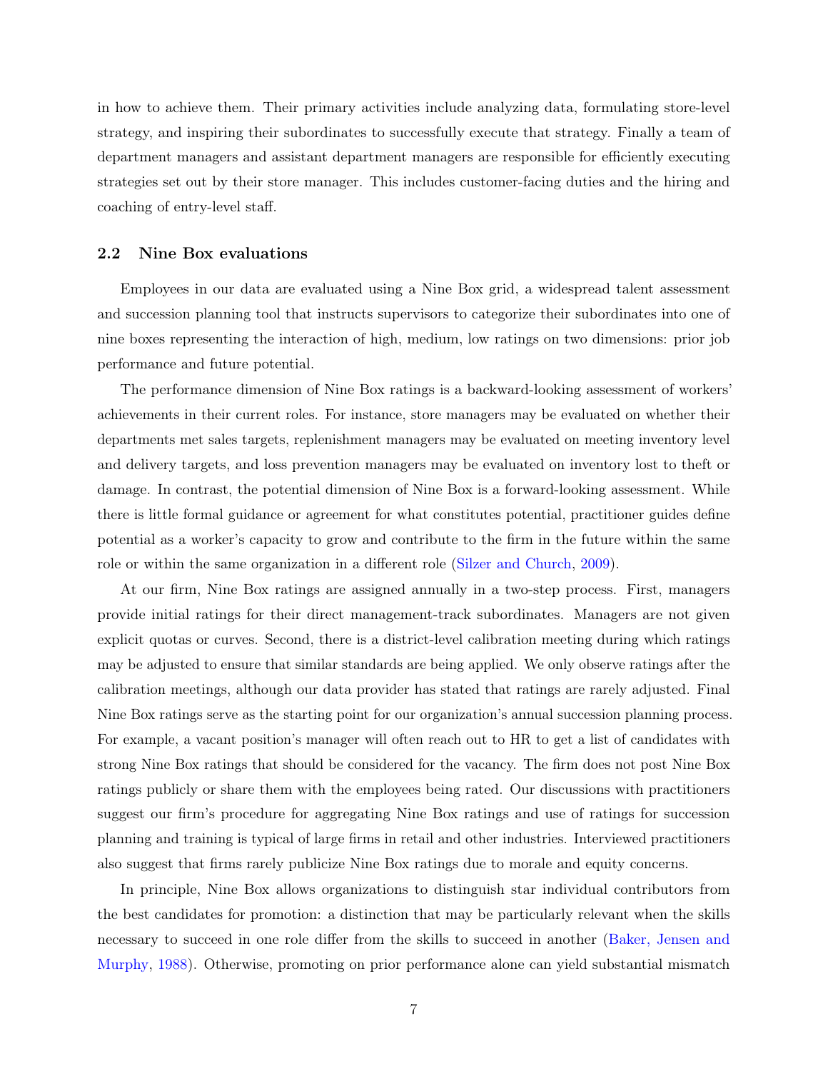in how to achieve them. Their primary activities include analyzing data, formulating store-level strategy, and inspiring their subordinates to successfully execute that strategy. Finally a team of department managers and assistant department managers are responsible for efficiently executing strategies set out by their store manager. This includes customer-facing duties and the hiring and coaching of entry-level staff.

### 2.2 Nine Box evaluations

Employees in our data are evaluated using a Nine Box grid, a widespread talent assessment and succession planning tool that instructs supervisors to categorize their subordinates into one of nine boxes representing the interaction of high, medium, low ratings on two dimensions: prior job performance and future potential.

The performance dimension of Nine Box ratings is a backward-looking assessment of workers' achievements in their current roles. For instance, store managers may be evaluated on whether their departments met sales targets, replenishment managers may be evaluated on meeting inventory level and delivery targets, and loss prevention managers may be evaluated on inventory lost to theft or damage. In contrast, the potential dimension of Nine Box is a forward-looking assessment. While there is little formal guidance or agreement for what constitutes potential, practitioner guides define potential as a worker's capacity to grow and contribute to the firm in the future within the same role or within the same organization in a different role (Silzer and Church, 2009).

At our firm, Nine Box ratings are assigned annually in a two-step process. First, managers provide initial ratings for their direct management-track subordinates. Managers are not given explicit quotas or curves. Second, there is a district-level calibration meeting during which ratings may be adjusted to ensure that similar standards are being applied. We only observe ratings after the calibration meetings, although our data provider has stated that ratings are rarely adjusted. Final Nine Box ratings serve as the starting point for our organization's annual succession planning process. For example, a vacant position's manager will often reach out to HR to get a list of candidates with strong Nine Box ratings that should be considered for the vacancy. The firm does not post Nine Box ratings publicly or share them with the employees being rated. Our discussions with practitioners suggest our firm's procedure for aggregating Nine Box ratings and use of ratings for succession planning and training is typical of large firms in retail and other industries. Interviewed practitioners also suggest that firms rarely publicize Nine Box ratings due to morale and equity concerns.

In principle, Nine Box allows organizations to distinguish star individual contributors from the best candidates for promotion: a distinction that may be particularly relevant when the skills necessary to succeed in one role differ from the skills to succeed in another (Baker, Jensen and Murphy, 1988). Otherwise, promoting on prior performance alone can yield substantial mismatch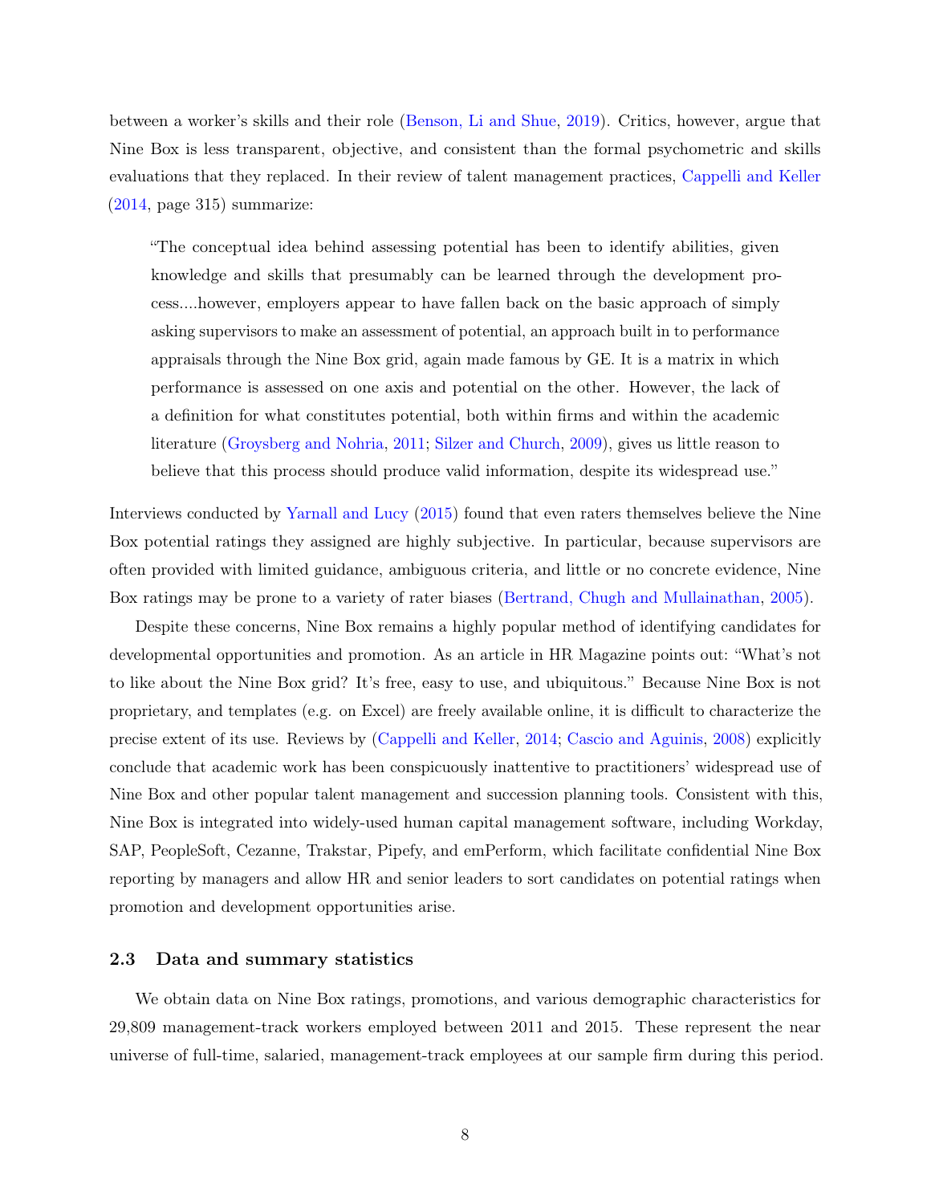between a worker's skills and their role (Benson, Li and Shue, 2019). Critics, however, argue that Nine Box is less transparent, objective, and consistent than the formal psychometric and skills evaluations that they replaced. In their review of talent management practices, Cappelli and Keller (2014, page 315) summarize:

> "The conceptual idea behind assessing potential has been to identify abilities, given knowledge and skills that presumably can be learned through the development process....however, employers appear to have fallen back on the basic approach of simply asking supervisors to make an assessment of potential, an approach built in to performance appraisals through the Nine Box grid, again made famous by GE. It is a matrix in which performance is assessed on one axis and potential on the other. However, the lack of a definition for what constitutes potential, both within firms and within the academic literature (Groysberg and Nohria, 2011; Silzer and Church, 2009), gives us little reason to believe that this process should produce valid information, despite its widespread use."

Interviews conducted by Yarnall and Lucy (2015) found that even raters themselves believe the Nine Box potential ratings they assigned are highly subjective. In particular, because supervisors are often provided with limited guidance, ambiguous criteria, and little or no concrete evidence, Nine Box ratings may be prone to a variety of rater biases (Bertrand, Chugh and Mullainathan, 2005).

Despite these concerns, Nine Box remains a highly popular method of identifying candidates for developmental opportunities and promotion. As an article in HR Magazine points out: "What's not to like about the Nine Box grid? It's free, easy to use, and ubiquitous." Because Nine Box is not proprietary, and templates (e.g. on Excel) are freely available online, it is difficult to characterize the precise extent of its use. Reviews by (Cappelli and Keller, 2014; Cascio and Aguinis, 2008) explicitly conclude that academic work has been conspicuously inattentive to practitioners' widespread use of Nine Box and other popular talent management and succession planning tools. Consistent with this, Nine Box is integrated into widely-used human capital management software, including Workday, SAP, PeopleSoft, Cezanne, Trakstar, Pipefy, and emPerform, which facilitate confidential Nine Box reporting by managers and allow HR and senior leaders to sort candidates on potential ratings when promotion and development opportunities arise.

### 2.3 Data and summary statistics

We obtain data on Nine Box ratings, promotions, and various demographic characteristics for 29,809 management-track workers employed between 2011 and 2015. These represent the near universe of full-time, salaried, management-track employees at our sample firm during this period.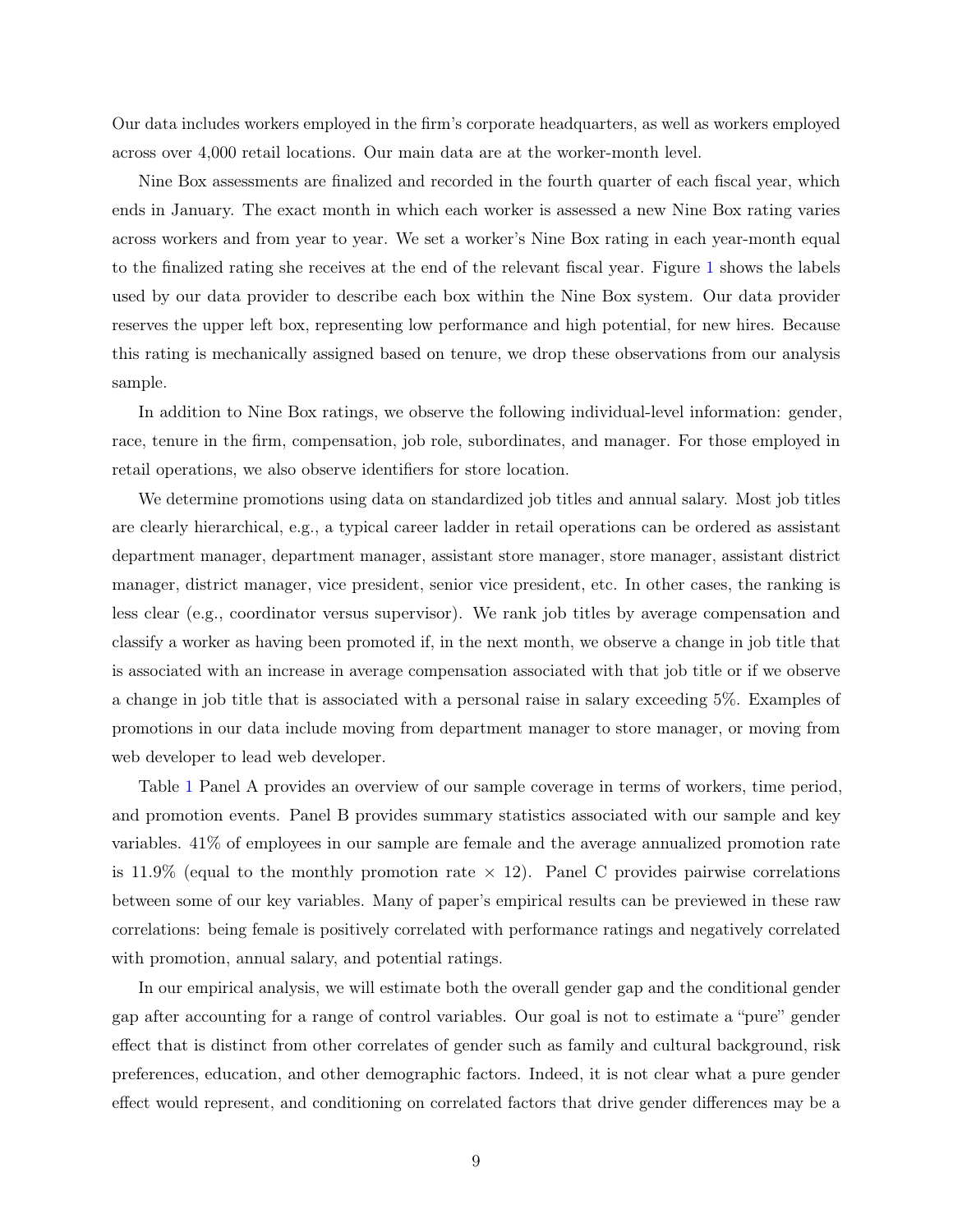Our data includes workers employed in the firm's corporate headquarters, as well as workers employed across over 4,000 retail locations. Our main data are at the worker-month level.

Nine Box assessments are finalized and recorded in the fourth quarter of each fiscal year, which ends in January. The exact month in which each worker is assessed a new Nine Box rating varies across workers and from year to year. We set a worker's Nine Box rating in each year-month equal to the finalized rating she receives at the end of the relevant fiscal year. Figure 1 shows the labels used by our data provider to describe each box within the Nine Box system. Our data provider reserves the upper left box, representing low performance and high potential, for new hires. Because this rating is mechanically assigned based on tenure, we drop these observations from our analysis sample.

In addition to Nine Box ratings, we observe the following individual-level information: gender, race, tenure in the firm, compensation, job role, subordinates, and manager. For those employed in retail operations, we also observe identifiers for store location.

We determine promotions using data on standardized job titles and annual salary. Most job titles are clearly hierarchical, e.g., a typical career ladder in retail operations can be ordered as assistant department manager, department manager, assistant store manager, store manager, assistant district manager, district manager, vice president, senior vice president, etc. In other cases, the ranking is less clear (e.g., coordinator versus supervisor). We rank job titles by average compensation and classify a worker as having been promoted if, in the next month, we observe a change in job title that is associated with an increase in average compensation associated with that job title or if we observe a change in job title that is associated with a personal raise in salary exceeding 5%. Examples of promotions in our data include moving from department manager to store manager, or moving from web developer to lead web developer.

Table 1 Panel A provides an overview of our sample coverage in terms of workers, time period, and promotion events. Panel B provides summary statistics associated with our sample and key variables. 41% of employees in our sample are female and the average annualized promotion rate is 11.9% (equal to the monthly promotion rate × 12). Panel C provides pairwise correlations between some of our key variables. Many of paper's empirical results can be previewed in these raw correlations: being female is positively correlated with performance ratings and negatively correlated with promotion, annual salary, and potential ratings.

In our empirical analysis, we will estimate both the overall gender gap and the conditional gender gap after accounting for a range of control variables. Our goal is not to estimate a "pure" gender effect that is distinct from other correlates of gender such as family and cultural background, risk preferences, education, and other demographic factors. Indeed, it is not clear what a pure gender effect would represent, and conditioning on correlated factors that drive gender differences may be a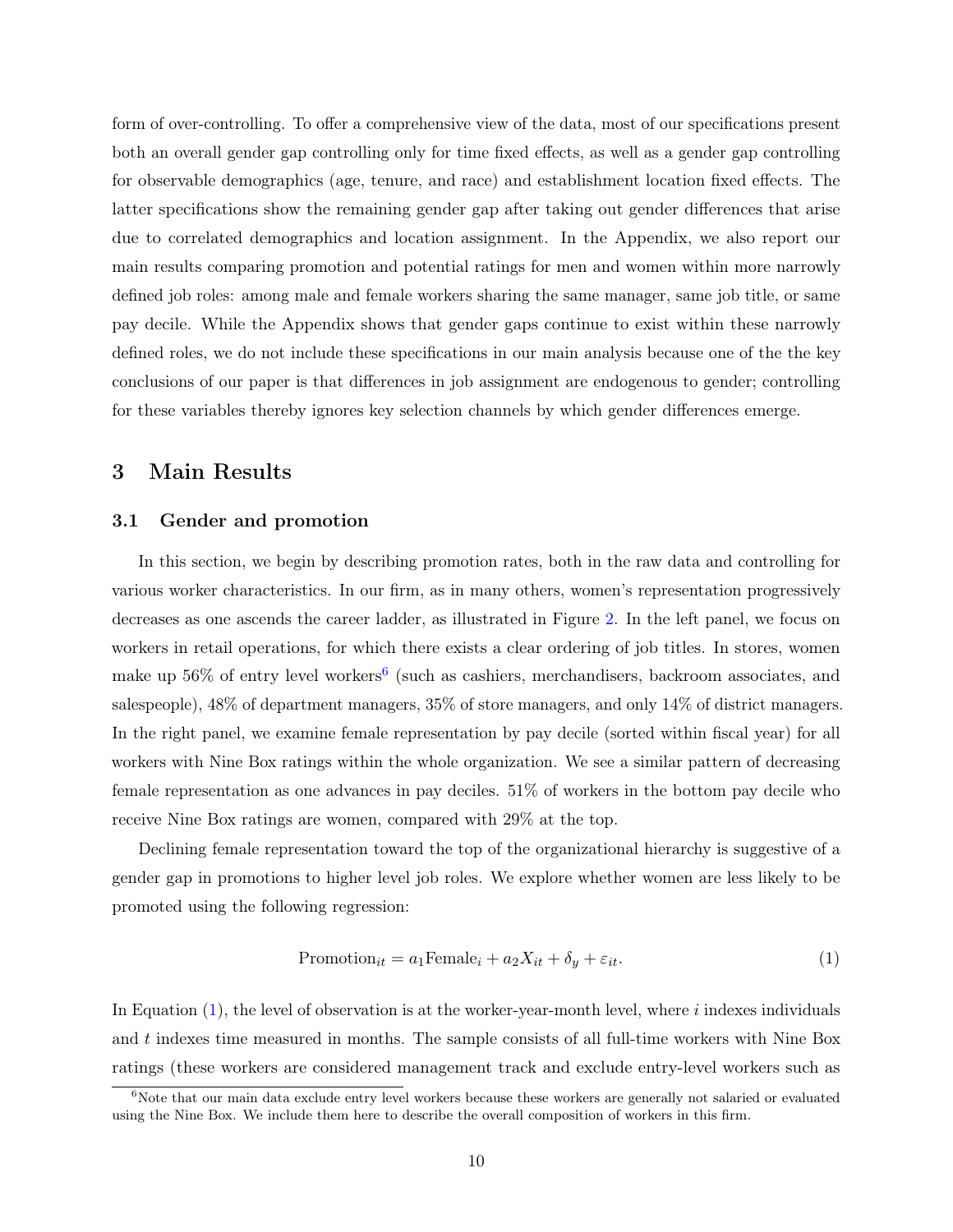form of over-controlling. To offer a comprehensive view of the data, most of our specifications present both an overall gender gap controlling only for time fixed effects, as well as a gender gap controlling for observable demographics (age, tenure, and race) and establishment location fixed effects. The latter specifications show the remaining gender gap after taking out gender differences that arise due to correlated demographics and location assignment. In the Appendix, we also report our main results comparing promotion and potential ratings for men and women within more narrowly defined job roles: among male and female workers sharing the same manager, same job title, or same pay decile. While the Appendix shows that gender gaps continue to exist within these narrowly defined roles, we do not include these specifications in our main analysis because one of the the key conclusions of our paper is that differences in job assignment are endogenous to gender; controlling for these variables thereby ignores key selection channels by which gender differences emerge.

## 3 Main Results

### 3.1 Gender and promotion

In this section, we begin by describing promotion rates, both in the raw data and controlling for various worker characteristics. In our firm, as in many others, women's representation progressively decreases as one ascends the career ladder, as illustrated in Figure 2. In the left panel, we focus on workers in retail operations, for which there exists a clear ordering of job titles. In stores, women make up 56% of entry level workers[6] (such as cashiers, merchandisers, backroom associates, and salespeople), 48% of department managers, 35% of store managers, and only 14% of district managers. In the right panel, we examine female representation by pay decile (sorted within fiscal year) for all workers with Nine Box ratings within the whole organization. We see a similar pattern of decreasing female representation as one advances in pay deciles. 51% of workers in the bottom pay decile who receive Nine Box ratings are women, compared with 29% at the top.

Declining female representation toward the top of the organizational hierarchy is suggestive of a gender gap in promotions to higher level job roles. We explore whether women are less likely to be promoted using the following regression:

$$\text{Promotion}_{it} = a_1\text{Female}_i + a_2X_{it} + \delta_y + \varepsilon_{it}. \tag{1}$$

In Equation (1), the level of observation is at the worker-year-month level, where $i$ indexes individuals and $t$ indexes time measured in months. The sample consists of all full-time workers with Nine Box ratings (these workers are considered management track and exclude entry-level workers such as

[6] Note that our main data exclude entry level workers because these workers are generally not salaried or evaluated using the Nine Box. We include them here to describe the overall composition of workers in this firm.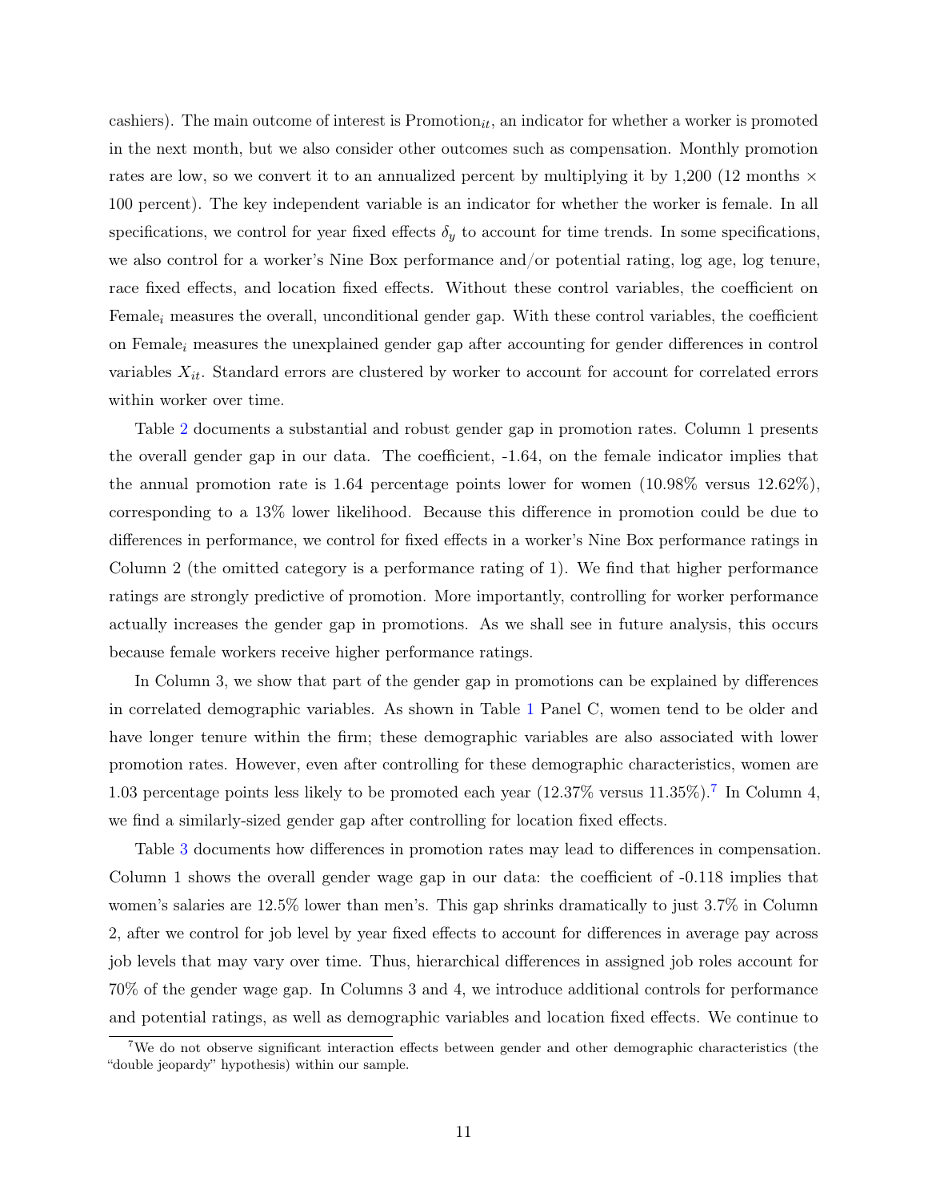cashiers). The main outcome of interest is $\text{Promotion}_{it}$, an indicator for whether a worker is promoted in the next month, but we also consider other outcomes such as compensation. Monthly promotion rates are low, so we convert it to an annualized percent by multiplying it by 1,200 (12 months × 100 percent). The key independent variable is an indicator for whether the worker is female. In all specifications, we control for year fixed effects $\delta_y$ to account for time trends. In some specifications, we also control for a worker's Nine Box performance and/or potential rating, log age, log tenure, race fixed effects, and location fixed effects. Without these control variables, the coefficient on $\text{Female}_i$ measures the overall, unconditional gender gap. With these control variables, the coefficient on $\text{Female}_i$ measures the unexplained gender gap after accounting for gender differences in control variables $X_{it}$. Standard errors are clustered by worker to account for account for correlated errors within worker over time.

Table 2 documents a substantial and robust gender gap in promotion rates. Column 1 presents the overall gender gap in our data. The coefficient, -1.64, on the female indicator implies that the annual promotion rate is 1.64 percentage points lower for women (10.98% versus 12.62%), corresponding to a 13% lower likelihood. Because this difference in promotion could be due to differences in performance, we control for fixed effects in a worker's Nine Box performance ratings in Column 2 (the omitted category is a performance rating of 1). We find that higher performance ratings are strongly predictive of promotion. More importantly, controlling for worker performance actually increases the gender gap in promotions. As we shall see in future analysis, this occurs because female workers receive higher performance ratings.

In Column 3, we show that part of the gender gap in promotions can be explained by differences in correlated demographic variables. As shown in Table 1 Panel C, women tend to be older and have longer tenure within the firm; these demographic variables are also associated with lower promotion rates. However, even after controlling for these demographic characteristics, women are 1.03 percentage points less likely to be promoted each year (12.37% versus 11.35%).[7] In Column 4, we find a similarly-sized gender gap after controlling for location fixed effects.

Table 3 documents how differences in promotion rates may lead to differences in compensation. Column 1 shows the overall gender wage gap in our data: the coefficient of -0.118 implies that women's salaries are 12.5% lower than men's. This gap shrinks dramatically to just 3.7% in Column 2, after we control for job level by year fixed effects to account for differences in average pay across job levels that may vary over time. Thus, hierarchical differences in assigned job roles account for 70% of the gender wage gap. In Columns 3 and 4, we introduce additional controls for performance and potential ratings, as well as demographic variables and location fixed effects. We continue to

[7] We do not observe significant interaction effects between gender and other demographic characteristics (the "double jeopardy" hypothesis) within our sample.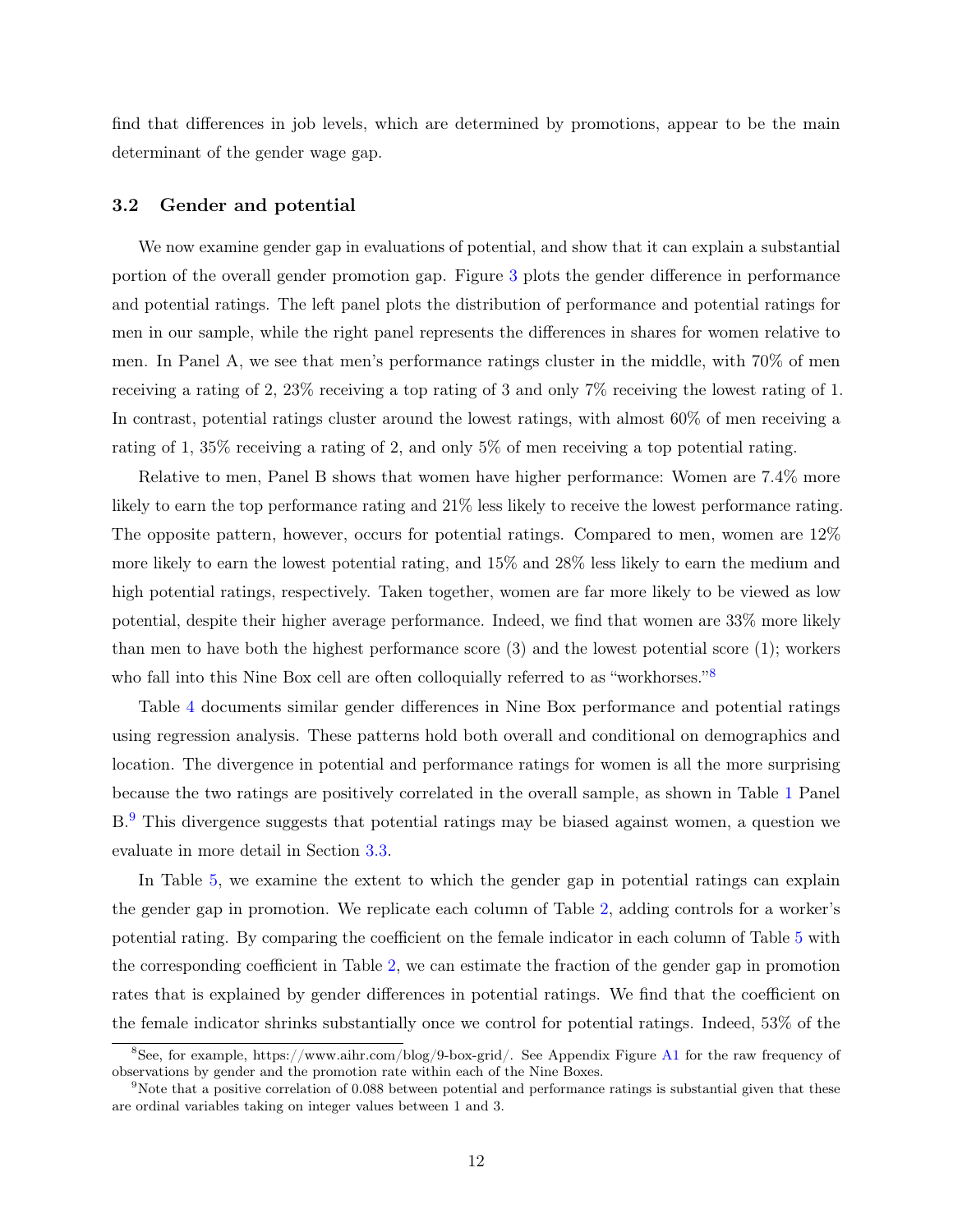find that differences in job levels, which are determined by promotions, appear to be the main determinant of the gender wage gap.

### 3.2 Gender and potential

We now examine gender gap in evaluations of potential, and show that it can explain a substantial portion of the overall gender promotion gap. Figure 3 plots the gender difference in performance and potential ratings. The left panel plots the distribution of performance and potential ratings for men in our sample, while the right panel represents the differences in shares for women relative to men. In Panel A, we see that men's performance ratings cluster in the middle, with 70% of men receiving a rating of 2, 23% receiving a top rating of 3 and only 7% receiving the lowest rating of 1. In contrast, potential ratings cluster around the lowest ratings, with almost 60% of men receiving a rating of 1, 35% receiving a rating of 2, and only 5% of men receiving a top potential rating.

Relative to men, Panel B shows that women have higher performance: Women are 7.4% more likely to earn the top performance rating and 21% less likely to receive the lowest performance rating. The opposite pattern, however, occurs for potential ratings. Compared to men, women are 12% more likely to earn the lowest potential rating, and 15% and 28% less likely to earn the medium and high potential ratings, respectively. Taken together, women are far more likely to be viewed as low potential, despite their higher average performance. Indeed, we find that women are 33% more likely than men to have both the highest performance score (3) and the lowest potential score (1); workers who fall into this Nine Box cell are often colloquially referred to as "workhorses."[8]

Table 4 documents similar gender differences in Nine Box performance and potential ratings using regression analysis. These patterns hold both overall and conditional on demographics and location. The divergence in potential and performance ratings for women is all the more surprising because the two ratings are positively correlated in the overall sample, as shown in Table 1 Panel B.[9] This divergence suggests that potential ratings may be biased against women, a question we evaluate in more detail in Section 3.3.

In Table 5, we examine the extent to which the gender gap in potential ratings can explain the gender gap in promotion. We replicate each column of Table 2, adding controls for a worker's potential rating. By comparing the coefficient on the female indicator in each column of Table 5 with the corresponding coefficient in Table 2, we can estimate the fraction of the gender gap in promotion rates that is explained by gender differences in potential ratings. We find that the coefficient on the female indicator shrinks substantially once we control for potential ratings. Indeed, 53% of the

[8]See, for example, https://www.aihr.com/blog/9-box-grid/. See Appendix Figure A1 for the raw frequency of observations by gender and the promotion rate within each of the Nine Boxes.

[9]Note that a positive correlation of 0.088 between potential and performance ratings is substantial given that these are ordinal variables taking on integer values between 1 and 3.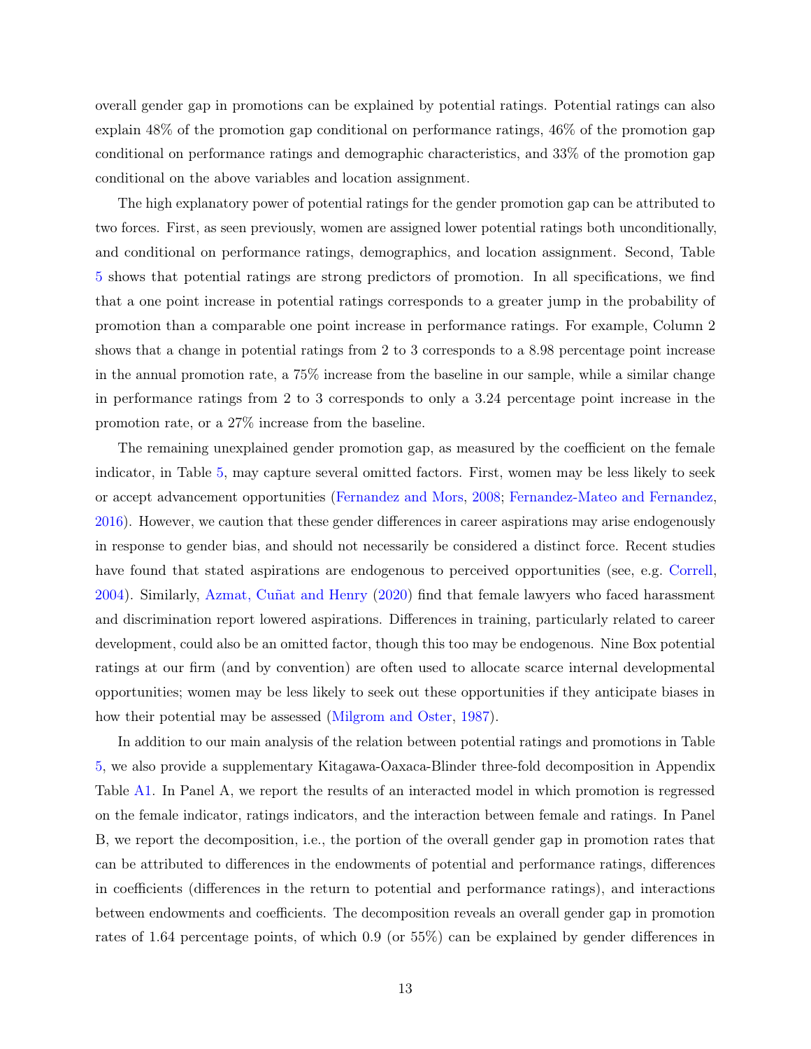overall gender gap in promotions can be explained by potential ratings. Potential ratings can also explain 48% of the promotion gap conditional on performance ratings, 46% of the promotion gap conditional on performance ratings and demographic characteristics, and 33% of the promotion gap conditional on the above variables and location assignment.

The high explanatory power of potential ratings for the gender promotion gap can be attributed to two forces. First, as seen previously, women are assigned lower potential ratings both unconditionally, and conditional on performance ratings, demographics, and location assignment. Second, Table 5 shows that potential ratings are strong predictors of promotion. In all specifications, we find that a one point increase in potential ratings corresponds to a greater jump in the probability of promotion than a comparable one point increase in performance ratings. For example, Column 2 shows that a change in potential ratings from 2 to 3 corresponds to a 8.98 percentage point increase in the annual promotion rate, a 75% increase from the baseline in our sample, while a similar change in performance ratings from 2 to 3 corresponds to only a 3.24 percentage point increase in the promotion rate, or a 27% increase from the baseline.

The remaining unexplained gender promotion gap, as measured by the coefficient on the female indicator, in Table 5, may capture several omitted factors. First, women may be less likely to seek or accept advancement opportunities (Fernandez and Mors, 2008; Fernandez-Mateo and Fernandez, 2016). However, we caution that these gender differences in career aspirations may arise endogenously in response to gender bias, and should not necessarily be considered a distinct force. Recent studies have found that stated aspirations are endogenous to perceived opportunities (see, e.g. Correll, 2004). Similarly, Azmat, Cuñat and Henry (2020) find that female lawyers who faced harassment and discrimination report lowered aspirations. Differences in training, particularly related to career development, could also be an omitted factor, though this too may be endogenous. Nine Box potential ratings at our firm (and by convention) are often used to allocate scarce internal developmental opportunities; women may be less likely to seek out these opportunities if they anticipate biases in how their potential may be assessed (Milgrom and Oster, 1987).

In addition to our main analysis of the relation between potential ratings and promotions in Table 5, we also provide a supplementary Kitagawa-Oaxaca-Blinder three-fold decomposition in Appendix Table A1. In Panel A, we report the results of an interacted model in which promotion is regressed on the female indicator, ratings indicators, and the interaction between female and ratings. In Panel B, we report the decomposition, i.e., the portion of the overall gender gap in promotion rates that can be attributed to differences in the endowments of potential and performance ratings, differences in coefficients (differences in the return to potential and performance ratings), and interactions between endowments and coefficients. The decomposition reveals an overall gender gap in promotion rates of 1.64 percentage points, of which 0.9 (or 55%) can be explained by gender differences in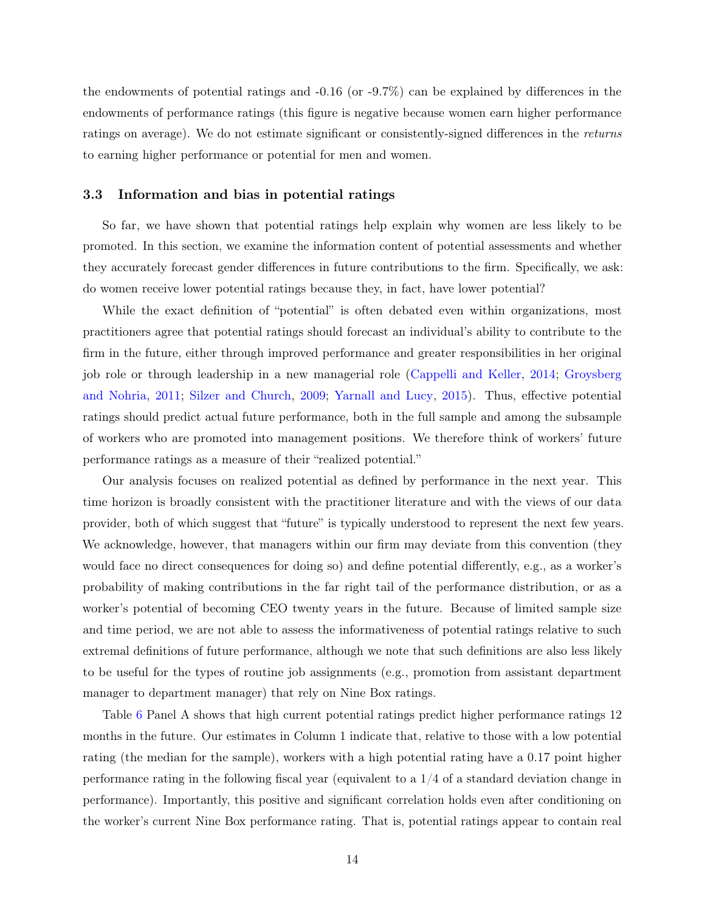the endowments of potential ratings and -0.16 (or -9.7%) can be explained by differences in the endowments of performance ratings (this figure is negative because women earn higher performance ratings on average). We do not estimate significant or consistently-signed differences in the *returns* to earning higher performance or potential for men and women.

### 3.3 Information and bias in potential ratings

So far, we have shown that potential ratings help explain why women are less likely to be promoted. In this section, we examine the information content of potential assessments and whether they accurately forecast gender differences in future contributions to the firm. Specifically, we ask: do women receive lower potential ratings because they, in fact, have lower potential?

While the exact definition of "potential" is often debated even within organizations, most practitioners agree that potential ratings should forecast an individual's ability to contribute to the firm in the future, either through improved performance and greater responsibilities in her original job role or through leadership in a new managerial role (Cappelli and Keller, 2014; Groysberg and Nohria, 2011; Silzer and Church, 2009; Yarnall and Lucy, 2015). Thus, effective potential ratings should predict actual future performance, both in the full sample and among the subsample of workers who are promoted into management positions. We therefore think of workers' future performance ratings as a measure of their "realized potential."

Our analysis focuses on realized potential as defined by performance in the next year. This time horizon is broadly consistent with the practitioner literature and with the views of our data provider, both of which suggest that "future" is typically understood to represent the next few years. We acknowledge, however, that managers within our firm may deviate from this convention (they would face no direct consequences for doing so) and define potential differently, e.g., as a worker's probability of making contributions in the far right tail of the performance distribution, or as a worker's potential of becoming CEO twenty years in the future. Because of limited sample size and time period, we are not able to assess the informativeness of potential ratings relative to such extremal definitions of future performance, although we note that such definitions are also less likely to be useful for the types of routine job assignments (e.g., promotion from assistant department manager to department manager) that rely on Nine Box ratings.

Table 6 Panel A shows that high current potential ratings predict higher performance ratings 12 months in the future. Our estimates in Column 1 indicate that, relative to those with a low potential rating (the median for the sample), workers with a high potential rating have a 0.17 point higher performance rating in the following fiscal year (equivalent to a 1/4 of a standard deviation change in performance). Importantly, this positive and significant correlation holds even after conditioning on the worker's current Nine Box performance rating. That is, potential ratings appear to contain real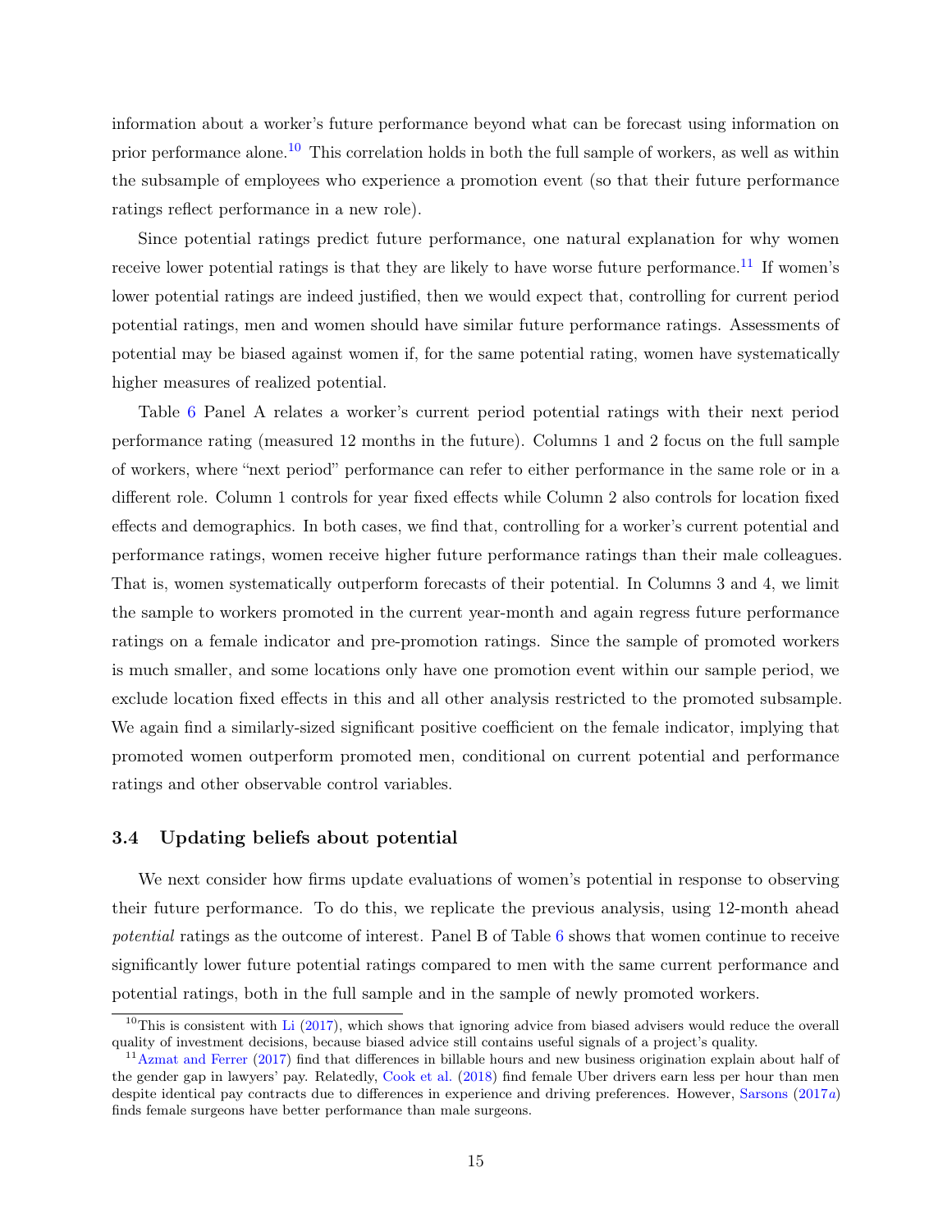information about a worker's future performance beyond what can be forecast using information on prior performance alone.[10] This correlation holds in both the full sample of workers, as well as within the subsample of employees who experience a promotion event (so that their future performance ratings reflect performance in a new role).

Since potential ratings predict future performance, one natural explanation for why women receive lower potential ratings is that they are likely to have worse future performance.[11] If women's lower potential ratings are indeed justified, then we would expect that, controlling for current period potential ratings, men and women should have similar future performance ratings. Assessments of potential may be biased against women if, for the same potential rating, women have systematically higher measures of realized potential.

Table 6 Panel A relates a worker's current period potential ratings with their next period performance rating (measured 12 months in the future). Columns 1 and 2 focus on the full sample of workers, where "next period" performance can refer to either performance in the same role or in a different role. Column 1 controls for year fixed effects while Column 2 also controls for location fixed effects and demographics. In both cases, we find that, controlling for a worker's current potential and performance ratings, women receive higher future performance ratings than their male colleagues. That is, women systematically outperform forecasts of their potential. In Columns 3 and 4, we limit the sample to workers promoted in the current year-month and again regress future performance ratings on a female indicator and pre-promotion ratings. Since the sample of promoted workers is much smaller, and some locations only have one promotion event within our sample period, we exclude location fixed effects in this and all other analysis restricted to the promoted subsample. We again find a similarly-sized significant positive coefficient on the female indicator, implying that promoted women outperform promoted men, conditional on current potential and performance ratings and other observable control variables.

### 3.4 Updating beliefs about potential

We next consider how firms update evaluations of women's potential in response to observing their future performance. To do this, we replicate the previous analysis, using 12-month ahead *potential* ratings as the outcome of interest. Panel B of Table 6 shows that women continue to receive significantly lower future potential ratings compared to men with the same current performance and potential ratings, both in the full sample and in the sample of newly promoted workers.

[10] This is consistent with Li (2017), which shows that ignoring advice from biased advisers would reduce the overall quality of investment decisions, because biased advice still contains useful signals of a project's quality.

[11] Azmat and Ferrer (2017) find that differences in billable hours and new business origination explain about half of the gender gap in lawyers' pay. Relatedly, Cook et al. (2018) find female Uber drivers earn less per hour than men despite identical pay contracts due to differences in experience and driving preferences. However, Sarsons (2017*a*) finds female surgeons have better performance than male surgeons.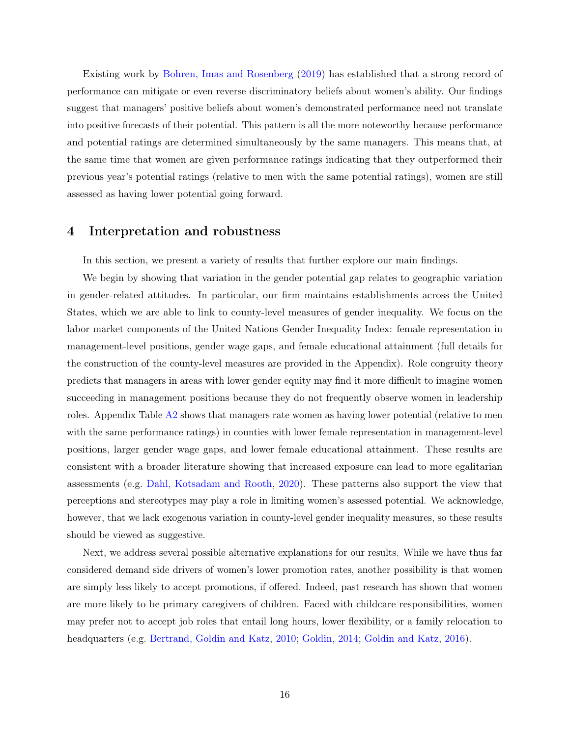Existing work by Bohren, Imas and Rosenberg (2019) has established that a strong record of performance can mitigate or even reverse discriminatory beliefs about women's ability. Our findings suggest that managers' positive beliefs about women's demonstrated performance need not translate into positive forecasts of their potential. This pattern is all the more noteworthy because performance and potential ratings are determined simultaneously by the same managers. This means that, at the same time that women are given performance ratings indicating that they outperformed their previous year's potential ratings (relative to men with the same potential ratings), women are still assessed as having lower potential going forward.

## 4 Interpretation and robustness

In this section, we present a variety of results that further explore our main findings.

We begin by showing that variation in the gender potential gap relates to geographic variation in gender-related attitudes. In particular, our firm maintains establishments across the United States, which we are able to link to county-level measures of gender inequality. We focus on the labor market components of the United Nations Gender Inequality Index: female representation in management-level positions, gender wage gaps, and female educational attainment (full details for the construction of the county-level measures are provided in the Appendix). Role congruity theory predicts that managers in areas with lower gender equity may find it more difficult to imagine women succeeding in management positions because they do not frequently observe women in leadership roles. Appendix Table A2 shows that managers rate women as having lower potential (relative to men with the same performance ratings) in counties with lower female representation in management-level positions, larger gender wage gaps, and lower female educational attainment. These results are consistent with a broader literature showing that increased exposure can lead to more egalitarian assessments (e.g. Dahl, Kotsadam and Rooth, 2020). These patterns also support the view that perceptions and stereotypes may play a role in limiting women's assessed potential. We acknowledge, however, that we lack exogenous variation in county-level gender inequality measures, so these results should be viewed as suggestive.

Next, we address several possible alternative explanations for our results. While we have thus far considered demand side drivers of women's lower promotion rates, another possibility is that women are simply less likely to accept promotions, if offered. Indeed, past research has shown that women are more likely to be primary caregivers of children. Faced with childcare responsibilities, women may prefer not to accept job roles that entail long hours, lower flexibility, or a family relocation to headquarters (e.g. Bertrand, Goldin and Katz, 2010; Goldin, 2014; Goldin and Katz, 2016).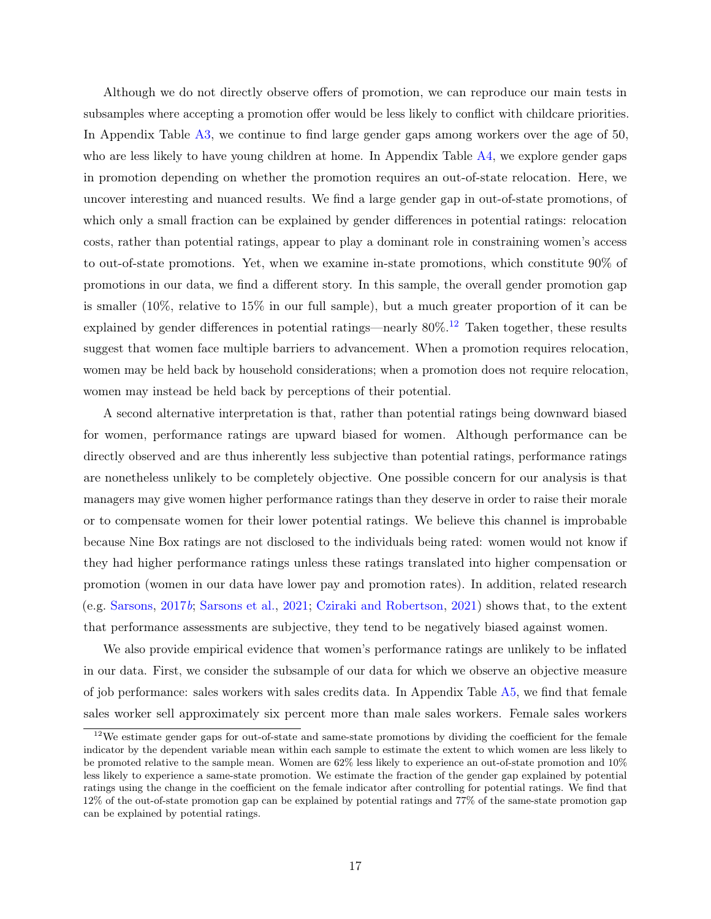Although we do not directly observe offers of promotion, we can reproduce our main tests in subsamples where accepting a promotion offer would be less likely to conflict with childcare priorities. In Appendix Table A3, we continue to find large gender gaps among workers over the age of 50, who are less likely to have young children at home. In Appendix Table A4, we explore gender gaps in promotion depending on whether the promotion requires an out-of-state relocation. Here, we uncover interesting and nuanced results. We find a large gender gap in out-of-state promotions, of which only a small fraction can be explained by gender differences in potential ratings: relocation costs, rather than potential ratings, appear to play a dominant role in constraining women's access to out-of-state promotions. Yet, when we examine in-state promotions, which constitute 90% of promotions in our data, we find a different story. In this sample, the overall gender promotion gap is smaller (10%, relative to 15% in our full sample), but a much greater proportion of it can be explained by gender differences in potential ratings—nearly 80%.[12] Taken together, these results suggest that women face multiple barriers to advancement. When a promotion requires relocation, women may be held back by household considerations; when a promotion does not require relocation, women may instead be held back by perceptions of their potential.

A second alternative interpretation is that, rather than potential ratings being downward biased for women, performance ratings are upward biased for women. Although performance can be directly observed and are thus inherently less subjective than potential ratings, performance ratings are nonetheless unlikely to be completely objective. One possible concern for our analysis is that managers may give women higher performance ratings than they deserve in order to raise their morale or to compensate women for their lower potential ratings. We believe this channel is improbable because Nine Box ratings are not disclosed to the individuals being rated: women would not know if they had higher performance ratings unless these ratings translated into higher compensation or promotion (women in our data have lower pay and promotion rates). In addition, related research (e.g. Sarsons, 2017*b*; Sarsons et al., 2021; Cziraki and Robertson, 2021) shows that, to the extent that performance assessments are subjective, they tend to be negatively biased against women.

We also provide empirical evidence that women's performance ratings are unlikely to be inflated in our data. First, we consider the subsample of our data for which we observe an objective measure of job performance: sales workers with sales credits data. In Appendix Table A5, we find that female sales worker sell approximately six percent more than male sales workers. Female sales workers

[12] We estimate gender gaps for out-of-state and same-state promotions by dividing the coefficient for the female indicator by the dependent variable mean within each sample to estimate the extent to which women are less likely to be promoted relative to the sample mean. Women are 62% less likely to experience an out-of-state promotion and 10% less likely to experience a same-state promotion. We estimate the fraction of the gender gap explained by potential ratings using the change in the coefficient on the female indicator after controlling for potential ratings. We find that 12% of the out-of-state promotion gap can be explained by potential ratings and 77% of the same-state promotion gap can be explained by potential ratings.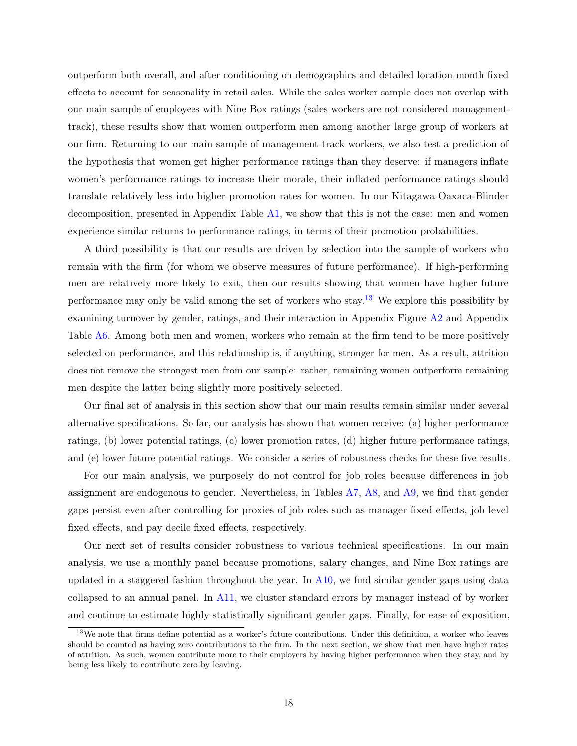outperform both overall, and after conditioning on demographics and detailed location-month fixed effects to account for seasonality in retail sales. While the sales worker sample does not overlap with our main sample of employees with Nine Box ratings (sales workers are not considered management-track), these results show that women outperform men among another large group of workers at our firm. Returning to our main sample of management-track workers, we also test a prediction of the hypothesis that women get higher performance ratings than they deserve: if managers inflate women's performance ratings to increase their morale, their inflated performance ratings should translate relatively less into higher promotion rates for women. In our Kitagawa-Oaxaca-Blinder decomposition, presented in Appendix Table A1, we show that this is not the case: men and women experience similar returns to performance ratings, in terms of their promotion probabilities.

A third possibility is that our results are driven by selection into the sample of workers who remain with the firm (for whom we observe measures of future performance). If high-performing men are relatively more likely to exit, then our results showing that women have higher future performance may only be valid among the set of workers who stay.[13] We explore this possibility by examining turnover by gender, ratings, and their interaction in Appendix Figure A2 and Appendix Table A6. Among both men and women, workers who remain at the firm tend to be more positively selected on performance, and this relationship is, if anything, stronger for men. As a result, attrition does not remove the strongest men from our sample: rather, remaining women outperform remaining men despite the latter being slightly more positively selected.

Our final set of analysis in this section show that our main results remain similar under several alternative specifications. So far, our analysis has shown that women receive: (a) higher performance ratings, (b) lower potential ratings, (c) lower promotion rates, (d) higher future performance ratings, and (e) lower future potential ratings. We consider a series of robustness checks for these five results.

For our main analysis, we purposely do not control for job roles because differences in job assignment are endogenous to gender. Nevertheless, in Tables A7, A8, and A9, we find that gender gaps persist even after controlling for proxies of job roles such as manager fixed effects, job level fixed effects, and pay decile fixed effects, respectively.

Our next set of results consider robustness to various technical specifications. In our main analysis, we use a monthly panel because promotions, salary changes, and Nine Box ratings are updated in a staggered fashion throughout the year. In A10, we find similar gender gaps using data collapsed to an annual panel. In A11, we cluster standard errors by manager instead of by worker and continue to estimate highly statistically significant gender gaps. Finally, for ease of exposition,

[13] We note that firms define potential as a worker's future contributions. Under this definition, a worker who leaves should be counted as having zero contributions to the firm. In the next section, we show that men have higher rates of attrition. As such, women contribute more to their employers by having higher performance when they stay, and by being less likely to contribute zero by leaving.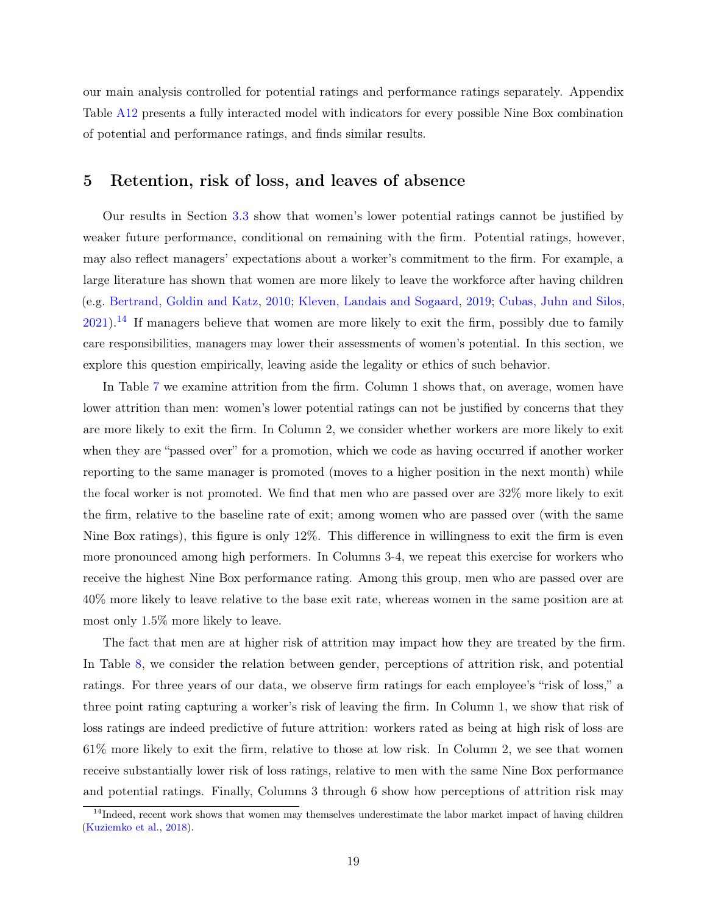our main analysis controlled for potential ratings and performance ratings separately. Appendix Table A12 presents a fully interacted model with indicators for every possible Nine Box combination of potential and performance ratings, and finds similar results.

## 5 Retention, risk of loss, and leaves of absence

Our results in Section 3.3 show that women's lower potential ratings cannot be justified by weaker future performance, conditional on remaining with the firm. Potential ratings, however, may also reflect managers' expectations about a worker's commitment to the firm. For example, a large literature has shown that women are more likely to leave the workforce after having children (e.g. Bertrand, Goldin and Katz, 2010; Kleven, Landais and Sogaard, 2019; Cubas, Juhn and Silos, 2021).[14] If managers believe that women are more likely to exit the firm, possibly due to family care responsibilities, managers may lower their assessments of women's potential. In this section, we explore this question empirically, leaving aside the legality or ethics of such behavior.

In Table 7 we examine attrition from the firm. Column 1 shows that, on average, women have lower attrition than men: women's lower potential ratings can not be justified by concerns that they are more likely to exit the firm. In Column 2, we consider whether workers are more likely to exit when they are "passed over" for a promotion, which we code as having occurred if another worker reporting to the same manager is promoted (moves to a higher position in the next month) while the focal worker is not promoted. We find that men who are passed over are 32% more likely to exit the firm, relative to the baseline rate of exit; among women who are passed over (with the same Nine Box ratings), this figure is only 12%. This difference in willingness to exit the firm is even more pronounced among high performers. In Columns 3-4, we repeat this exercise for workers who receive the highest Nine Box performance rating. Among this group, men who are passed over are 40% more likely to leave relative to the base exit rate, whereas women in the same position are at most only 1.5% more likely to leave.

The fact that men are at higher risk of attrition may impact how they are treated by the firm. In Table 8, we consider the relation between gender, perceptions of attrition risk, and potential ratings. For three years of our data, we observe firm ratings for each employee's "risk of loss," a three point rating capturing a worker's risk of leaving the firm. In Column 1, we show that risk of loss ratings are indeed predictive of future attrition: workers rated as being at high risk of loss are 61% more likely to exit the firm, relative to those at low risk. In Column 2, we see that women receive substantially lower risk of loss ratings, relative to men with the same Nine Box performance and potential ratings. Finally, Columns 3 through 6 show how perceptions of attrition risk may

[14] Indeed, recent work shows that women may themselves underestimate the labor market impact of having children (Kuziemko et al., 2018).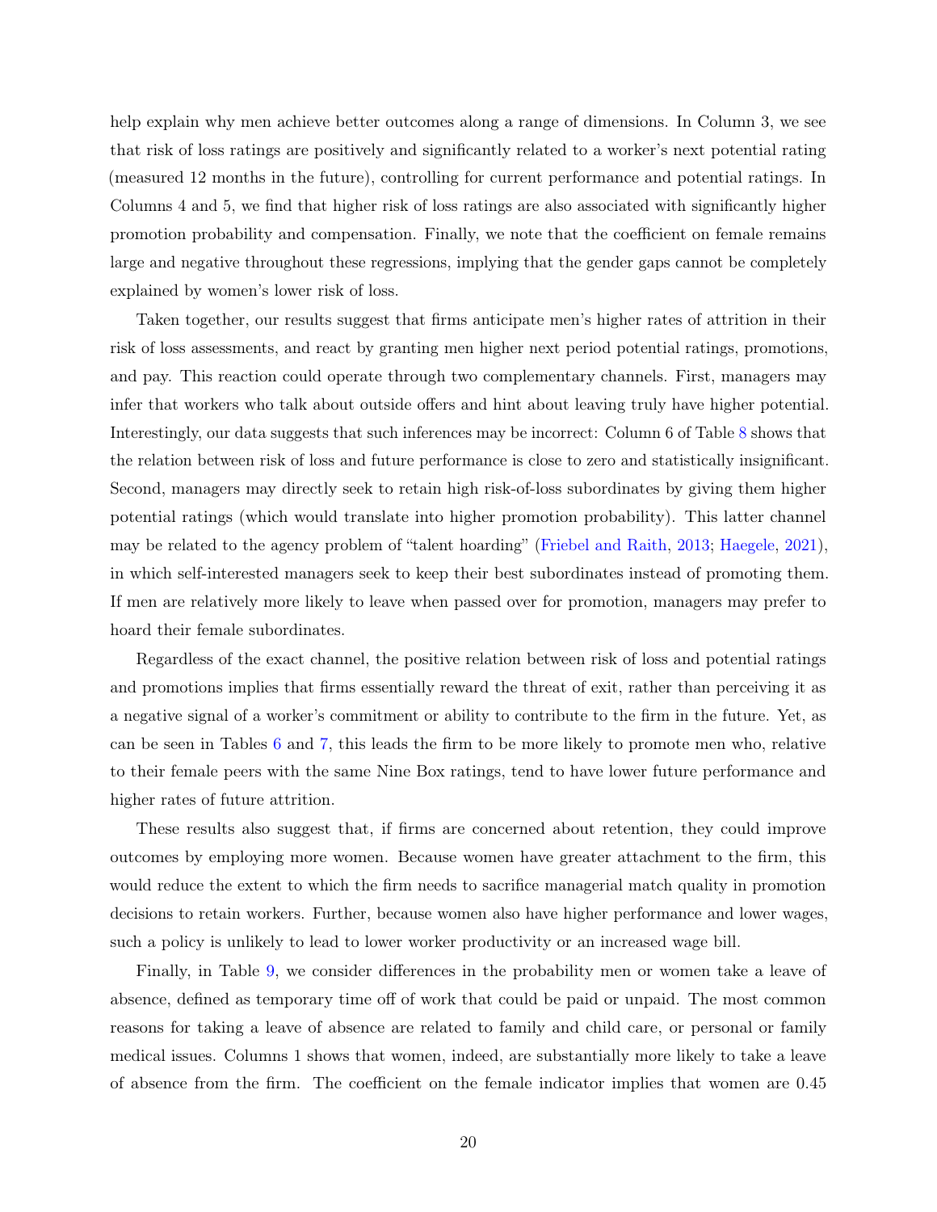help explain why men achieve better outcomes along a range of dimensions. In Column 3, we see that risk of loss ratings are positively and significantly related to a worker's next potential rating (measured 12 months in the future), controlling for current performance and potential ratings. In Columns 4 and 5, we find that higher risk of loss ratings are also associated with significantly higher promotion probability and compensation. Finally, we note that the coefficient on female remains large and negative throughout these regressions, implying that the gender gaps cannot be completely explained by women's lower risk of loss.

Taken together, our results suggest that firms anticipate men's higher rates of attrition in their risk of loss assessments, and react by granting men higher next period potential ratings, promotions, and pay. This reaction could operate through two complementary channels. First, managers may infer that workers who talk about outside offers and hint about leaving truly have higher potential. Interestingly, our data suggests that such inferences may be incorrect: Column 6 of Table 8 shows that the relation between risk of loss and future performance is close to zero and statistically insignificant. Second, managers may directly seek to retain high risk-of-loss subordinates by giving them higher potential ratings (which would translate into higher promotion probability). This latter channel may be related to the agency problem of "talent hoarding" (Friebel and Raith, 2013; Haegele, 2021), in which self-interested managers seek to keep their best subordinates instead of promoting them. If men are relatively more likely to leave when passed over for promotion, managers may prefer to hoard their female subordinates.

Regardless of the exact channel, the positive relation between risk of loss and potential ratings and promotions implies that firms essentially reward the threat of exit, rather than perceiving it as a negative signal of a worker's commitment or ability to contribute to the firm in the future. Yet, as can be seen in Tables 6 and 7, this leads the firm to be more likely to promote men who, relative to their female peers with the same Nine Box ratings, tend to have lower future performance and higher rates of future attrition.

These results also suggest that, if firms are concerned about retention, they could improve outcomes by employing more women. Because women have greater attachment to the firm, this would reduce the extent to which the firm needs to sacrifice managerial match quality in promotion decisions to retain workers. Further, because women also have higher performance and lower wages, such a policy is unlikely to lead to lower worker productivity or an increased wage bill.

Finally, in Table 9, we consider differences in the probability men or women take a leave of absence, defined as temporary time off of work that could be paid or unpaid. The most common reasons for taking a leave of absence are related to family and child care, or personal or family medical issues. Columns 1 shows that women, indeed, are substantially more likely to take a leave of absence from the firm. The coefficient on the female indicator implies that women are 0.45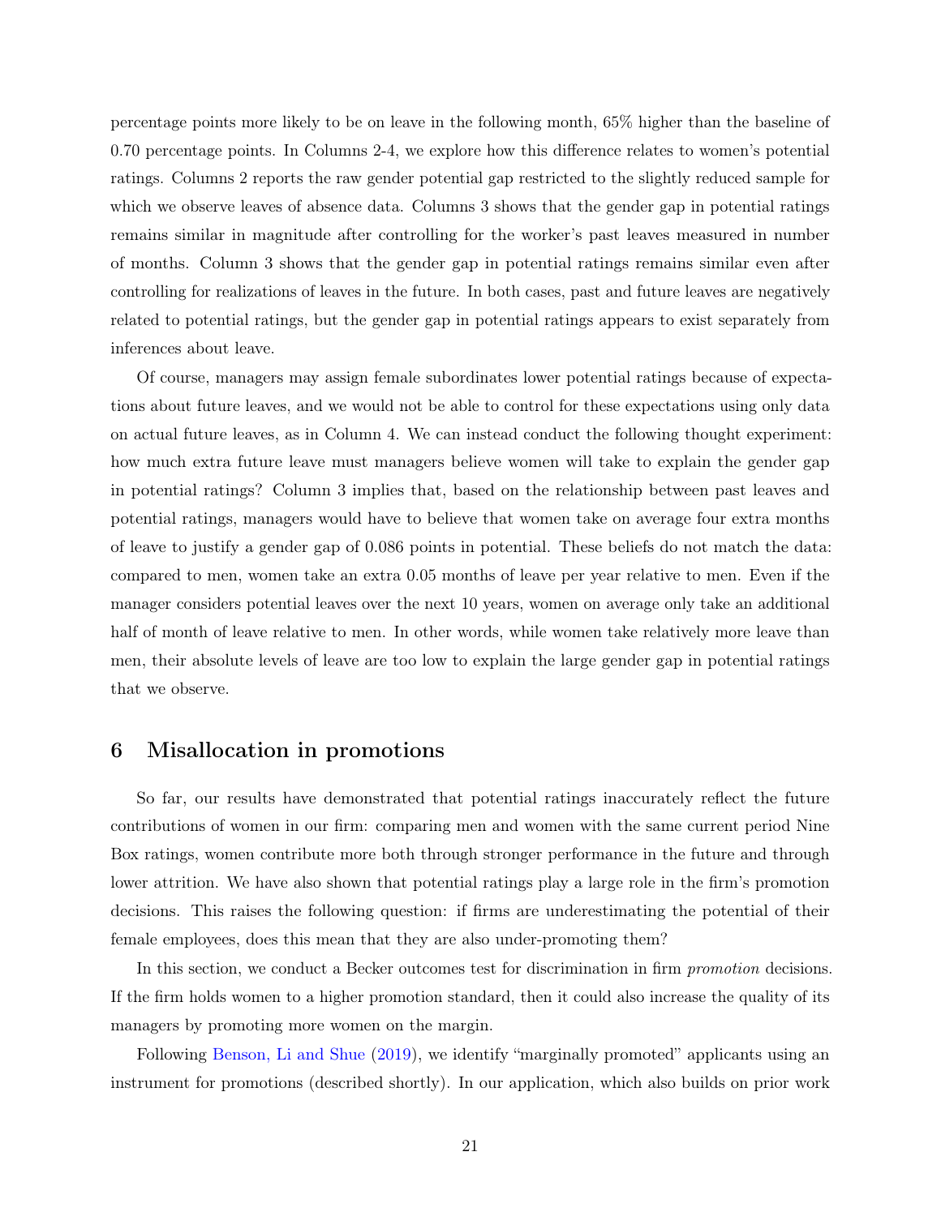percentage points more likely to be on leave in the following month, 65% higher than the baseline of 0.70 percentage points. In Columns 2-4, we explore how this difference relates to women's potential ratings. Columns 2 reports the raw gender potential gap restricted to the slightly reduced sample for which we observe leaves of absence data. Columns 3 shows that the gender gap in potential ratings remains similar in magnitude after controlling for the worker's past leaves measured in number of months. Column 3 shows that the gender gap in potential ratings remains similar even after controlling for realizations of leaves in the future. In both cases, past and future leaves are negatively related to potential ratings, but the gender gap in potential ratings appears to exist separately from inferences about leave.

Of course, managers may assign female subordinates lower potential ratings because of expectations about future leaves, and we would not be able to control for these expectations using only data on actual future leaves, as in Column 4. We can instead conduct the following thought experiment: how much extra future leave must managers believe women will take to explain the gender gap in potential ratings? Column 3 implies that, based on the relationship between past leaves and potential ratings, managers would have to believe that women take on average four extra months of leave to justify a gender gap of 0.086 points in potential. These beliefs do not match the data: compared to men, women take an extra 0.05 months of leave per year relative to men. Even if the manager considers potential leaves over the next 10 years, women on average only take an additional half of month of leave relative to men. In other words, while women take relatively more leave than men, their absolute levels of leave are too low to explain the large gender gap in potential ratings that we observe.

# 6 Misallocation in promotions

So far, our results have demonstrated that potential ratings inaccurately reflect the future contributions of women in our firm: comparing men and women with the same current period Nine Box ratings, women contribute more both through stronger performance in the future and through lower attrition. We have also shown that potential ratings play a large role in the firm's promotion decisions. This raises the following question: if firms are underestimating the potential of their female employees, does this mean that they are also under-promoting them?

In this section, we conduct a Becker outcomes test for discrimination in firm *promotion* decisions. If the firm holds women to a higher promotion standard, then it could also increase the quality of its managers by promoting more women on the margin.

Following Benson, Li and Shue (2019), we identify "marginally promoted" applicants using an instrument for promotions (described shortly). In our application, which also builds on prior work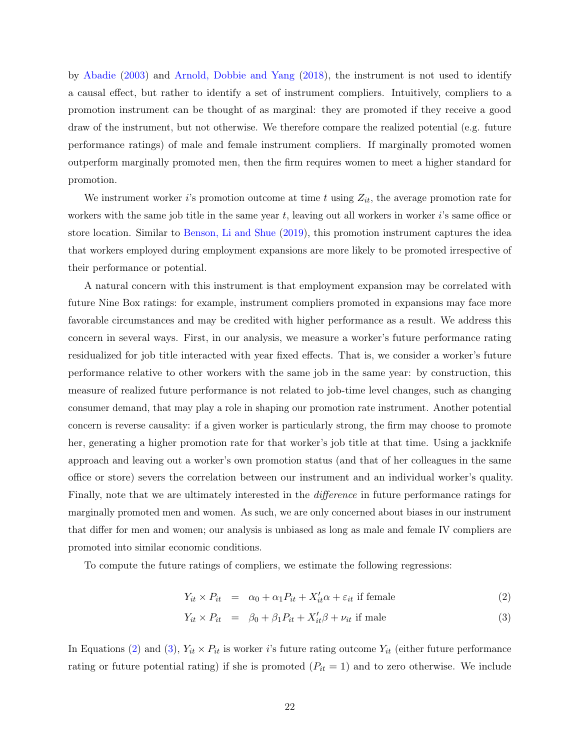by Abadie (2003) and Arnold, Dobbie and Yang (2018), the instrument is not used to identify a causal effect, but rather to identify a set of instrument compliers. Intuitively, compliers to a promotion instrument can be thought of as marginal: they are promoted if they receive a good draw of the instrument, but not otherwise. We therefore compare the realized potential (e.g. future performance ratings) of male and female instrument compliers. If marginally promoted women outperform marginally promoted men, then the firm requires women to meet a higher standard for promotion.

We instrument worker $i$'s promotion outcome at time $t$ using $Z_{it}$, the average promotion rate for workers with the same job title in the same year $t$, leaving out all workers in worker $i$'s same office or store location. Similar to Benson, Li and Shue (2019), this promotion instrument captures the idea that workers employed during employment expansions are more likely to be promoted irrespective of their performance or potential.

A natural concern with this instrument is that employment expansion may be correlated with future Nine Box ratings: for example, instrument compliers promoted in expansions may face more favorable circumstances and may be credited with higher performance as a result. We address this concern in several ways. First, in our analysis, we measure a worker's future performance rating residualized for job title interacted with year fixed effects. That is, we consider a worker's future performance relative to other workers with the same job in the same year: by construction, this measure of realized future performance is not related to job-time level changes, such as changing consumer demand, that may play a role in shaping our promotion rate instrument. Another potential concern is reverse causality: if a given worker is particularly strong, the firm may choose to promote her, generating a higher promotion rate for that worker's job title at that time. Using a jackknife approach and leaving out a worker's own promotion status (and that of her colleagues in the same office or store) severs the correlation between our instrument and an individual worker's quality. Finally, note that we are ultimately interested in the *difference* in future performance ratings for marginally promoted men and women. As such, we are only concerned about biases in our instrument that differ for men and women; our analysis is unbiased as long as male and female IV compliers are promoted into similar economic conditions.

To compute the future ratings of compliers, we estimate the following regressions:

$$Y_{it} \times P_{it} = \alpha_0 + \alpha_1 P_{it} + X_{it}'\alpha + \varepsilon_{it} \text{ if female} \tag{2}$$

$$Y_{it} \times P_{it} = \beta_0 + \beta_1 P_{it} + X_{it}'\beta + \nu_{it} \text{ if male} \tag{3}$$

In Equations (2) and (3), $Y_{it} \times P_{it}$ is worker $i$'s future rating outcome $Y_{it}$ (either future performance rating or future potential rating) if she is promoted ($P_{it} = 1$) and to zero otherwise. We include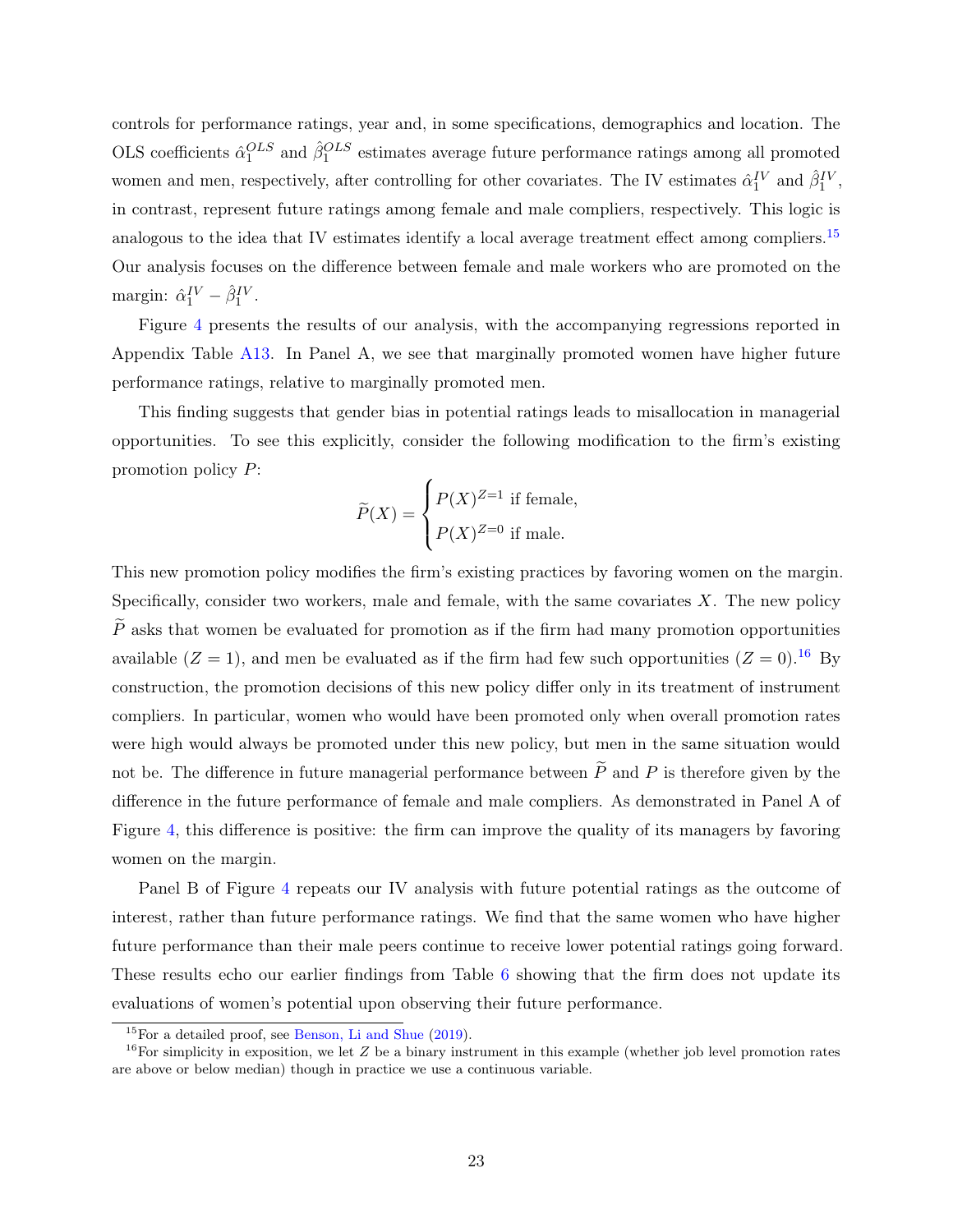controls for performance ratings, year and, in some specifications, demographics and location. The OLS coefficients $\hat{\alpha}_1^{OLS}$ and $\hat{\beta}_1^{OLS}$ estimates average future performance ratings among all promoted women and men, respectively, after controlling for other covariates. The IV estimates $\hat{\alpha}_1^{IV}$ and $\hat{\beta}_1^{IV}$, in contrast, represent future ratings among female and male compliers, respectively. This logic is analogous to the idea that IV estimates identify a local average treatment effect among compliers.[15] Our analysis focuses on the difference between female and male workers who are promoted on the margin: $\hat{\alpha}_1^{IV} - \hat{\beta}_1^{IV}$.

Figure 4 presents the results of our analysis, with the accompanying regressions reported in Appendix Table A13. In Panel A, we see that marginally promoted women have higher future performance ratings, relative to marginally promoted men.

This finding suggests that gender bias in potential ratings leads to misallocation in managerial opportunities. To see this explicitly, consider the following modification to the firm's existing promotion policy $P$:

$$\widetilde{P}(X) = \begin{cases} P(X)^{Z=1} \text{ if female,} \\ P(X)^{Z=0} \text{ if male.} \end{cases}$$

This new promotion policy modifies the firm's existing practices by favoring women on the margin. Specifically, consider two workers, male and female, with the same covariates $X$. The new policy $\widetilde{P}$ asks that women be evaluated for promotion as if the firm had many promotion opportunities available ($Z = 1$), and men be evaluated as if the firm had few such opportunities ($Z = 0$).[16] By construction, the promotion decisions of this new policy differ only in its treatment of instrument compliers. In particular, women who would have been promoted only when overall promotion rates were high would always be promoted under this new policy, but men in the same situation would not be. The difference in future managerial performance between $\widetilde{P}$ and $P$ is therefore given by the difference in the future performance of female and male compliers. As demonstrated in Panel A of Figure 4, this difference is positive: the firm can improve the quality of its managers by favoring women on the margin.

Panel B of Figure 4 repeats our IV analysis with future potential ratings as the outcome of interest, rather than future performance ratings. We find that the same women who have higher future performance than their male peers continue to receive lower potential ratings going forward. These results echo our earlier findings from Table 6 showing that the firm does not update its evaluations of women's potential upon observing their future performance.

[15] For a detailed proof, see Benson, Li and Shue (2019).

[16] For simplicity in exposition, we let $Z$ be a binary instrument in this example (whether job level promotion rates are above or below median) though in practice we use a continuous variable.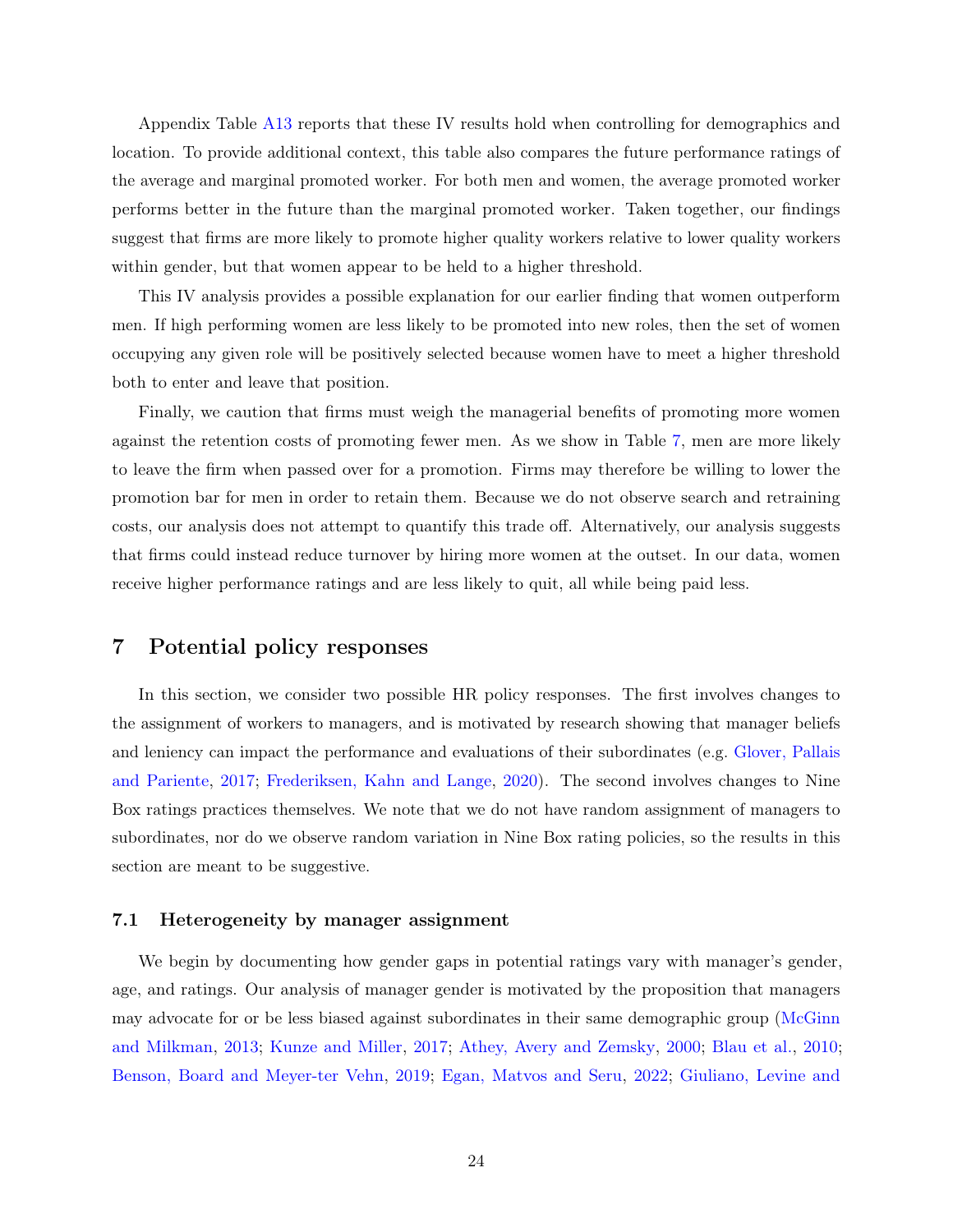Appendix Table A13 reports that these IV results hold when controlling for demographics and location. To provide additional context, this table also compares the future performance ratings of the average and marginal promoted worker. For both men and women, the average promoted worker performs better in the future than the marginal promoted worker. Taken together, our findings suggest that firms are more likely to promote higher quality workers relative to lower quality workers within gender, but that women appear to be held to a higher threshold.

This IV analysis provides a possible explanation for our earlier finding that women outperform men. If high performing women are less likely to be promoted into new roles, then the set of women occupying any given role will be positively selected because women have to meet a higher threshold both to enter and leave that position.

Finally, we caution that firms must weigh the managerial benefits of promoting more women against the retention costs of promoting fewer men. As we show in Table 7, men are more likely to leave the firm when passed over for a promotion. Firms may therefore be willing to lower the promotion bar for men in order to retain them. Because we do not observe search and retraining costs, our analysis does not attempt to quantify this trade off. Alternatively, our analysis suggests that firms could instead reduce turnover by hiring more women at the outset. In our data, women receive higher performance ratings and are less likely to quit, all while being paid less.

# 7 Potential policy responses

In this section, we consider two possible HR policy responses. The first involves changes to the assignment of workers to managers, and is motivated by research showing that manager beliefs and leniency can impact the performance and evaluations of their subordinates (e.g. Glover, Pallais and Pariente, 2017; Frederiksen, Kahn and Lange, 2020). The second involves changes to Nine Box ratings practices themselves. We note that we do not have random assignment of managers to subordinates, nor do we observe random variation in Nine Box rating policies, so the results in this section are meant to be suggestive.

## 7.1 Heterogeneity by manager assignment

We begin by documenting how gender gaps in potential ratings vary with manager's gender, age, and ratings. Our analysis of manager gender is motivated by the proposition that managers may advocate for or be less biased against subordinates in their same demographic group (McGinn and Milkman, 2013; Kunze and Miller, 2017; Athey, Avery and Zemsky, 2000; Blau et al., 2010; Benson, Board and Meyer-ter Vehn, 2019; Egan, Matvos and Seru, 2022; Giuliano, Levine and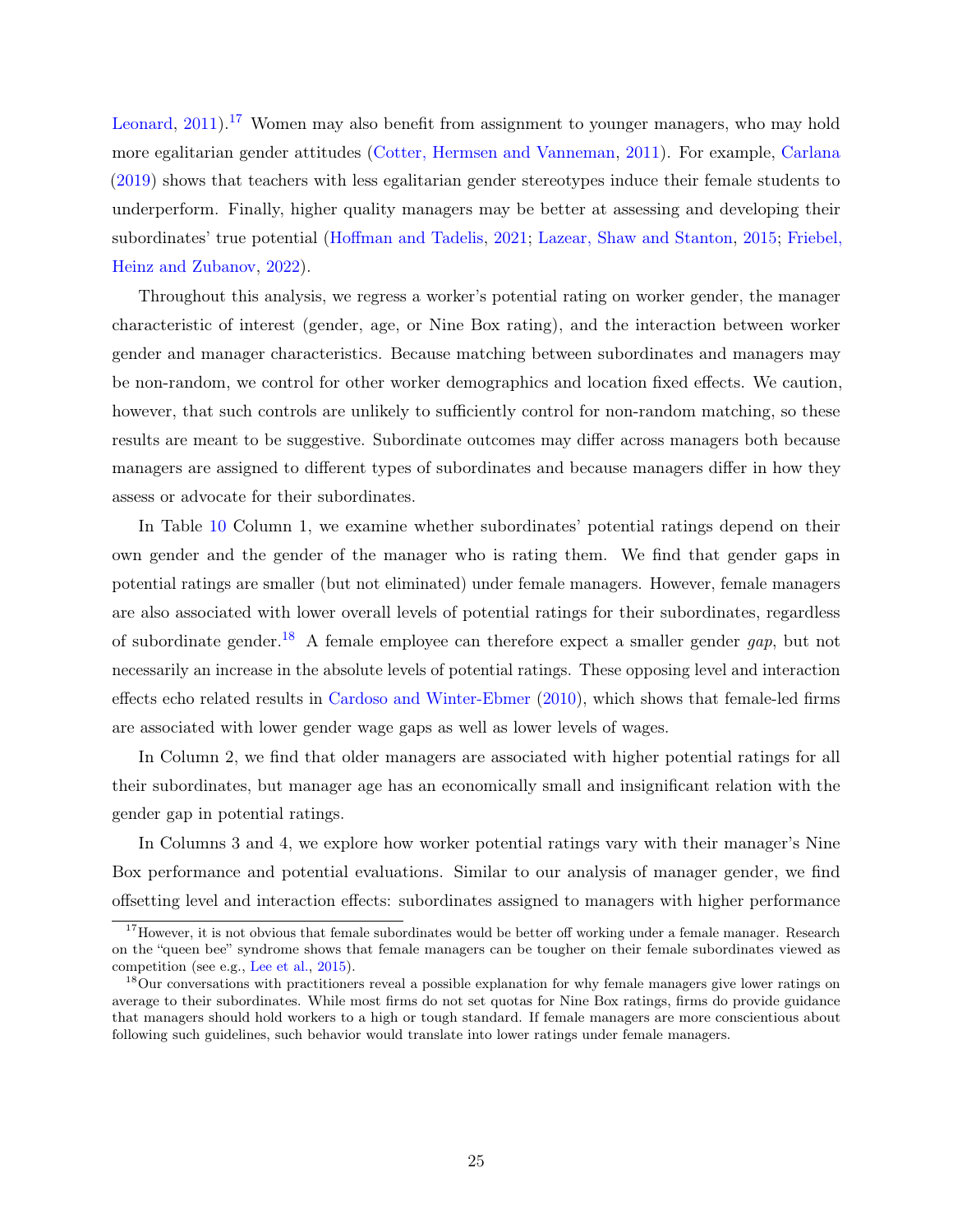Leonard, 2011).[17] Women may also benefit from assignment to younger managers, who may hold more egalitarian gender attitudes (Cotter, Hermsen and Vanneman, 2011). For example, Carlana (2019) shows that teachers with less egalitarian gender stereotypes induce their female students to underperform. Finally, higher quality managers may be better at assessing and developing their subordinates' true potential (Hoffman and Tadelis, 2021; Lazear, Shaw and Stanton, 2015; Friebel, Heinz and Zubanov, 2022).

Throughout this analysis, we regress a worker's potential rating on worker gender, the manager characteristic of interest (gender, age, or Nine Box rating), and the interaction between worker gender and manager characteristics. Because matching between subordinates and managers may be non-random, we control for other worker demographics and location fixed effects. We caution, however, that such controls are unlikely to sufficiently control for non-random matching, so these results are meant to be suggestive. Subordinate outcomes may differ across managers both because managers are assigned to different types of subordinates and because managers differ in how they assess or advocate for their subordinates.

In Table 10 Column 1, we examine whether subordinates' potential ratings depend on their own gender and the gender of the manager who is rating them. We find that gender gaps in potential ratings are smaller (but not eliminated) under female managers. However, female managers are also associated with lower overall levels of potential ratings for their subordinates, regardless of subordinate gender.[18] A female employee can therefore expect a smaller gender *gap*, but not necessarily an increase in the absolute levels of potential ratings. These opposing level and interaction effects echo related results in Cardoso and Winter-Ebmer (2010), which shows that female-led firms are associated with lower gender wage gaps as well as lower levels of wages.

In Column 2, we find that older managers are associated with higher potential ratings for all their subordinates, but manager age has an economically small and insignificant relation with the gender gap in potential ratings.

In Columns 3 and 4, we explore how worker potential ratings vary with their manager's Nine Box performance and potential evaluations. Similar to our analysis of manager gender, we find offsetting level and interaction effects: subordinates assigned to managers with higher performance

[17] However, it is not obvious that female subordinates would be better off working under a female manager. Research on the "queen bee" syndrome shows that female managers can be tougher on their female subordinates viewed as competition (see e.g., Lee et al., 2015).

[18] Our conversations with practitioners reveal a possible explanation for why female managers give lower ratings on average to their subordinates. While most firms do not set quotas for Nine Box ratings, firms do provide guidance that managers should hold workers to a high or tough standard. If female managers are more conscientious about following such guidelines, such behavior would translate into lower ratings under female managers.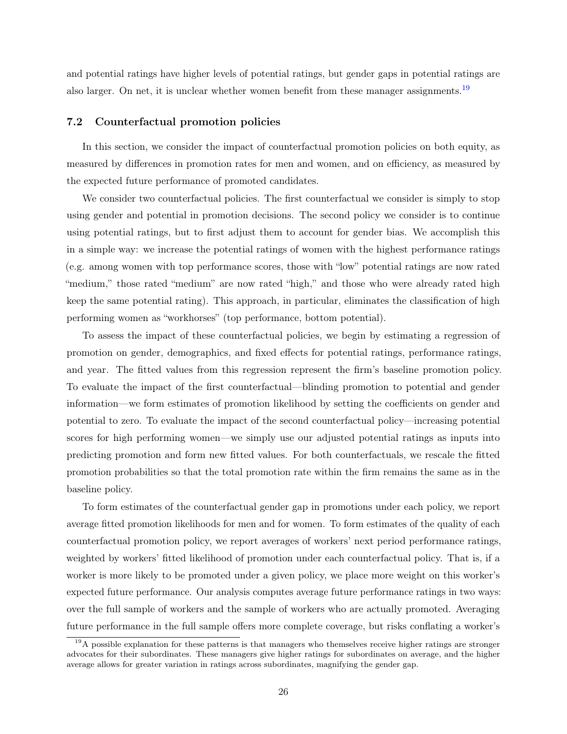and potential ratings have higher levels of potential ratings, but gender gaps in potential ratings are also larger. On net, it is unclear whether women benefit from these manager assignments.[19]

### 7.2 Counterfactual promotion policies

In this section, we consider the impact of counterfactual promotion policies on both equity, as measured by differences in promotion rates for men and women, and on efficiency, as measured by the expected future performance of promoted candidates.

We consider two counterfactual policies. The first counterfactual we consider is simply to stop using gender and potential in promotion decisions. The second policy we consider is to continue using potential ratings, but to first adjust them to account for gender bias. We accomplish this in a simple way: we increase the potential ratings of women with the highest performance ratings (e.g. among women with top performance scores, those with "low" potential ratings are now rated "medium," those rated "medium" are now rated "high," and those who were already rated high keep the same potential rating). This approach, in particular, eliminates the classification of high performing women as "workhorses" (top performance, bottom potential).

To assess the impact of these counterfactual policies, we begin by estimating a regression of promotion on gender, demographics, and fixed effects for potential ratings, performance ratings, and year. The fitted values from this regression represent the firm's baseline promotion policy. To evaluate the impact of the first counterfactual—blinding promotion to potential and gender information—we form estimates of promotion likelihood by setting the coefficients on gender and potential to zero. To evaluate the impact of the second counterfactual policy—increasing potential scores for high performing women—we simply use our adjusted potential ratings as inputs into predicting promotion and form new fitted values. For both counterfactuals, we rescale the fitted promotion probabilities so that the total promotion rate within the firm remains the same as in the baseline policy.

To form estimates of the counterfactual gender gap in promotions under each policy, we report average fitted promotion likelihoods for men and for women. To form estimates of the quality of each counterfactual promotion policy, we report averages of workers' next period performance ratings, weighted by workers' fitted likelihood of promotion under each counterfactual policy. That is, if a worker is more likely to be promoted under a given policy, we place more weight on this worker's expected future performance. Our analysis computes average future performance ratings in two ways: over the full sample of workers and the sample of workers who are actually promoted. Averaging future performance in the full sample offers more complete coverage, but risks conflating a worker's

[19] A possible explanation for these patterns is that managers who themselves receive higher ratings are stronger advocates for their subordinates. These managers give higher ratings for subordinates on average, and the higher average allows for greater variation in ratings across subordinates, magnifying the gender gap.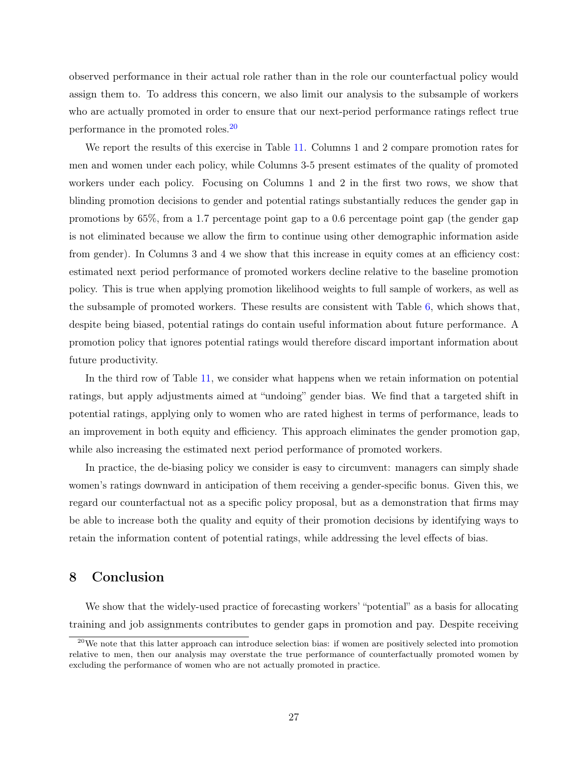observed performance in their actual role rather than in the role our counterfactual policy would assign them to. To address this concern, we also limit our analysis to the subsample of workers who are actually promoted in order to ensure that our next-period performance ratings reflect true performance in the promoted roles.[20]

We report the results of this exercise in Table 11. Columns 1 and 2 compare promotion rates for men and women under each policy, while Columns 3-5 present estimates of the quality of promoted workers under each policy. Focusing on Columns 1 and 2 in the first two rows, we show that blinding promotion decisions to gender and potential ratings substantially reduces the gender gap in promotions by 65%, from a 1.7 percentage point gap to a 0.6 percentage point gap (the gender gap is not eliminated because we allow the firm to continue using other demographic information aside from gender). In Columns 3 and 4 we show that this increase in equity comes at an efficiency cost: estimated next period performance of promoted workers decline relative to the baseline promotion policy. This is true when applying promotion likelihood weights to full sample of workers, as well as the subsample of promoted workers. These results are consistent with Table 6, which shows that, despite being biased, potential ratings do contain useful information about future performance. A promotion policy that ignores potential ratings would therefore discard important information about future productivity.

In the third row of Table 11, we consider what happens when we retain information on potential ratings, but apply adjustments aimed at "undoing" gender bias. We find that a targeted shift in potential ratings, applying only to women who are rated highest in terms of performance, leads to an improvement in both equity and efficiency. This approach eliminates the gender promotion gap, while also increasing the estimated next period performance of promoted workers.

In practice, the de-biasing policy we consider is easy to circumvent: managers can simply shade women's ratings downward in anticipation of them receiving a gender-specific bonus. Given this, we regard our counterfactual not as a specific policy proposal, but as a demonstration that firms may be able to increase both the quality and equity of their promotion decisions by identifying ways to retain the information content of potential ratings, while addressing the level effects of bias.

## 8 Conclusion

We show that the widely-used practice of forecasting workers' "potential" as a basis for allocating training and job assignments contributes to gender gaps in promotion and pay. Despite receiving

[20] We note that this latter approach can introduce selection bias: if women are positively selected into promotion relative to men, then our analysis may overstate the true performance of counterfactually promoted women by excluding the performance of women who are not actually promoted in practice.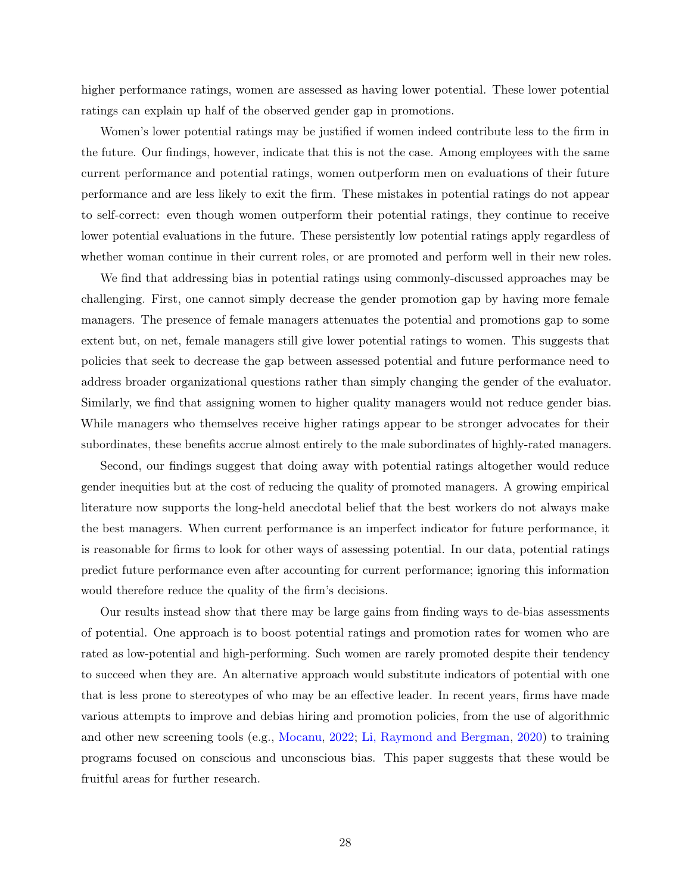higher performance ratings, women are assessed as having lower potential. These lower potential ratings can explain up half of the observed gender gap in promotions.

Women's lower potential ratings may be justified if women indeed contribute less to the firm in the future. Our findings, however, indicate that this is not the case. Among employees with the same current performance and potential ratings, women outperform men on evaluations of their future performance and are less likely to exit the firm. These mistakes in potential ratings do not appear to self-correct: even though women outperform their potential ratings, they continue to receive lower potential evaluations in the future. These persistently low potential ratings apply regardless of whether woman continue in their current roles, or are promoted and perform well in their new roles.

We find that addressing bias in potential ratings using commonly-discussed approaches may be challenging. First, one cannot simply decrease the gender promotion gap by having more female managers. The presence of female managers attenuates the potential and promotions gap to some extent but, on net, female managers still give lower potential ratings to women. This suggests that policies that seek to decrease the gap between assessed potential and future performance need to address broader organizational questions rather than simply changing the gender of the evaluator. Similarly, we find that assigning women to higher quality managers would not reduce gender bias. While managers who themselves receive higher ratings appear to be stronger advocates for their subordinates, these benefits accrue almost entirely to the male subordinates of highly-rated managers.

Second, our findings suggest that doing away with potential ratings altogether would reduce gender inequities but at the cost of reducing the quality of promoted managers. A growing empirical literature now supports the long-held anecdotal belief that the best workers do not always make the best managers. When current performance is an imperfect indicator for future performance, it is reasonable for firms to look for other ways of assessing potential. In our data, potential ratings predict future performance even after accounting for current performance; ignoring this information would therefore reduce the quality of the firm's decisions.

Our results instead show that there may be large gains from finding ways to de-bias assessments of potential. One approach is to boost potential ratings and promotion rates for women who are rated as low-potential and high-performing. Such women are rarely promoted despite their tendency to succeed when they are. An alternative approach would substitute indicators of potential with one that is less prone to stereotypes of who may be an effective leader. In recent years, firms have made various attempts to improve and debias hiring and promotion policies, from the use of algorithmic and other new screening tools (e.g., Mocanu, 2022; Li, Raymond and Bergman, 2020) to training programs focused on conscious and unconscious bias. This paper suggests that these would be fruitful areas for further research.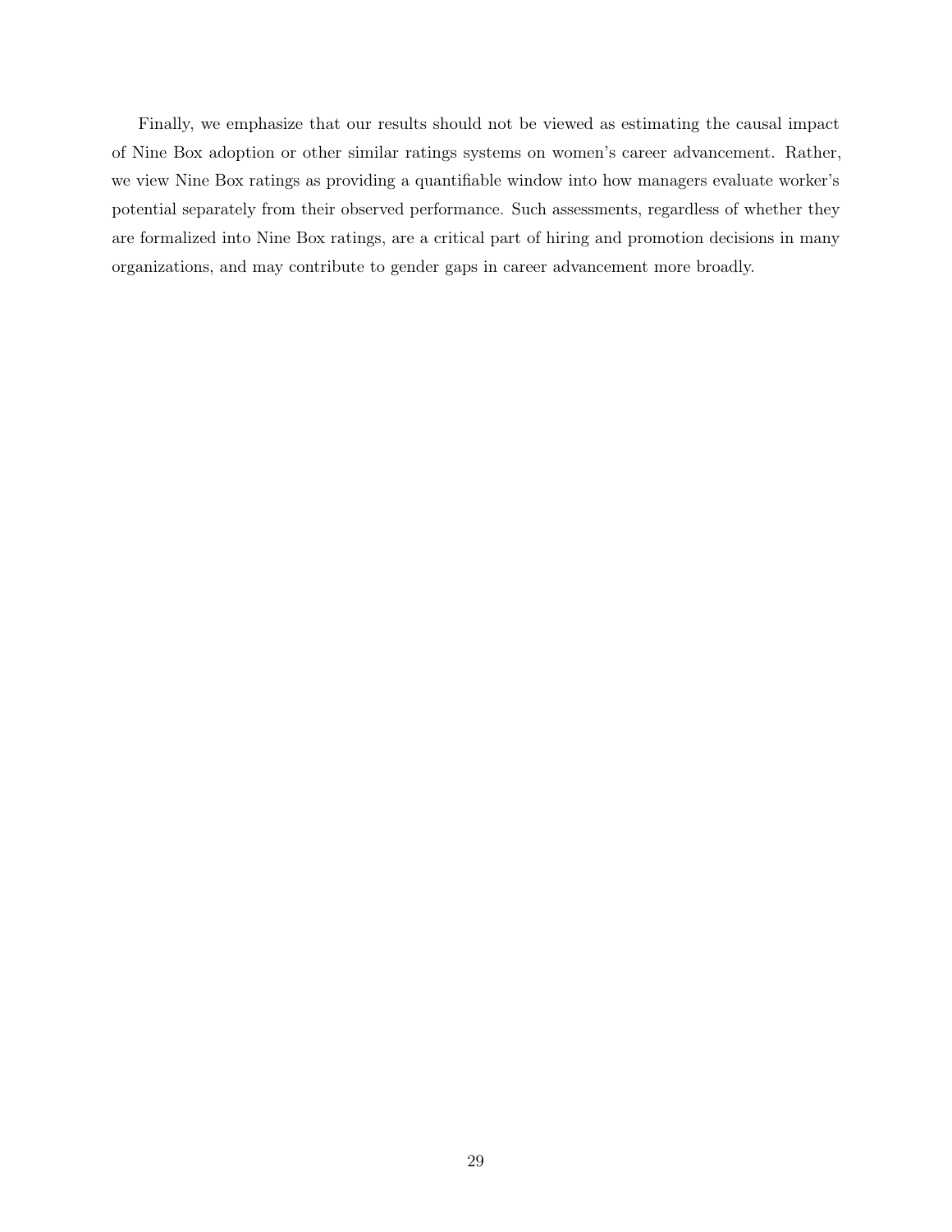Finally, we emphasize that our results should not be viewed as estimating the causal impact of Nine Box adoption or other similar ratings systems on women's career advancement. Rather, we view Nine Box ratings as providing a quantifiable window into how managers evaluate worker's potential separately from their observed performance. Such assessments, regardless of whether they are formalized into Nine Box ratings, are a critical part of hiring and promotion decisions in many organizations, and may contribute to gender gaps in career advancement more broadly.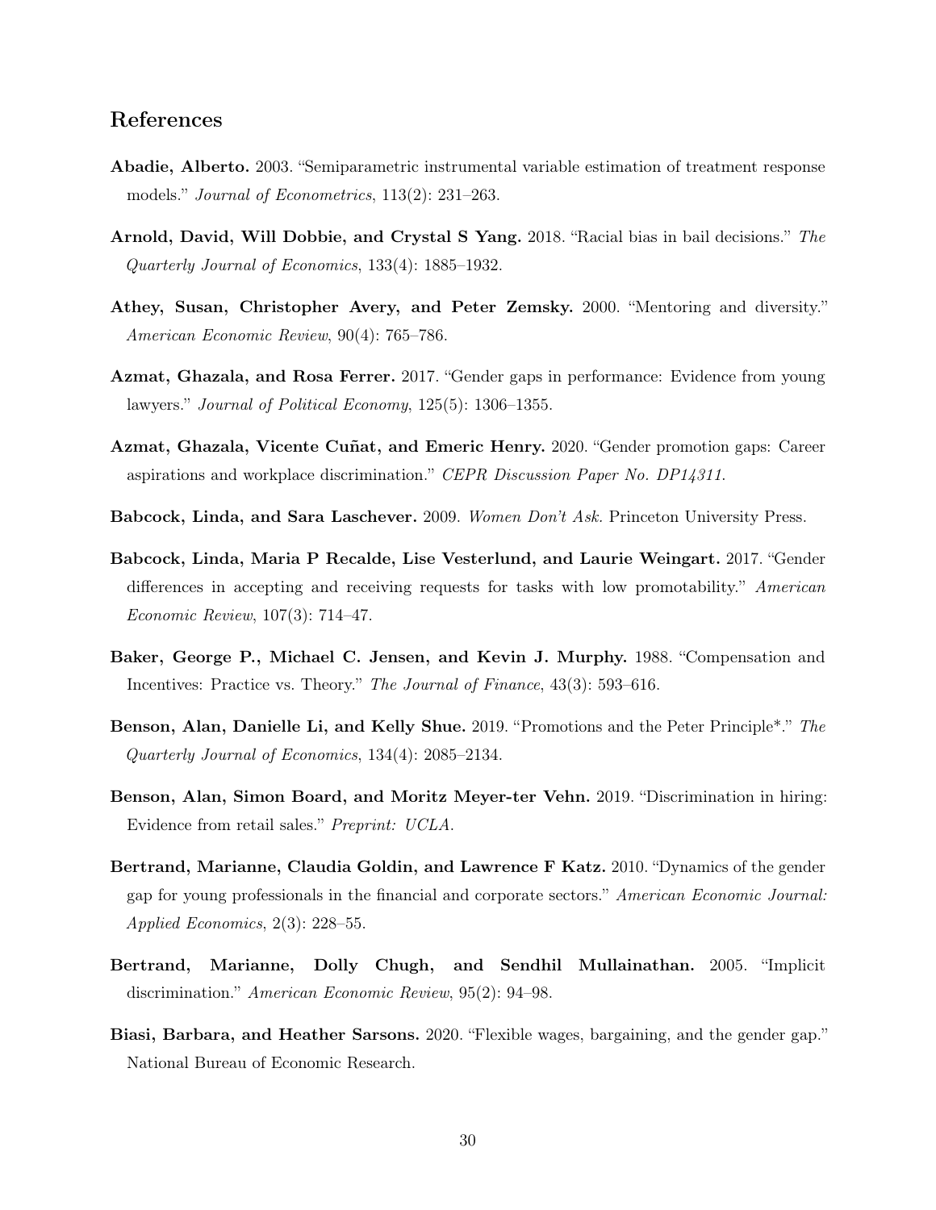## References

**Abadie, Alberto.** 2003. "Semiparametric instrumental variable estimation of treatment response models." *Journal of Econometrics*, 113(2): 231–263.

**Arnold, David, Will Dobbie, and Crystal S Yang.** 2018. "Racial bias in bail decisions." *The Quarterly Journal of Economics*, 133(4): 1885–1932.

**Athey, Susan, Christopher Avery, and Peter Zemsky.** 2000. "Mentoring and diversity." *American Economic Review*, 90(4): 765–786.

**Azmat, Ghazala, and Rosa Ferrer.** 2017. "Gender gaps in performance: Evidence from young lawyers." *Journal of Political Economy*, 125(5): 1306–1355.

**Azmat, Ghazala, Vicente Cuñat, and Emeric Henry.** 2020. "Gender promotion gaps: Career aspirations and workplace discrimination." *CEPR Discussion Paper No. DP14311.*

**Babcock, Linda, and Sara Laschever.** 2009. *Women Don't Ask.* Princeton University Press.

**Babcock, Linda, Maria P Recalde, Lise Vesterlund, and Laurie Weingart.** 2017. "Gender differences in accepting and receiving requests for tasks with low promotability." *American Economic Review*, 107(3): 714–47.

**Baker, George P., Michael C. Jensen, and Kevin J. Murphy.** 1988. "Compensation and Incentives: Practice vs. Theory." *The Journal of Finance*, 43(3): 593–616.

**Benson, Alan, Danielle Li, and Kelly Shue.** 2019. "Promotions and the Peter Principle*." *The Quarterly Journal of Economics*, 134(4): 2085–2134.

**Benson, Alan, Simon Board, and Moritz Meyer-ter Vehn.** 2019. "Discrimination in hiring: Evidence from retail sales." *Preprint: UCLA.*

**Bertrand, Marianne, Claudia Goldin, and Lawrence F Katz.** 2010. "Dynamics of the gender gap for young professionals in the financial and corporate sectors." *American Economic Journal: Applied Economics*, 2(3): 228–55.

**Bertrand, Marianne, Dolly Chugh, and Sendhil Mullainathan.** 2005. "Implicit discrimination." *American Economic Review*, 95(2): 94–98.

**Biasi, Barbara, and Heather Sarsons.** 2020. "Flexible wages, bargaining, and the gender gap." National Bureau of Economic Research.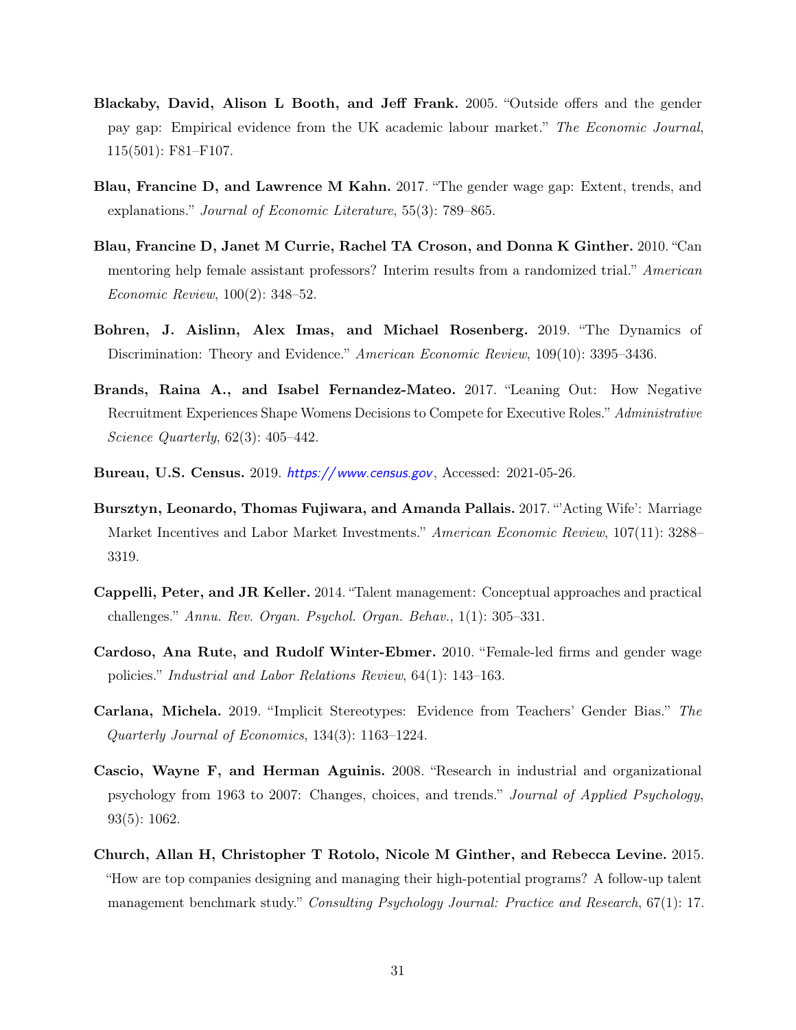**Blackaby, David, Alison L Booth, and Jeff Frank.** 2005. "Outside offers and the gender pay gap: Empirical evidence from the UK academic labour market." *The Economic Journal*, 115(501): F81–F107.

**Blau, Francine D, and Lawrence M Kahn.** 2017. "The gender wage gap: Extent, trends, and explanations." *Journal of Economic Literature*, 55(3): 789–865.

**Blau, Francine D, Janet M Currie, Rachel TA Croson, and Donna K Ginther.** 2010. "Can mentoring help female assistant professors? Interim results from a randomized trial." *American Economic Review*, 100(2): 348–52.

**Bohren, J. Aislinn, Alex Imas, and Michael Rosenberg.** 2019. "The Dynamics of Discrimination: Theory and Evidence." *American Economic Review*, 109(10): 3395–3436.

**Brands, Raina A., and Isabel Fernandez-Mateo.** 2017. "Leaning Out: How Negative Recruitment Experiences Shape Womens Decisions to Compete for Executive Roles." *Administrative Science Quarterly*, 62(3): 405–442.

**Bureau, U.S. Census.** 2019. *https://www.census.gov*, Accessed: 2021-05-26.

**Bursztyn, Leonardo, Thomas Fujiwara, and Amanda Pallais.** 2017. "'Acting Wife': Marriage Market Incentives and Labor Market Investments." *American Economic Review*, 107(11): 3288–3319.

**Cappelli, Peter, and JR Keller.** 2014. "Talent management: Conceptual approaches and practical challenges." *Annu. Rev. Organ. Psychol. Organ. Behav.*, 1(1): 305–331.

**Cardoso, Ana Rute, and Rudolf Winter-Ebmer.** 2010. "Female-led firms and gender wage policies." *Industrial and Labor Relations Review*, 64(1): 143–163.

**Carlana, Michela.** 2019. "Implicit Stereotypes: Evidence from Teachers' Gender Bias." *The Quarterly Journal of Economics*, 134(3): 1163–1224.

**Cascio, Wayne F, and Herman Aguinis.** 2008. "Research in industrial and organizational psychology from 1963 to 2007: Changes, choices, and trends." *Journal of Applied Psychology*, 93(5): 1062.

**Church, Allan H, Christopher T Rotolo, Nicole M Ginther, and Rebecca Levine.** 2015. "How are top companies designing and managing their high-potential programs? A follow-up talent management benchmark study." *Consulting Psychology Journal: Practice and Research*, 67(1): 17.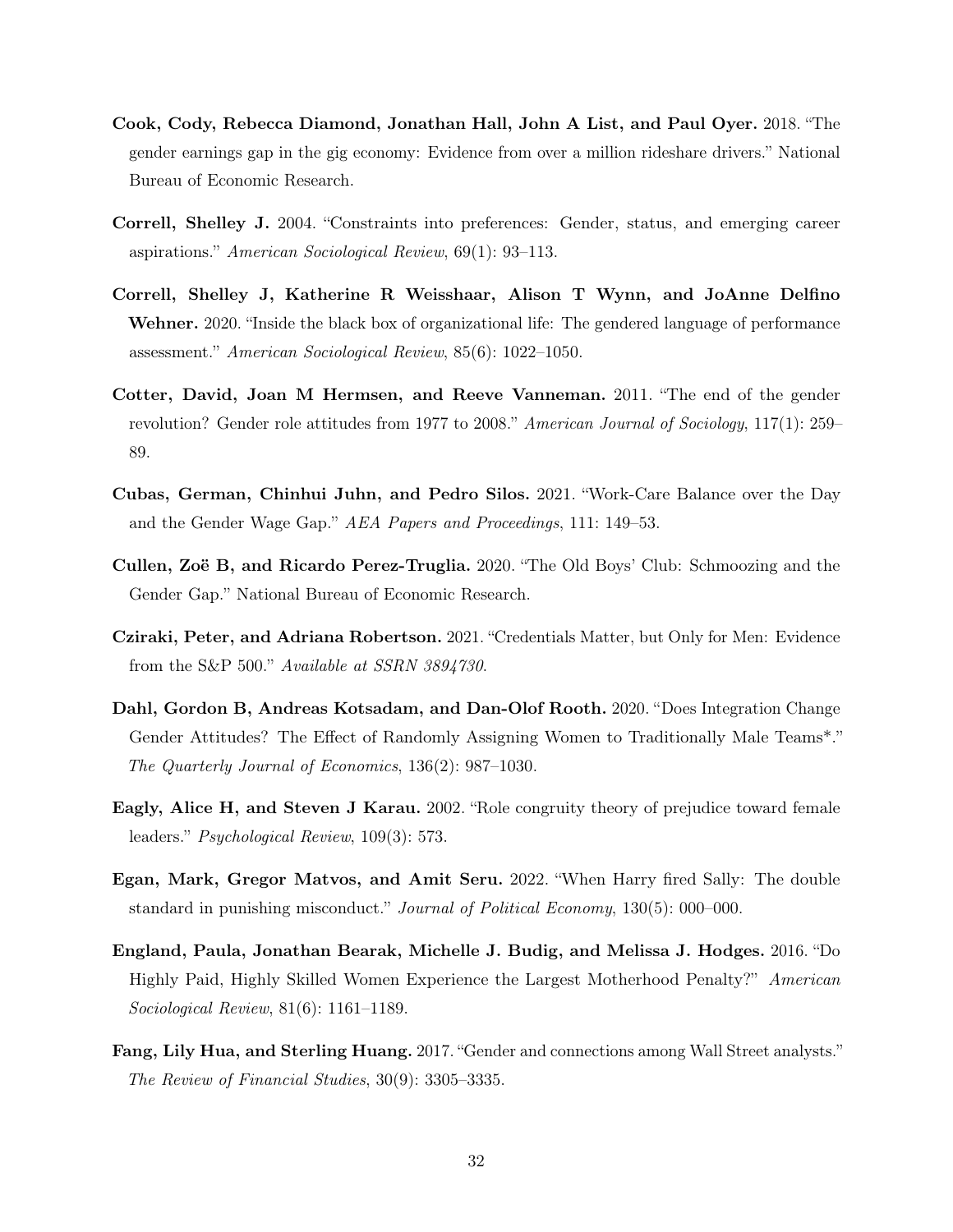**Cook, Cody, Rebecca Diamond, Jonathan Hall, John A List, and Paul Oyer.** 2018. "The gender earnings gap in the gig economy: Evidence from over a million rideshare drivers." National Bureau of Economic Research.

**Correll, Shelley J.** 2004. "Constraints into preferences: Gender, status, and emerging career aspirations." *American Sociological Review*, 69(1): 93–113.

**Correll, Shelley J, Katherine R Weisshaar, Alison T Wynn, and JoAnne Delfino Wehner.** 2020. "Inside the black box of organizational life: The gendered language of performance assessment." *American Sociological Review*, 85(6): 1022–1050.

**Cotter, David, Joan M Hermsen, and Reeve Vanneman.** 2011. "The end of the gender revolution? Gender role attitudes from 1977 to 2008." *American Journal of Sociology*, 117(1): 259–89.

**Cubas, German, Chinhui Juhn, and Pedro Silos.** 2021. "Work-Care Balance over the Day and the Gender Wage Gap." *AEA Papers and Proceedings*, 111: 149–53.

**Cullen, Zoë B, and Ricardo Perez-Truglia.** 2020. "The Old Boys' Club: Schmoozing and the Gender Gap." National Bureau of Economic Research.

**Cziraki, Peter, and Adriana Robertson.** 2021. "Credentials Matter, but Only for Men: Evidence from the S&P 500." *Available at SSRN 3894730*.

**Dahl, Gordon B, Andreas Kotsadam, and Dan-Olof Rooth.** 2020. "Does Integration Change Gender Attitudes? The Effect of Randomly Assigning Women to Traditionally Male Teams*." *The Quarterly Journal of Economics*, 136(2): 987–1030.

**Eagly, Alice H, and Steven J Karau.** 2002. "Role congruity theory of prejudice toward female leaders." *Psychological Review*, 109(3): 573.

**Egan, Mark, Gregor Matvos, and Amit Seru.** 2022. "When Harry fired Sally: The double standard in punishing misconduct." *Journal of Political Economy*, 130(5): 000–000.

**England, Paula, Jonathan Bearak, Michelle J. Budig, and Melissa J. Hodges.** 2016. "Do Highly Paid, Highly Skilled Women Experience the Largest Motherhood Penalty?" *American Sociological Review*, 81(6): 1161–1189.

**Fang, Lily Hua, and Sterling Huang.** 2017. "Gender and connections among Wall Street analysts." *The Review of Financial Studies*, 30(9): 3305–3335.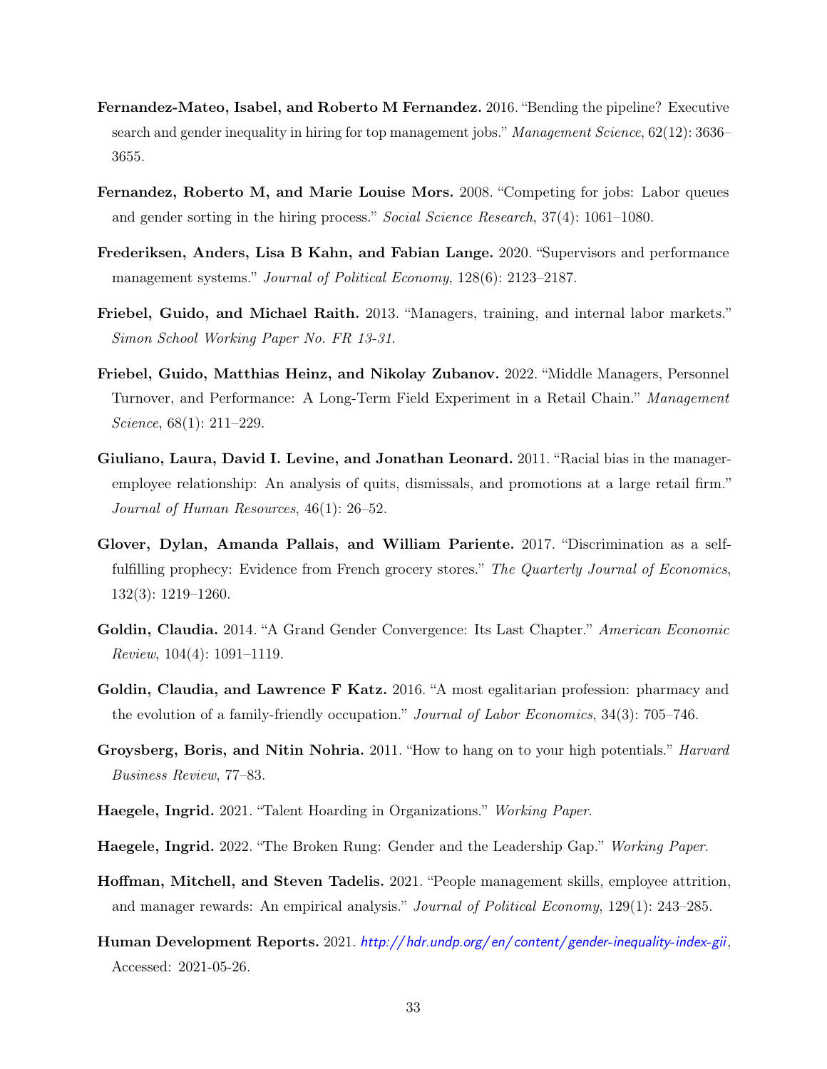**Fernandez-Mateo, Isabel, and Roberto M Fernandez.** 2016. "Bending the pipeline? Executive search and gender inequality in hiring for top management jobs." *Management Science*, 62(12): 3636–3655.

**Fernandez, Roberto M, and Marie Louise Mors.** 2008. "Competing for jobs: Labor queues and gender sorting in the hiring process." *Social Science Research*, 37(4): 1061–1080.

**Frederiksen, Anders, Lisa B Kahn, and Fabian Lange.** 2020. "Supervisors and performance management systems." *Journal of Political Economy*, 128(6): 2123–2187.

**Friebel, Guido, and Michael Raith.** 2013. "Managers, training, and internal labor markets." *Simon School Working Paper No. FR 13-31*.

**Friebel, Guido, Matthias Heinz, and Nikolay Zubanov.** 2022. "Middle Managers, Personnel Turnover, and Performance: A Long-Term Field Experiment in a Retail Chain." *Management Science*, 68(1): 211–229.

**Giuliano, Laura, David I. Levine, and Jonathan Leonard.** 2011. "Racial bias in the manager-employee relationship: An analysis of quits, dismissals, and promotions at a large retail firm." *Journal of Human Resources*, 46(1): 26–52.

**Glover, Dylan, Amanda Pallais, and William Pariente.** 2017. "Discrimination as a self-fulfilling prophecy: Evidence from French grocery stores." *The Quarterly Journal of Economics*, 132(3): 1219–1260.

**Goldin, Claudia.** 2014. "A Grand Gender Convergence: Its Last Chapter." *American Economic Review*, 104(4): 1091–1119.

**Goldin, Claudia, and Lawrence F Katz.** 2016. "A most egalitarian profession: pharmacy and the evolution of a family-friendly occupation." *Journal of Labor Economics*, 34(3): 705–746.

**Groysberg, Boris, and Nitin Nohria.** 2011. "How to hang on to your high potentials." *Harvard Business Review*, 77–83.

**Haegele, Ingrid.** 2021. "Talent Hoarding in Organizations." *Working Paper*.

**Haegele, Ingrid.** 2022. "The Broken Rung: Gender and the Leadership Gap." *Working Paper*.

**Hoffman, Mitchell, and Steven Tadelis.** 2021. "People management skills, employee attrition, and manager rewards: An empirical analysis." *Journal of Political Economy*, 129(1): 243–285.

**Human Development Reports.** 2021. http://hdr.undp.org/en/content/gender-inequality-index-gii, Accessed: 2021-05-26.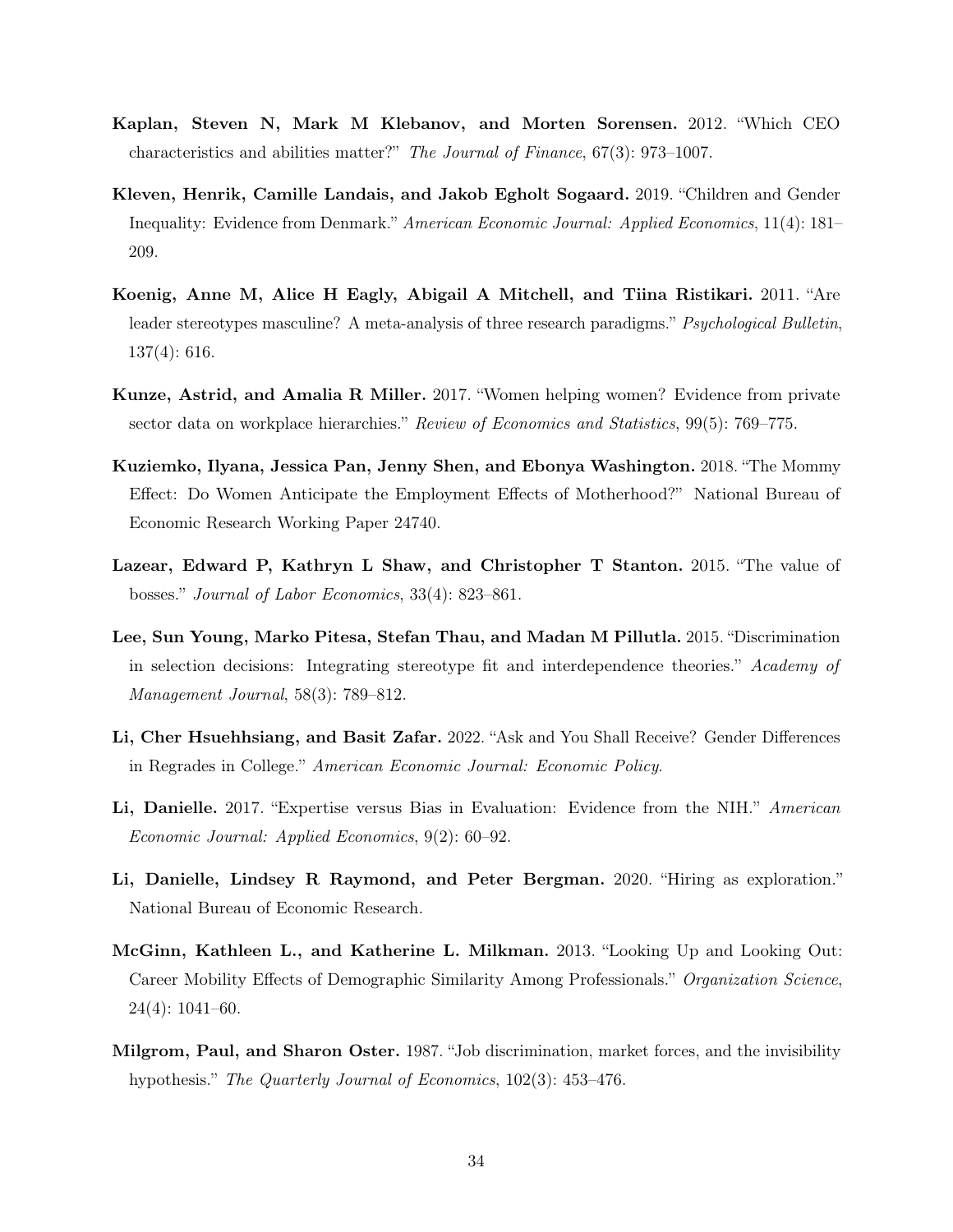**Kaplan, Steven N, Mark M Klebanov, and Morten Sorensen.** 2012. "Which CEO characteristics and abilities matter?" *The Journal of Finance*, 67(3): 973–1007.

**Kleven, Henrik, Camille Landais, and Jakob Egholt Sogaard.** 2019. "Children and Gender Inequality: Evidence from Denmark." *American Economic Journal: Applied Economics*, 11(4): 181–209.

**Koenig, Anne M, Alice H Eagly, Abigail A Mitchell, and Tiina Ristikari.** 2011. "Are leader stereotypes masculine? A meta-analysis of three research paradigms." *Psychological Bulletin*, 137(4): 616.

**Kunze, Astrid, and Amalia R Miller.** 2017. "Women helping women? Evidence from private sector data on workplace hierarchies." *Review of Economics and Statistics*, 99(5): 769–775.

**Kuziemko, Ilyana, Jessica Pan, Jenny Shen, and Ebonya Washington.** 2018. "The Mommy Effect: Do Women Anticipate the Employment Effects of Motherhood?" National Bureau of Economic Research Working Paper 24740.

**Lazear, Edward P, Kathryn L Shaw, and Christopher T Stanton.** 2015. "The value of bosses." *Journal of Labor Economics*, 33(4): 823–861.

**Lee, Sun Young, Marko Pitesa, Stefan Thau, and Madan M Pillutla.** 2015. "Discrimination in selection decisions: Integrating stereotype fit and interdependence theories." *Academy of Management Journal*, 58(3): 789–812.

**Li, Cher Hsuehhsiang, and Basit Zafar.** 2022. "Ask and You Shall Receive? Gender Differences in Regrades in College." *American Economic Journal: Economic Policy*.

**Li, Danielle.** 2017. "Expertise versus Bias in Evaluation: Evidence from the NIH." *American Economic Journal: Applied Economics*, 9(2): 60–92.

**Li, Danielle, Lindsey R Raymond, and Peter Bergman.** 2020. "Hiring as exploration." National Bureau of Economic Research.

**McGinn, Kathleen L., and Katherine L. Milkman.** 2013. "Looking Up and Looking Out: Career Mobility Effects of Demographic Similarity Among Professionals." *Organization Science*, 24(4): 1041–60.

**Milgrom, Paul, and Sharon Oster.** 1987. "Job discrimination, market forces, and the invisibility hypothesis." *The Quarterly Journal of Economics*, 102(3): 453–476.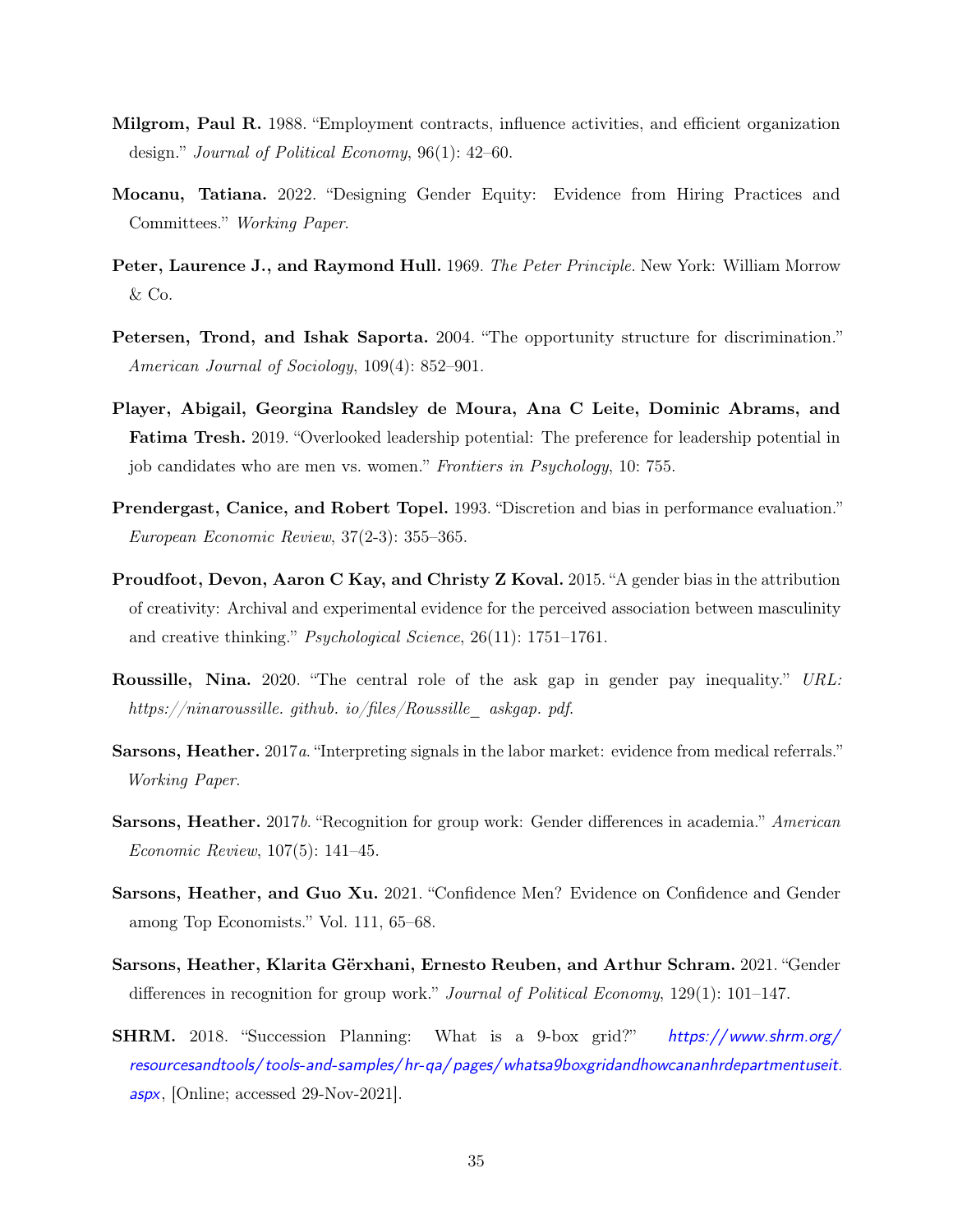**Milgrom, Paul R.** 1988. "Employment contracts, influence activities, and efficient organization design." *Journal of Political Economy*, 96(1): 42–60.

**Mocanu, Tatiana.** 2022. "Designing Gender Equity: Evidence from Hiring Practices and Committees." *Working Paper*.

**Peter, Laurence J., and Raymond Hull.** 1969. *The Peter Principle*. New York: William Morrow & Co.

**Petersen, Trond, and Ishak Saporta.** 2004. "The opportunity structure for discrimination." *American Journal of Sociology*, 109(4): 852–901.

**Player, Abigail, Georgina Randsley de Moura, Ana C Leite, Dominic Abrams, and Fatima Tresh.** 2019. "Overlooked leadership potential: The preference for leadership potential in job candidates who are men vs. women." *Frontiers in Psychology*, 10: 755.

**Prendergast, Canice, and Robert Topel.** 1993. "Discretion and bias in performance evaluation." *European Economic Review*, 37(2-3): 355–365.

**Proudfoot, Devon, Aaron C Kay, and Christy Z Koval.** 2015. "A gender bias in the attribution of creativity: Archival and experimental evidence for the perceived association between masculinity and creative thinking." *Psychological Science*, 26(11): 1751–1761.

**Roussille, Nina.** 2020. "The central role of the ask gap in gender pay inequality." *URL: https://ninaroussille. github. io/files/Roussille_ askgap. pdf.*

**Sarsons, Heather.** 2017*a*. "Interpreting signals in the labor market: evidence from medical referrals." *Working Paper*.

**Sarsons, Heather.** 2017*b*. "Recognition for group work: Gender differences in academia." *American Economic Review*, 107(5): 141–45.

**Sarsons, Heather, and Guo Xu.** 2021. "Confidence Men? Evidence on Confidence and Gender among Top Economists." Vol. 111, 65–68.

**Sarsons, Heather, Klarita Gërxhani, Ernesto Reuben, and Arthur Schram.** 2021. "Gender differences in recognition for group work." *Journal of Political Economy*, 129(1): 101–147.

**SHRM.** 2018. "Succession Planning: What is a 9-box grid?" *https://www.shrm.org/resourcesandtools/tools-and-samples/hr-qa/pages/whatsa9boxgridandhowcananhrdepartmentuseit.aspx*, [Online; accessed 29-Nov-2021].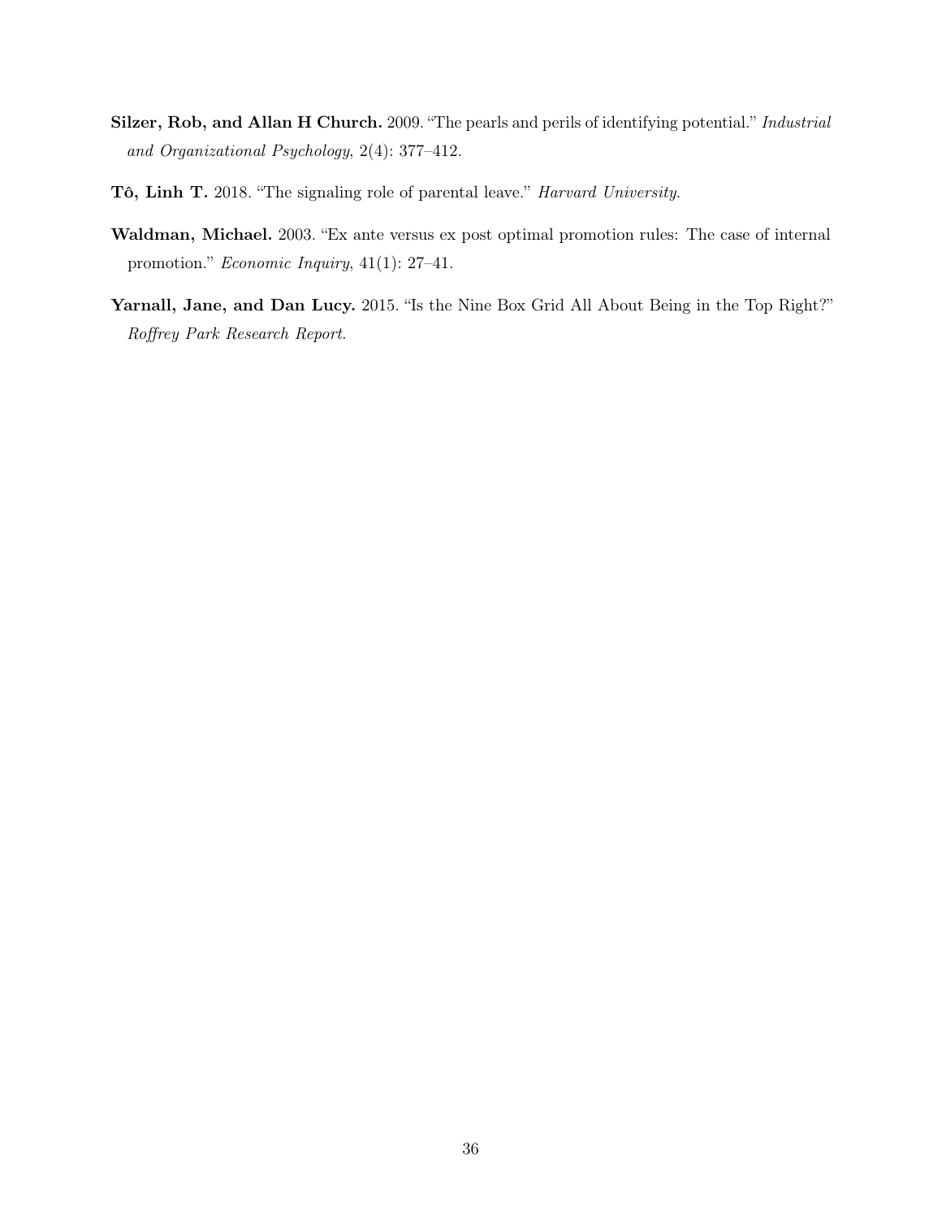**Silzer, Rob, and Allan H Church.** 2009. "The pearls and perils of identifying potential." *Industrial and Organizational Psychology*, 2(4): 377–412.

**Tô, Linh T.** 2018. "The signaling role of parental leave." *Harvard University*.

**Waldman, Michael.** 2003. "Ex ante versus ex post optimal promotion rules: The case of internal promotion." *Economic Inquiry*, 41(1): 27–41.

**Yarnall, Jane, and Dan Lucy.** 2015. "Is the Nine Box Grid All About Being in the Top Right?" *Roffrey Park Research Report*.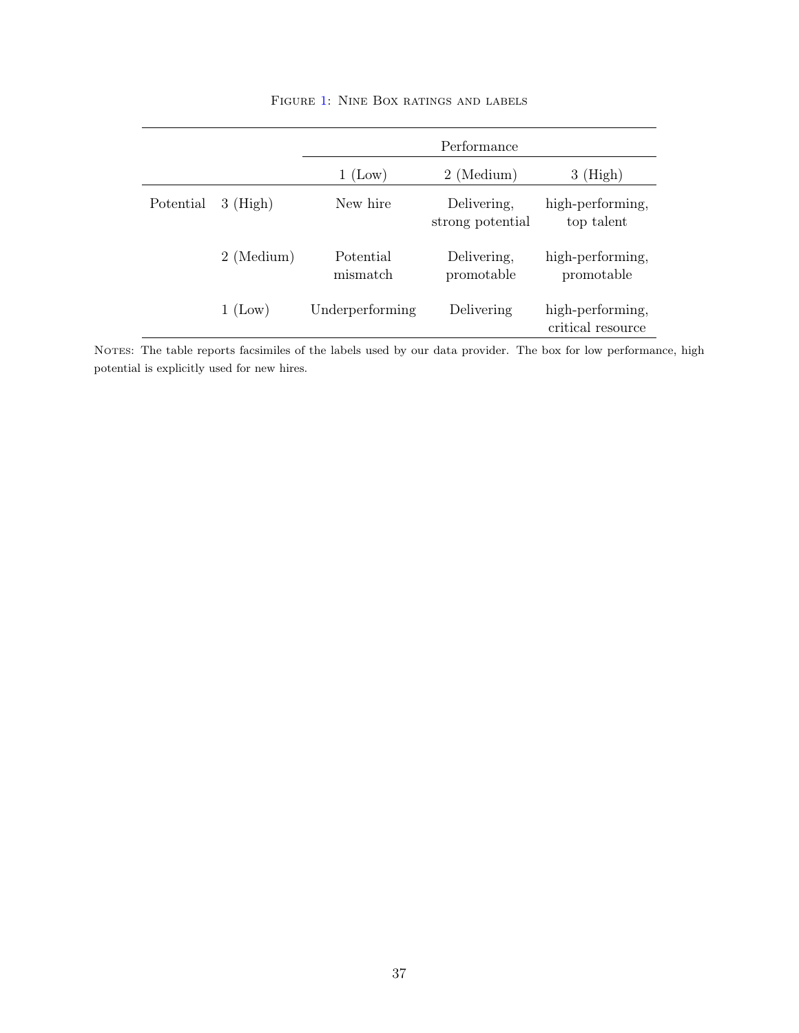Figure 1: Nine Box ratings and labels

| | | Performance | | |
|---|---|---|---|---|
| | | 1 (Low) | 2 (Medium) | 3 (High) |
| Potential | 3 (High) | New hire | Delivering, strong potential | high-performing, top talent |
| | 2 (Medium) | Potential mismatch | Delivering, promotable | high-performing, promotable |
| | 1 (Low) | Underperforming | Delivering | high-performing, critical resource |

Notes: The table reports facsimiles of the labels used by our data provider. The box for low performance, high potential is explicitly used for new hires.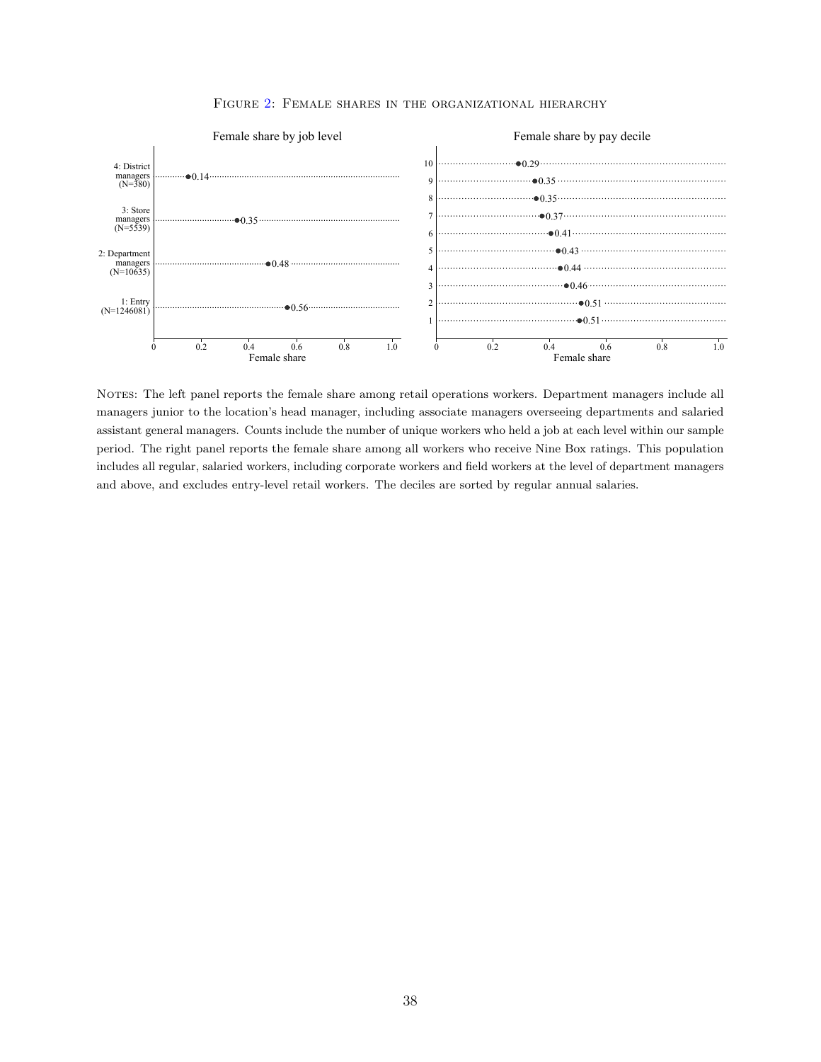Figure 2: Female shares in the organizational hierarchy

Female share by job level

4: District managers (N=380)
0.14

3: Store managers (N=5539)
0.35

2: Department managers (N=10635)
0.48

1: Entry (N=1246081)
0.56

0
0.2
0.4
0.6
0.8
1.0
Female share

Female share by pay decile

10
0.29

9
0.35

8
0.35

7
0.37

6
0.41

5
0.43

4
0.44

3
0.46

2
0.51

1
0.51

0
0.2
0.4
0.6
0.8
1.0
Female share

Notes: The left panel reports the female share among retail operations workers. Department managers include all managers junior to the location's head manager, including associate managers overseeing departments and salaried assistant general managers. Counts include the number of unique workers who held a job at each level within our sample period. The right panel reports the female share among all workers who receive Nine Box ratings. This population includes all regular, salaried workers, including corporate workers and field workers at the level of department managers and above, and excludes entry-level retail workers. The deciles are sorted by regular annual salaries.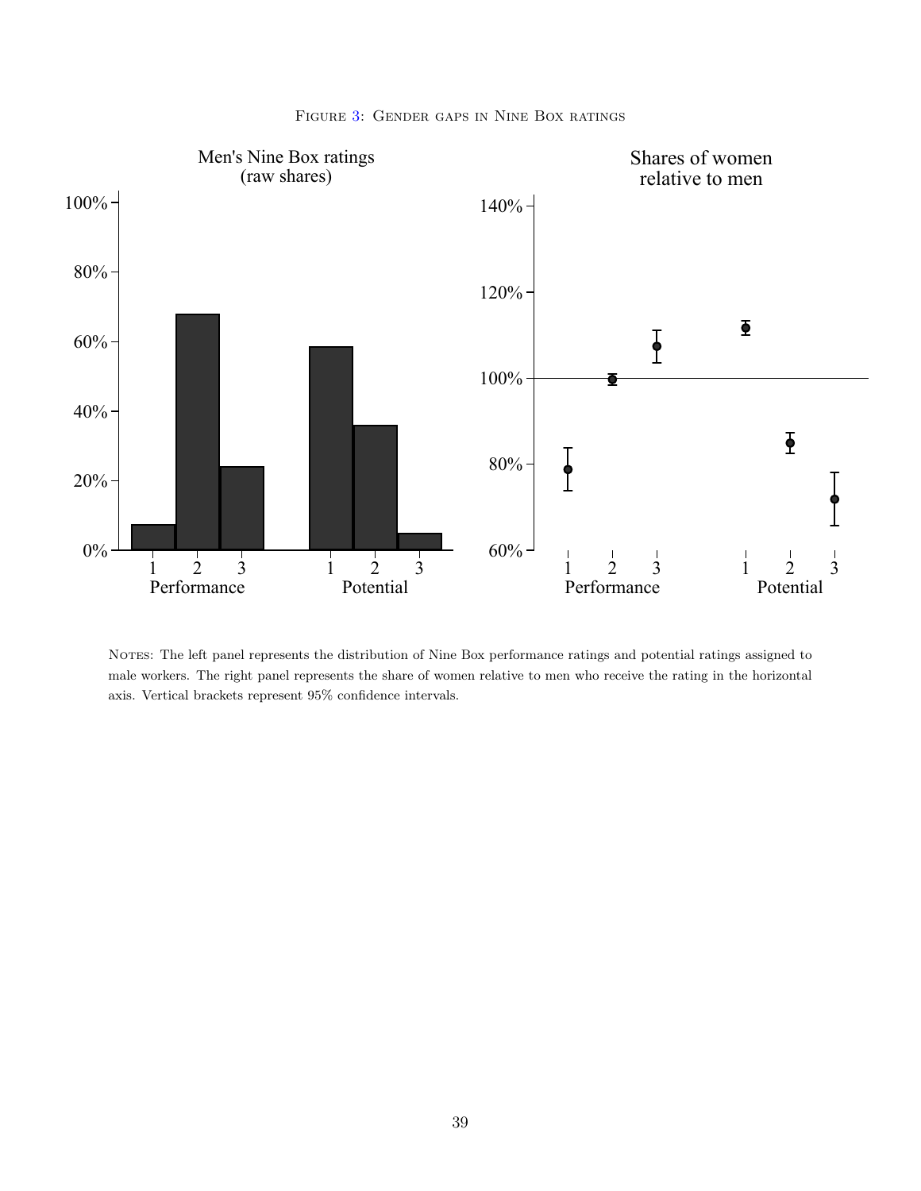Figure 3: Gender gaps in Nine Box ratings

Men's Nine Box ratings
(raw shares)

100%
80%
60%
40%
20%
0%

1 2 3
Performance

1 2 3
Potential

Shares of women
relative to men

140%
120%
100%
80%
60%

1 2 3
Performance

1 2 3
Potential

Notes: The left panel represents the distribution of Nine Box performance ratings and potential ratings assigned to male workers. The right panel represents the share of women relative to men who receive the rating in the horizontal axis. Vertical brackets represent 95% confidence intervals.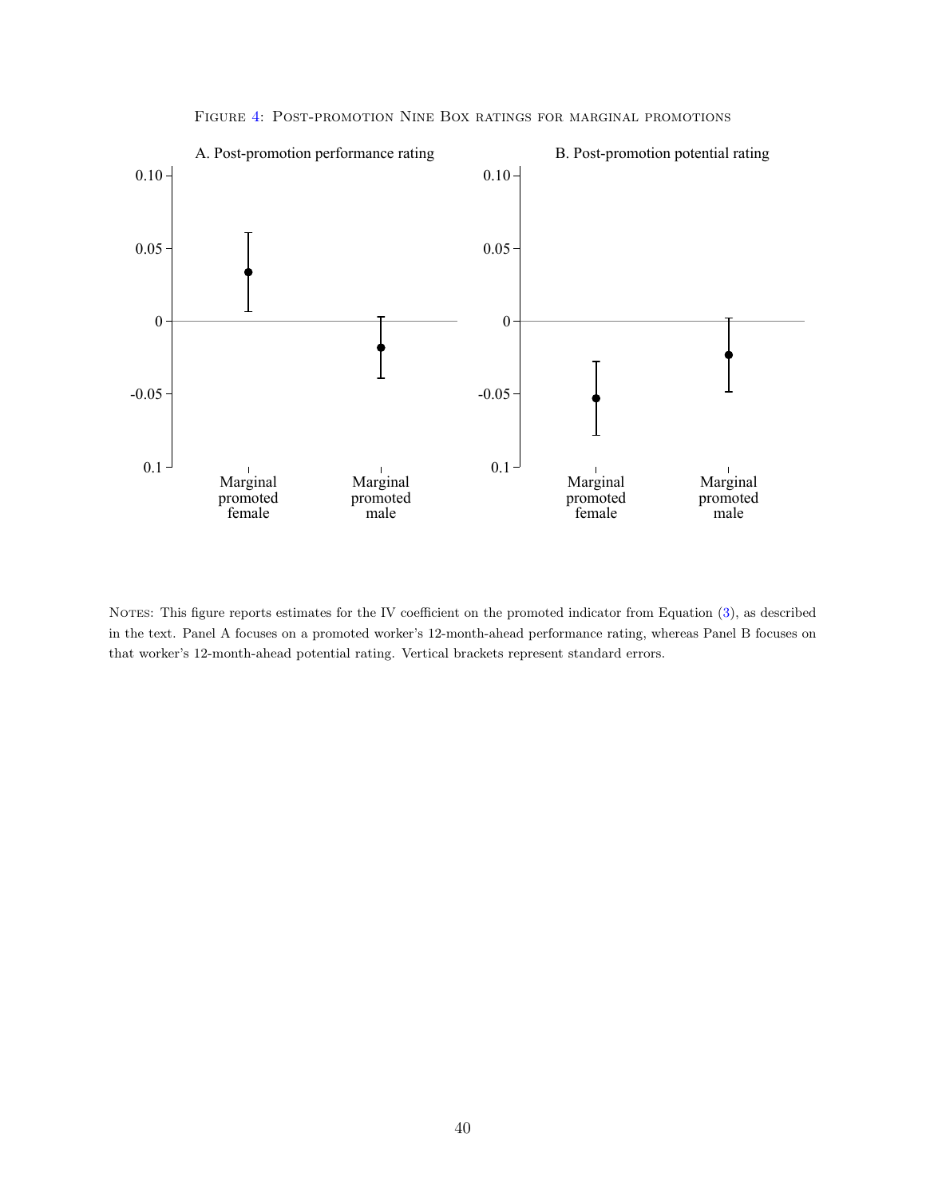Figure 4: Post-promotion Nine Box ratings for marginal promotions

A. Post-promotion performance rating

0.10
0.05
0
-0.05
0.1

Marginal promoted female

Marginal promoted male

B. Post-promotion potential rating

0.10
0.05
0
-0.05
0.1

Marginal promoted female

Marginal promoted male

Notes: This figure reports estimates for the IV coefficient on the promoted indicator from Equation (3), as described in the text. Panel A focuses on a promoted worker's 12-month-ahead performance rating, whereas Panel B focuses on that worker's 12-month-ahead potential rating. Vertical brackets represent standard errors.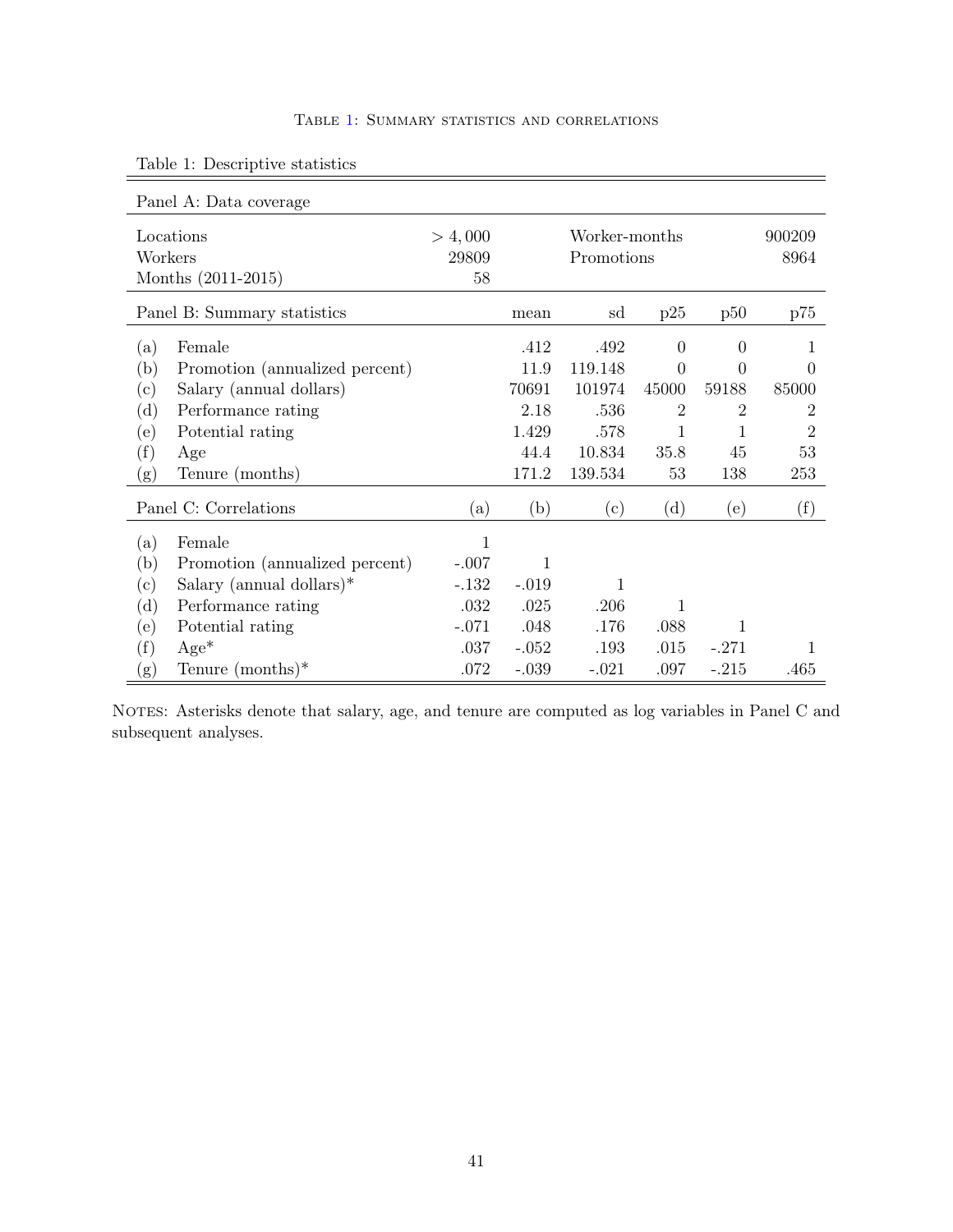TABLE 1: SUMMARY STATISTICS AND CORRELATIONS

Table 1: Descriptive statistics

| Panel A: Data coverage | | | | | | |
|---|---|---|---|---|---|---|
| Locations | $> 4,000$ | | Worker-months | | | 900209 |
| Workers | 29809 | | Promotions | | | 8964 |
| Months (2011-2015) | 58 | | | | | |

| Panel B: Summary statistics | | mean | sd | p25 | p50 | p75 |
|---|---|---|---|---|---|---|
| (a) Female | | .412 | .492 | 0 | 0 | 1 |
| (b) Promotion (annualized percent) | | 11.9 | 119.148 | 0 | 0 | 0 |
| (c) Salary (annual dollars) | | 70691 | 101974 | 45000 | 59188 | 85000 |
| (d) Performance rating | | 2.18 | .536 | 2 | 2 | 2 |
| (e) Potential rating | | 1.429 | .578 | 1 | 1 | 2 |
| (f) Age | | 44.4 | 10.834 | 35.8 | 45 | 53 |
| (g) Tenure (months) | | 171.2 | 139.534 | 53 | 138 | 253 |

| Panel C: Correlations | (a) | (b) | (c) | (d) | (e) | (f) |
|---|---|---|---|---|---|---|
| (a) Female | 1 | | | | | |
| (b) Promotion (annualized percent) | -.007 | 1 | | | | |
| (c) Salary (annual dollars)* | -.132 | -.019 | 1 | | | |
| (d) Performance rating | .032 | .025 | .206 | 1 | | |
| (e) Potential rating | -.071 | .048 | .176 | .088 | 1 | |
| (f) Age* | .037 | -.052 | .193 | .015 | -.271 | 1 |
| (g) Tenure (months)* | .072 | -.039 | -.021 | .097 | -.215 | .465 |

NOTES: Asterisks denote that salary, age, and tenure are computed as log variables in Panel C and subsequent analyses.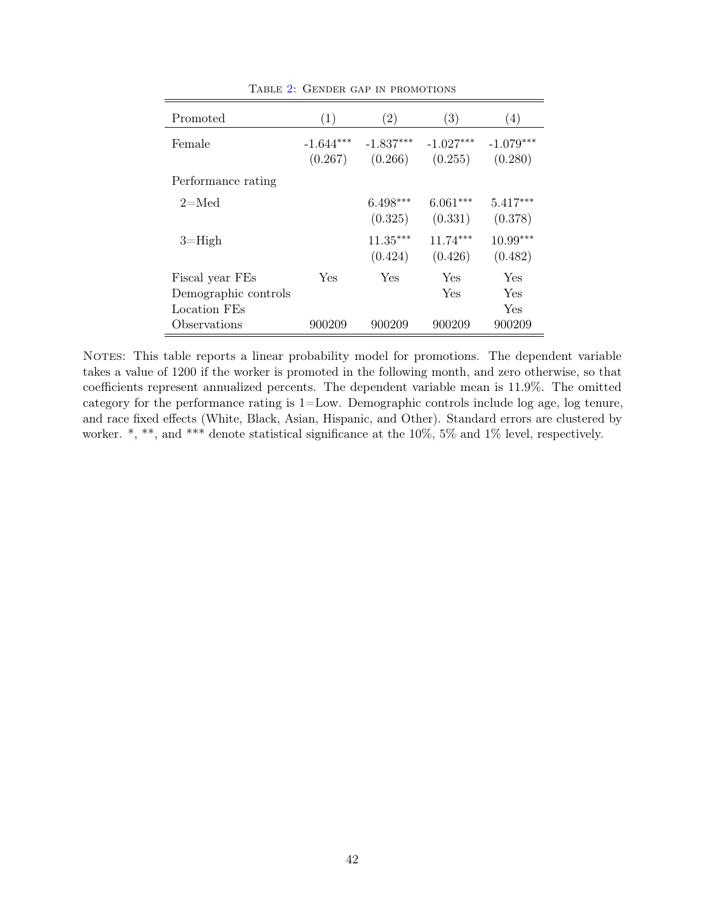Table 2: Gender gap in promotions

| Promoted | (1) | (2) | (3) | (4) |
|---|---|---|---|---|
| Female | -1.644*** | -1.837*** | -1.027*** | -1.079*** |
| | (0.267) | (0.266) | (0.255) | (0.280) |
| Performance rating | | | | |
| 2=Med | | 6.498*** | 6.061*** | 5.417*** |
| | | (0.325) | (0.331) | (0.378) |
| 3=High | | 11.35*** | 11.74*** | 10.99*** |
| | | (0.424) | (0.426) | (0.482) |
| Fiscal year FEs | Yes | Yes | Yes | Yes |
| Demographic controls | | | Yes | Yes |
| Location FEs | | | | Yes |
| Observations | 900209 | 900209 | 900209 | 900209 |

Notes: This table reports a linear probability model for promotions. The dependent variable takes a value of 1200 if the worker is promoted in the following month, and zero otherwise, so that coefficients represent annualized percents. The dependent variable mean is 11.9%. The omitted category for the performance rating is 1=Low. Demographic controls include log age, log tenure, and race fixed effects (White, Black, Asian, Hispanic, and Other). Standard errors are clustered by worker. *, **, and *** denote statistical significance at the 10%, 5% and 1% level, respectively.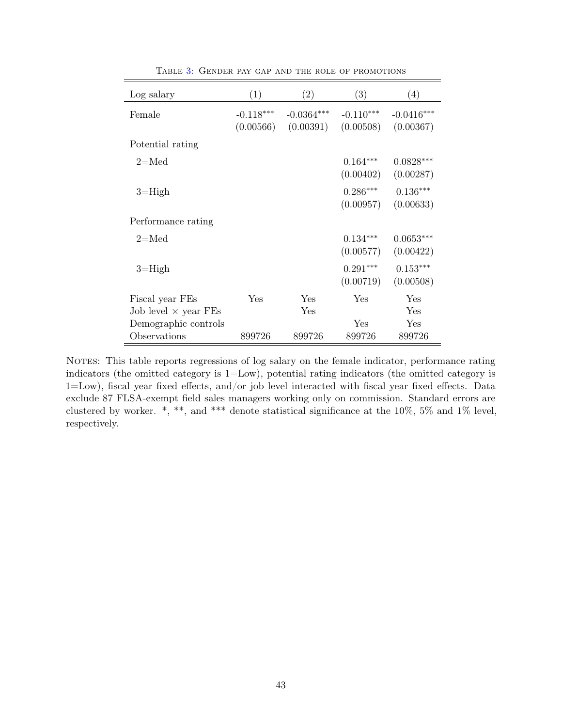Table 3: Gender pay gap and the role of promotions

| Log salary | (1) | (2) | (3) | (4) |
|---|---|---|---|---|
| Female | -0.118*** | -0.0364*** | -0.110*** | -0.0416*** |
| | (0.00566) | (0.00391) | (0.00508) | (0.00367) |
| Potential rating | | | | |
| 2=Med | | | 0.164*** | 0.0828*** |
| | | | (0.00402) | (0.00287) |
| 3=High | | | 0.286*** | 0.136*** |
| | | | (0.00957) | (0.00633) |
| Performance rating | | | | |
| 2=Med | | | 0.134*** | 0.0653*** |
| | | | (0.00577) | (0.00422) |
| 3=High | | | 0.291*** | 0.153*** |
| | | | (0.00719) | (0.00508) |
| Fiscal year FEs | Yes | Yes | Yes | Yes |
| Job level × year FEs | | Yes | | Yes |
| Demographic controls | | | Yes | Yes |
| Observations | 899726 | 899726 | 899726 | 899726 |

Notes: This table reports regressions of log salary on the female indicator, performance rating indicators (the omitted category is 1=Low), potential rating indicators (the omitted category is 1=Low), fiscal year fixed effects, and/or job level interacted with fiscal year fixed effects. Data exclude 87 FLSA-exempt field sales managers working only on commission. Standard errors are clustered by worker. *, **, and *** denote statistical significance at the 10%, 5% and 1% level, respectively.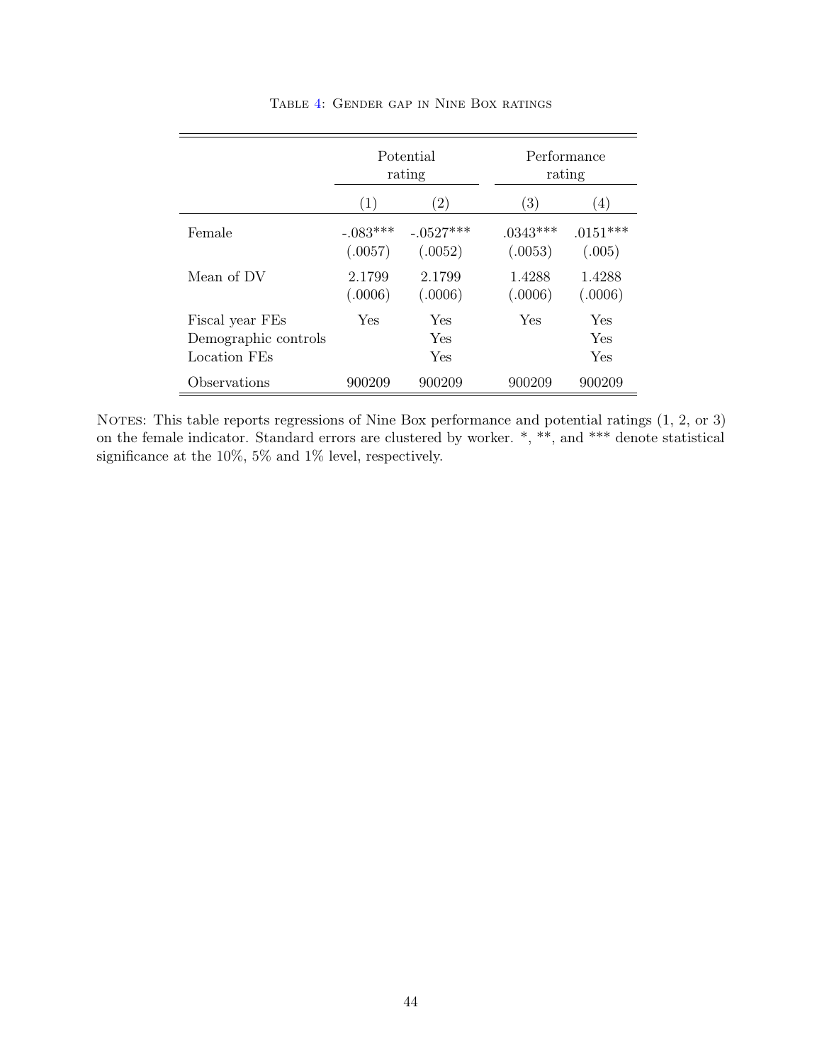Table 4: Gender gap in Nine Box ratings

| | Potential rating | | Performance rating | |
|---|---|---|---|---|
| | (1) | (2) | (3) | (4) |
| Female | -.083*** | -.0527*** | .0343*** | .0151*** |
| | (.0057) | (.0052) | (.0053) | (.005) |
| Mean of DV | 2.1799 | 2.1799 | 1.4288 | 1.4288 |
| | (.0006) | (.0006) | (.0006) | (.0006) |
| Fiscal year FEs | Yes | Yes | Yes | Yes |
| Demographic controls | | Yes | | Yes |
| Location FEs | | Yes | | Yes |
| Observations | 900209 | 900209 | 900209 | 900209 |

Notes: This table reports regressions of Nine Box performance and potential ratings (1, 2, or 3) on the female indicator. Standard errors are clustered by worker. *, **, and *** denote statistical significance at the 10%, 5% and 1% level, respectively.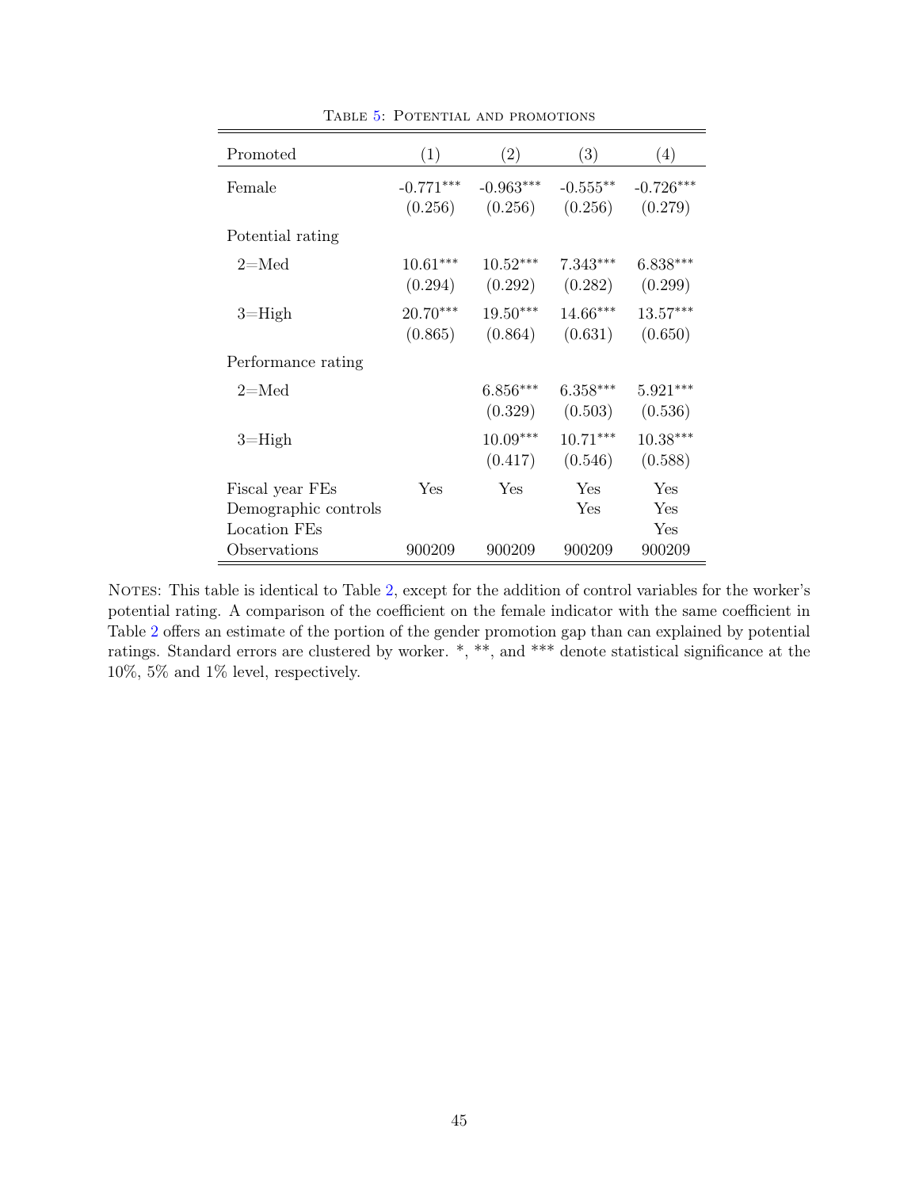Table 5: Potential and promotions

| Promoted | (1) | (2) | (3) | (4) |
|---|---|---|---|---|
| Female | -0.771*** | -0.963*** | -0.555** | -0.726*** |
| | (0.256) | (0.256) | (0.256) | (0.279) |
| Potential rating | | | | |
| 2=Med | 10.61*** | 10.52*** | 7.343*** | 6.838*** |
| | (0.294) | (0.292) | (0.282) | (0.299) |
| 3=High | 20.70*** | 19.50*** | 14.66*** | 13.57*** |
| | (0.865) | (0.864) | (0.631) | (0.650) |
| Performance rating | | | | |
| 2=Med | | 6.856*** | 6.358*** | 5.921*** |
| | | (0.329) | (0.503) | (0.536) |
| 3=High | | 10.09*** | 10.71*** | 10.38*** |
| | | (0.417) | (0.546) | (0.588) |
| Fiscal year FEs | Yes | Yes | Yes | Yes |
| Demographic controls | | | Yes | Yes |
| Location FEs | | | | Yes |
| Observations | 900209 | 900209 | 900209 | 900209 |

Notes: This table is identical to Table 2, except for the addition of control variables for the worker's potential rating. A comparison of the coefficient on the female indicator with the same coefficient in Table 2 offers an estimate of the portion of the gender promotion gap than can explained by potential ratings. Standard errors are clustered by worker. *, **, and *** denote statistical significance at the 10%, 5% and 1% level, respectively.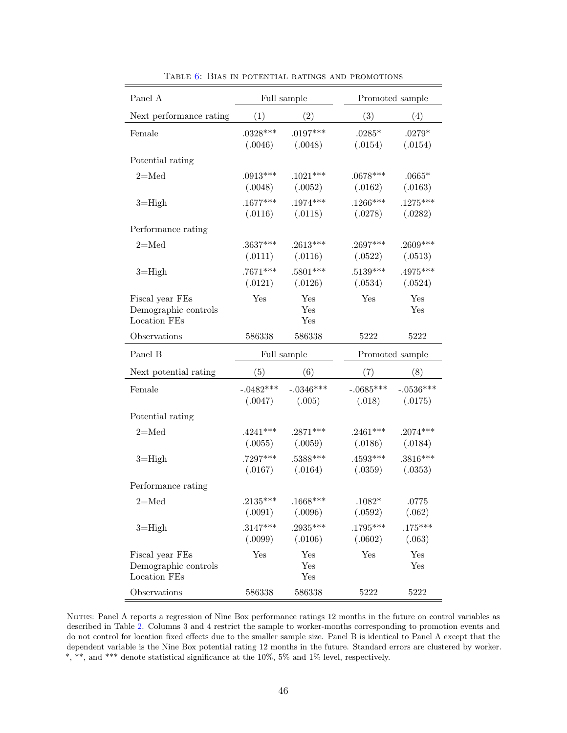Table 6: Bias in potential ratings and promotions

| Panel A | Full sample | | Promoted sample | |
|---|---|---|---|---|
| Next performance rating | (1) | (2) | (3) | (4) |
| Female | .0328*** | .0197*** | .0285* | .0279* |
| | (.0046) | (.0048) | (.0154) | (.0154) |
| Potential rating | | | | |
| 2=Med | .0913*** | .1021*** | .0678*** | .0665* |
| | (.0048) | (.0052) | (.0162) | (.0163) |
| 3=High | .1677*** | .1974*** | .1266*** | .1275*** |
| | (.0116) | (.0118) | (.0278) | (.0282) |
| Performance rating | | | | |
| 2=Med | .3637*** | .2613*** | .2697*** | .2609*** |
| | (.0111) | (.0116) | (.0522) | (.0513) |
| 3=High | .7671*** | .5801*** | .5139*** | .4975*** |
| | (.0121) | (.0126) | (.0534) | (.0524) |
| Fiscal year FEs | Yes | Yes | Yes | Yes |
| Demographic controls | | Yes | | Yes |
| Location FEs | | Yes | | |
| Observations | 586338 | 586338 | 5222 | 5222 |
| **Panel B** | **Full sample** | | **Promoted sample** | |
| Next potential rating | (5) | (6) | (7) | (8) |
| Female | -.0482*** | -.0346*** | -.0685*** | -.0536*** |
| | (.0047) | (.005) | (.018) | (.0175) |
| Potential rating | | | | |
| 2=Med | .4241*** | .2871*** | .2461*** | .2074*** |
| | (.0055) | (.0059) | (.0186) | (.0184) |
| 3=High | .7297*** | .5388*** | .4593*** | .3816*** |
| | (.0167) | (.0164) | (.0359) | (.0353) |
| Performance rating | | | | |
| 2=Med | .2135*** | .1668*** | .1082* | .0775 |
| | (.0091) | (.0096) | (.0592) | (.062) |
| 3=High | .3147*** | .2935*** | .1795*** | .175*** |
| | (.0099) | (.0106) | (.0602) | (.063) |
| Fiscal year FEs | Yes | Yes | Yes | Yes |
| Demographic controls | | Yes | | Yes |
| Location FEs | | Yes | | |
| Observations | 586338 | 586338 | 5222 | 5222 |

Notes: Panel A reports a regression of Nine Box performance ratings 12 months in the future on control variables as described in Table 2. Columns 3 and 4 restrict the sample to worker-months corresponding to promotion events and do not control for location fixed effects due to the smaller sample size. Panel B is identical to Panel A except that the dependent variable is the Nine Box potential rating 12 months in the future. Standard errors are clustered by worker. *, **, and *** denote statistical significance at the 10%, 5% and 1% level, respectively.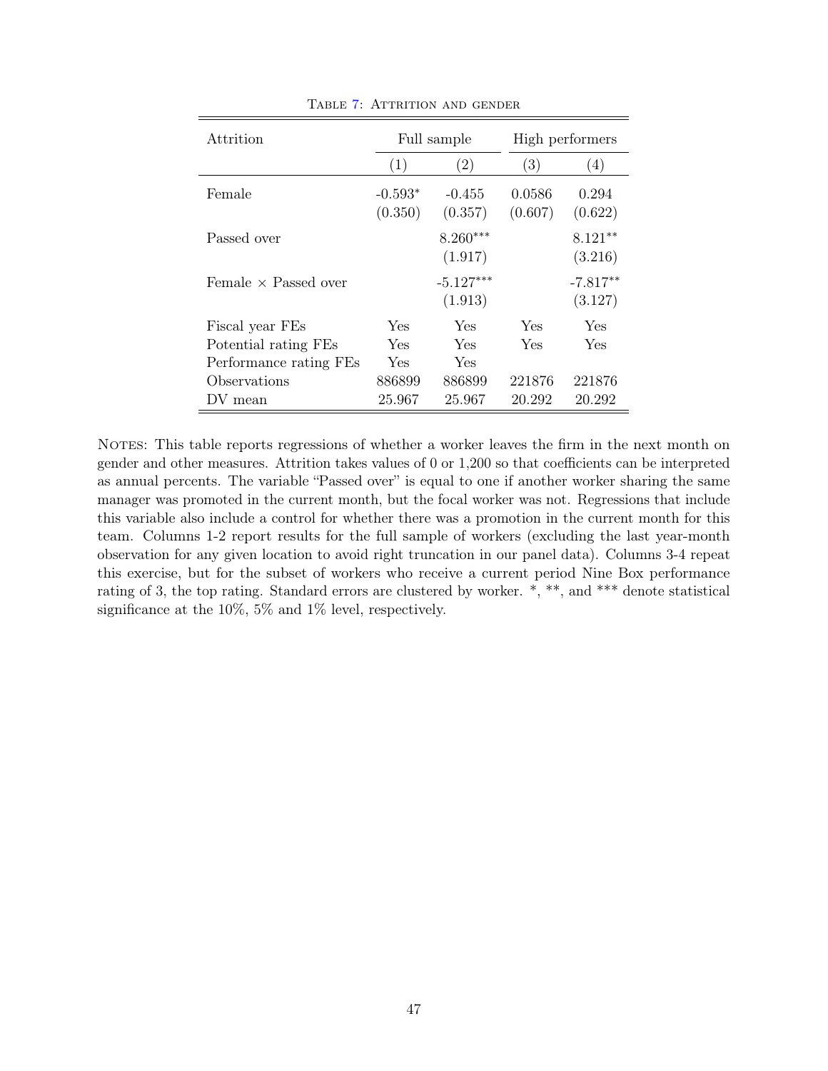Table 7: Attrition and gender

| Attrition | Full sample | | High performers | |
|---|---|---|---|---|
| | (1) | (2) | (3) | (4) |
| Female | -0.593* | -0.455 | 0.0586 | 0.294 |
| | (0.350) | (0.357) | (0.607) | (0.622) |
| Passed over | | 8.260*** | | 8.121** |
| | | (1.917) | | (3.216) |
| Female × Passed over | | -5.127*** | | -7.817** |
| | | (1.913) | | (3.127) |
| Fiscal year FEs | Yes | Yes | Yes | Yes |
| Potential rating FEs | Yes | Yes | Yes | Yes |
| Performance rating FEs | Yes | Yes | | |
| Observations | 886899 | 886899 | 221876 | 221876 |
| DV mean | 25.967 | 25.967 | 20.292 | 20.292 |

Notes: This table reports regressions of whether a worker leaves the firm in the next month on gender and other measures. Attrition takes values of 0 or 1,200 so that coefficients can be interpreted as annual percents. The variable "Passed over" is equal to one if another worker sharing the same manager was promoted in the current month, but the focal worker was not. Regressions that include this variable also include a control for whether there was a promotion in the current month for this team. Columns 1-2 report results for the full sample of workers (excluding the last year-month observation for any given location to avoid right truncation in our panel data). Columns 3-4 repeat this exercise, but for the subset of workers who receive a current period Nine Box performance rating of 3, the top rating. Standard errors are clustered by worker. *, **, and *** denote statistical significance at the 10%, 5% and 1% level, respectively.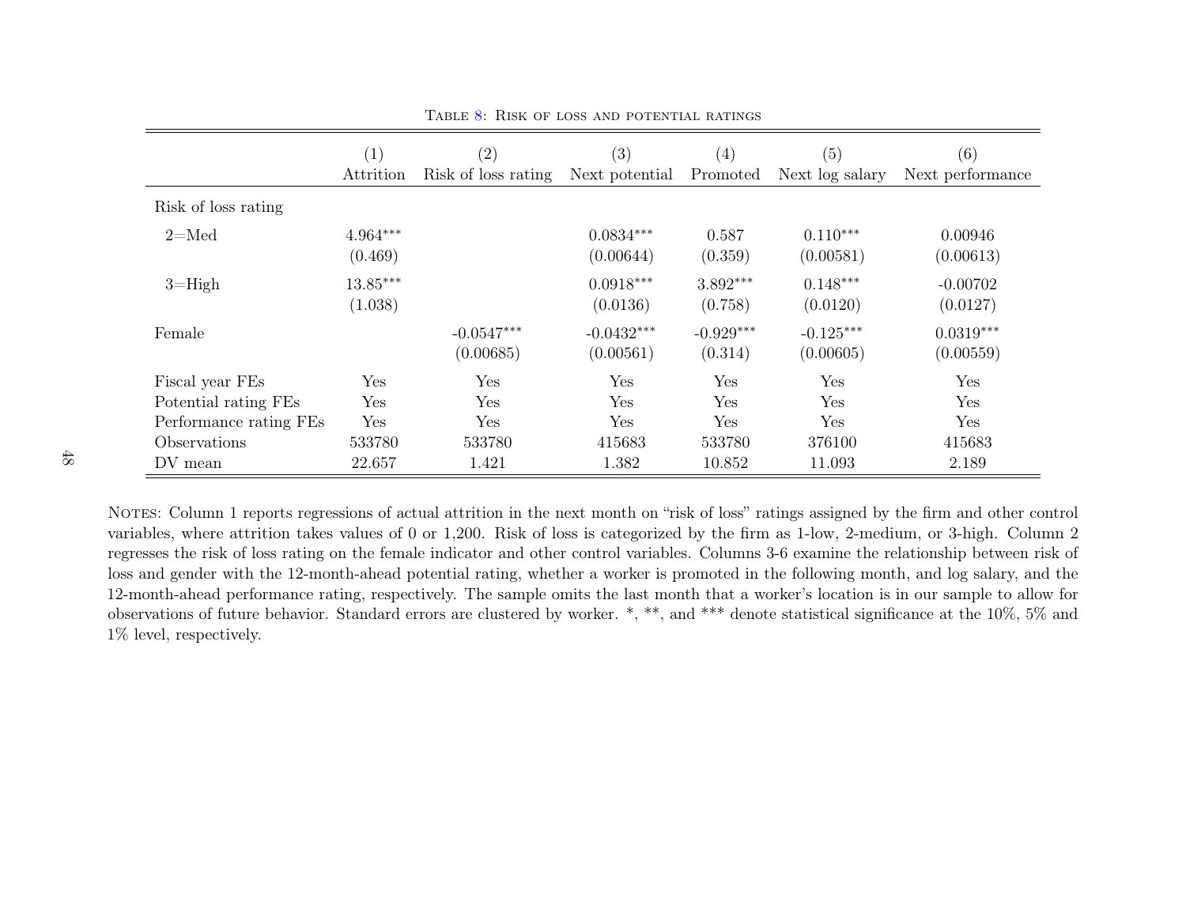Table 8: Risk of loss and potential ratings

| | (1) Attrition | (2) Risk of loss rating | (3) Next potential | (4) Promoted | (5) Next log salary | (6) Next performance |
|---|---|---|---|---|---|---|
| Risk of loss rating | | | | | | |
| 2=Med | 4.964*** | | 0.0834*** | 0.587 | 0.110*** | 0.00946 |
| | (0.469) | | (0.00644) | (0.359) | (0.00581) | (0.00613) |
| 3=High | 13.85*** | | 0.0918*** | 3.892*** | 0.148*** | -0.00702 |
| | (1.038) | | (0.0136) | (0.758) | (0.0120) | (0.0127) |
| Female | | -0.0547*** | -0.0432*** | -0.929*** | -0.125*** | 0.0319*** |
| | | (0.00685) | (0.00561) | (0.314) | (0.00605) | (0.00559) |
| Fiscal year FEs | Yes | Yes | Yes | Yes | Yes | Yes |
| Potential rating FEs | Yes | Yes | Yes | Yes | Yes | Yes |
| Performance rating FEs | Yes | Yes | Yes | Yes | Yes | Yes |
| Observations | 533780 | 533780 | 415683 | 533780 | 376100 | 415683 |
| DV mean | 22.657 | 1.421 | 1.382 | 10.852 | 11.093 | 2.189 |

Notes: Column 1 reports regressions of actual attrition in the next month on "risk of loss" ratings assigned by the firm and other control variables, where attrition takes values of 0 or 1,200. Risk of loss is categorized by the firm as 1-low, 2-medium, or 3-high. Column 2 regresses the risk of loss rating on the female indicator and other control variables. Columns 3-6 examine the relationship between risk of loss and gender with the 12-month-ahead potential rating, whether a worker is promoted in the following month, and log salary, and the 12-month-ahead performance rating, respectively. The sample omits the last month that a worker's location is in our sample to allow for observations of future behavior. Standard errors are clustered by worker. *, **, and *** denote statistical significance at the 10%, 5% and 1% level, respectively.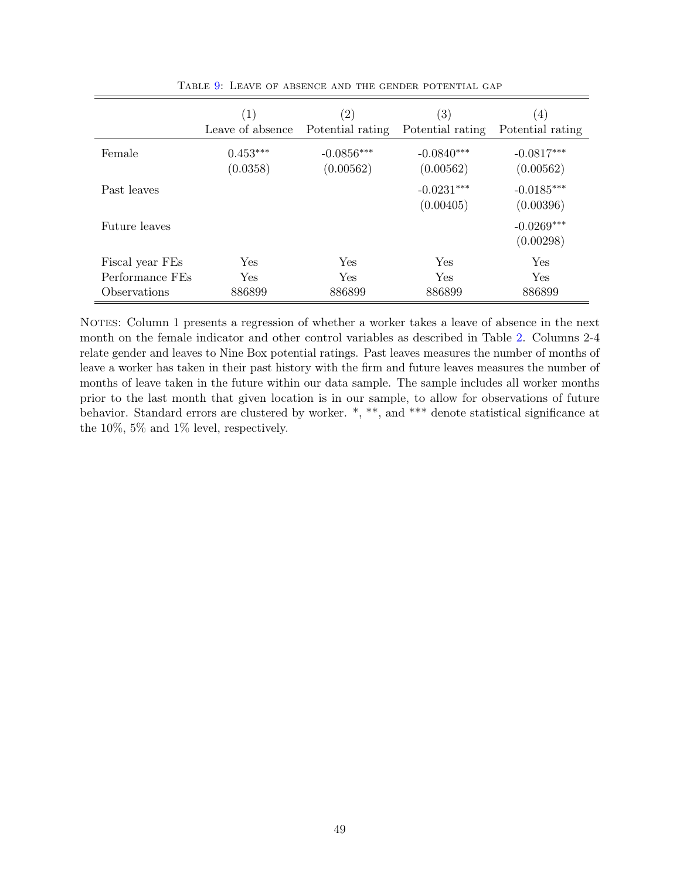Table 9: Leave of absence and the gender potential gap

| | (1) Leave of absence | (2) Potential rating | (3) Potential rating | (4) Potential rating |
|---|---|---|---|---|
| Female | 0.453*** | -0.0856*** | -0.0840*** | -0.0817*** |
| | (0.0358) | (0.00562) | (0.00562) | (0.00562) |
| Past leaves | | | -0.0231*** | -0.0185*** |
| | | | (0.00405) | (0.00396) |
| Future leaves | | | | -0.0269*** |
| | | | | (0.00298) |
| Fiscal year FEs | Yes | Yes | Yes | Yes |
| Performance FEs | Yes | Yes | Yes | Yes |
| Observations | 886899 | 886899 | 886899 | 886899 |

Notes: Column 1 presents a regression of whether a worker takes a leave of absence in the next month on the female indicator and other control variables as described in Table 2. Columns 2-4 relate gender and leaves to Nine Box potential ratings. Past leaves measures the number of months of leave a worker has taken in their past history with the firm and future leaves measures the number of months of leave taken in the future within our data sample. The sample includes all worker months prior to the last month that given location is in our sample, to allow for observations of future behavior. Standard errors are clustered by worker. *, **, and *** denote statistical significance at the 10%, 5% and 1% level, respectively.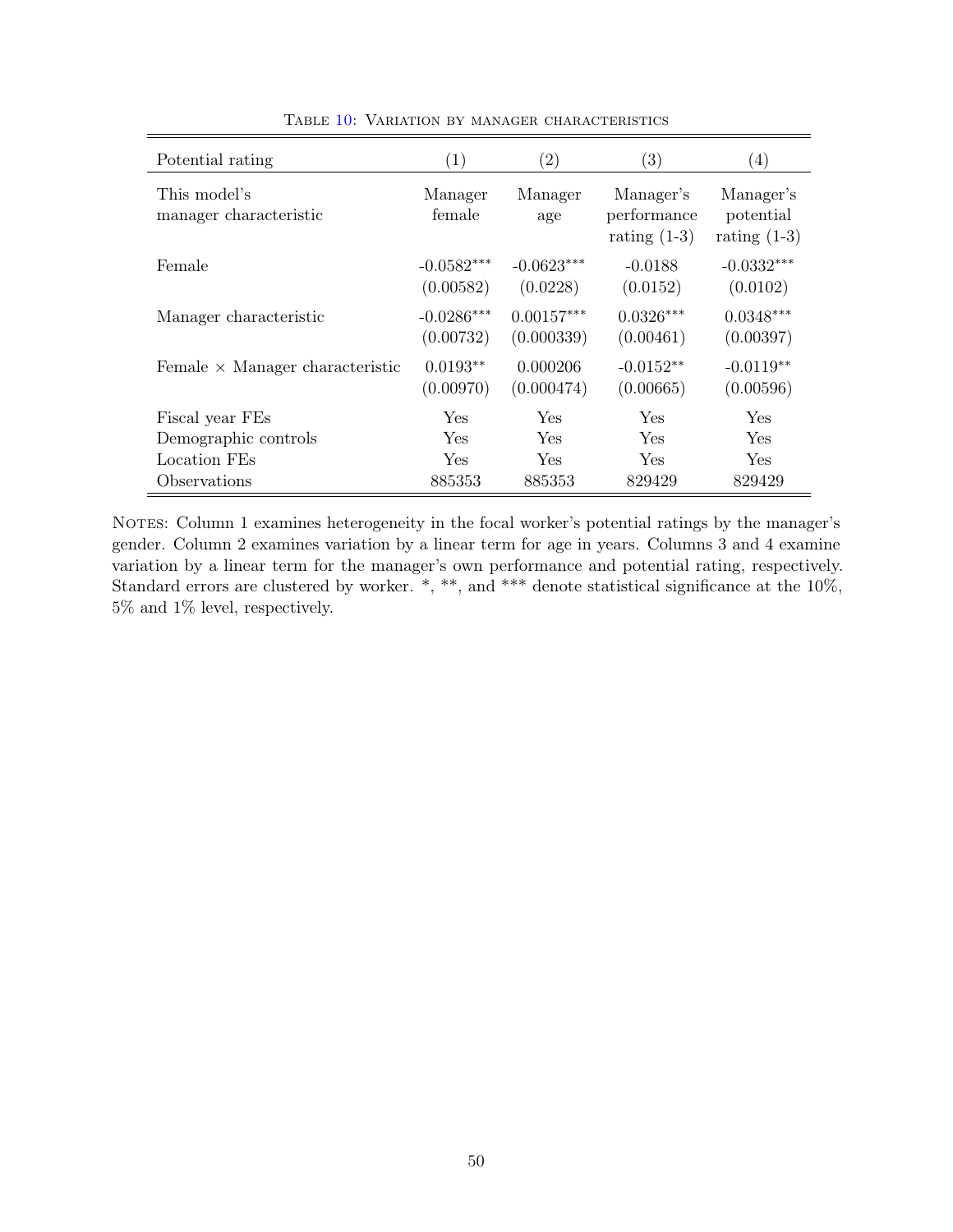Table 10: Variation by manager characteristics

| Potential rating | (1) | (2) | (3) | (4) |
|---|---|---|---|---|
| This model's manager characteristic | Manager female | Manager age | Manager's performance rating (1-3) | Manager's potential rating (1-3) |
| Female | -0.0582*** | -0.0623*** | -0.0188 | -0.0332*** |
| | (0.00582) | (0.0228) | (0.0152) | (0.0102) |
| Manager characteristic | -0.0286*** | 0.00157*** | 0.0326*** | 0.0348*** |
| | (0.00732) | (0.000339) | (0.00461) | (0.00397) |
| Female × Manager characteristic | 0.0193** | 0.000206 | -0.0152** | -0.0119** |
| | (0.00970) | (0.000474) | (0.00665) | (0.00596) |
| Fiscal year FEs | Yes | Yes | Yes | Yes |
| Demographic controls | Yes | Yes | Yes | Yes |
| Location FEs | Yes | Yes | Yes | Yes |
| Observations | 885353 | 885353 | 829429 | 829429 |

Notes: Column 1 examines heterogeneity in the focal worker's potential ratings by the manager's gender. Column 2 examines variation by a linear term for age in years. Columns 3 and 4 examine variation by a linear term for the manager's own performance and potential rating, respectively. Standard errors are clustered by worker. *, **, and *** denote statistical significance at the 10%, 5% and 1% level, respectively.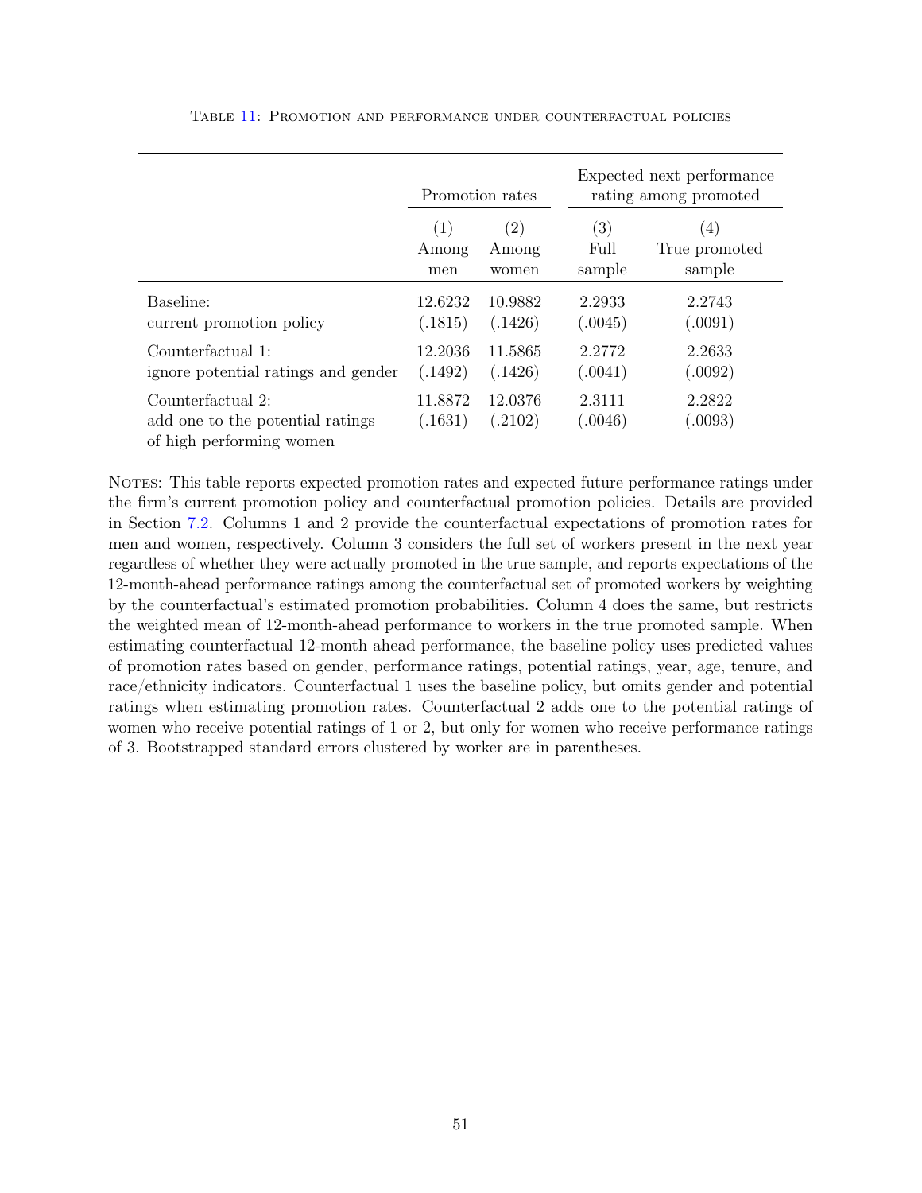TABLE 11: PROMOTION AND PERFORMANCE UNDER COUNTERFACTUAL POLICIES

| | Promotion rates | | Expected next performance rating among promoted | |
|---|---|---|---|---|
| | (1) Among men | (2) Among women | (3) Full sample | (4) True promoted sample |
| Baseline: current promotion policy | 12.6232 (.1815) | 10.9882 (.1426) | 2.2933 (.0045) | 2.2743 (.0091) |
| Counterfactual 1: ignore potential ratings and gender | 12.2036 (.1492) | 11.5865 (.1426) | 2.2772 (.0041) | 2.2633 (.0092) |
| Counterfactual 2: add one to the potential ratings of high performing women | 11.8872 (.1631) | 12.0376 (.2102) | 2.3111 (.0046) | 2.2822 (.0093) |

NOTES: This table reports expected promotion rates and expected future performance ratings under the firm's current promotion policy and counterfactual promotion policies. Details are provided in Section 7.2. Columns 1 and 2 provide the counterfactual expectations of promotion rates for men and women, respectively. Column 3 considers the full set of workers present in the next year regardless of whether they were actually promoted in the true sample, and reports expectations of the 12-month-ahead performance ratings among the counterfactual set of promoted workers by weighting by the counterfactual's estimated promotion probabilities. Column 4 does the same, but restricts the weighted mean of 12-month-ahead performance to workers in the true promoted sample. When estimating counterfactual 12-month ahead performance, the baseline policy uses predicted values of promotion rates based on gender, performance ratings, potential ratings, year, age, tenure, and race/ethnicity indicators. Counterfactual 1 uses the baseline policy, but omits gender and potential ratings when estimating promotion rates. Counterfactual 2 adds one to the potential ratings of women who receive potential ratings of 1 or 2, but only for women who receive performance ratings of 3. Bootstrapped standard errors clustered by worker are in parentheses.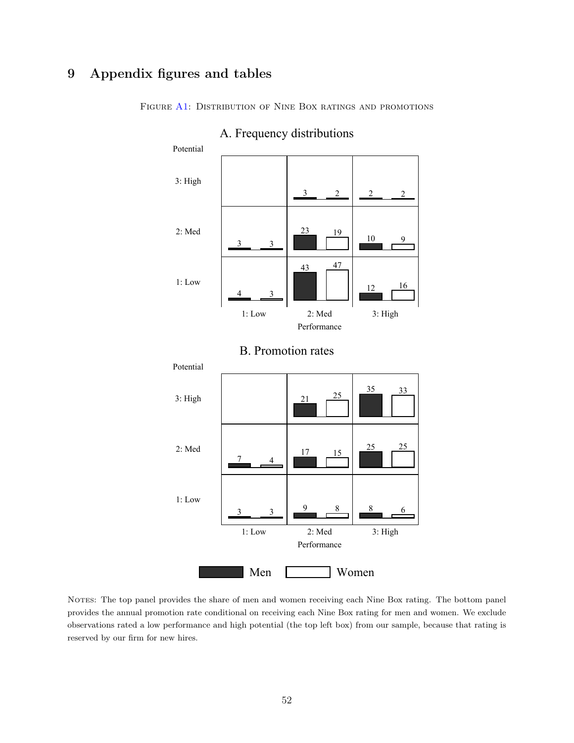# 9 Appendix figures and tables

Figure A1: Distribution of Nine Box ratings and promotions

A. Frequency distributions

Potential

3: High

3 2 2 2

2: Med

3 3 23 19 10 9

1: Low

4 3 43 47 12 16

1: Low 2: Med 3: High

Performance

B. Promotion rates

Potential

3: High

21 25 35 33

2: Med

7 4 17 15 25 25

1: Low

3 3 9 8 8 6

1: Low 2: Med 3: High

Performance

Men Women

Notes: The top panel provides the share of men and women receiving each Nine Box rating. The bottom panel provides the annual promotion rate conditional on receiving each Nine Box rating for men and women. We exclude observations rated a low performance and high potential (the top left box) from our sample, because that rating is reserved by our firm for new hires.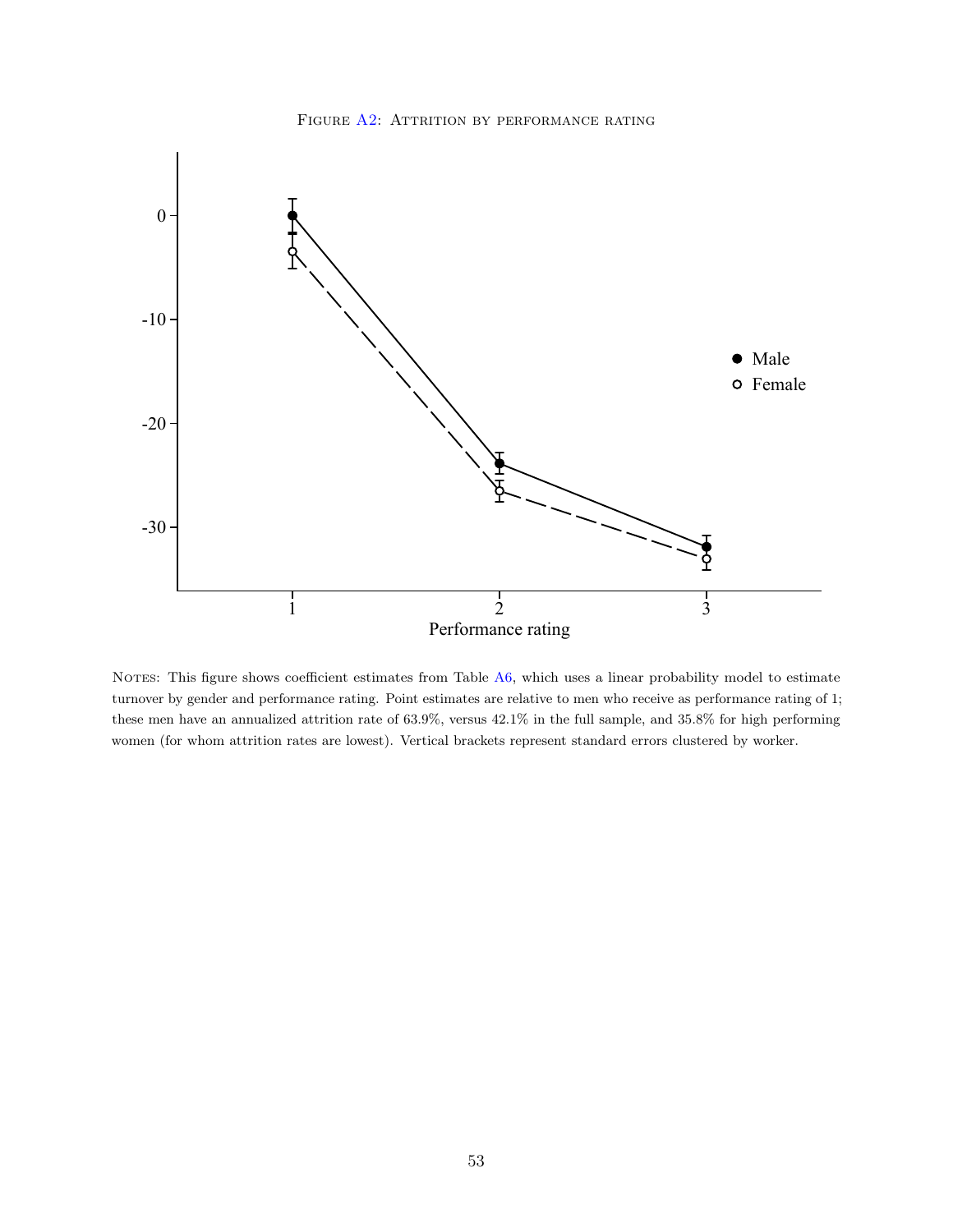Figure A2: Attrition by performance rating

0

-10

-20

-30

1

2

3

Performance rating

Male

Female

Notes: This figure shows coefficient estimates from Table A6, which uses a linear probability model to estimate turnover by gender and performance rating. Point estimates are relative to men who receive as performance rating of 1; these men have an annualized attrition rate of 63.9%, versus 42.1% in the full sample, and 35.8% for high performing women (for whom attrition rates are lowest). Vertical brackets represent standard errors clustered by worker.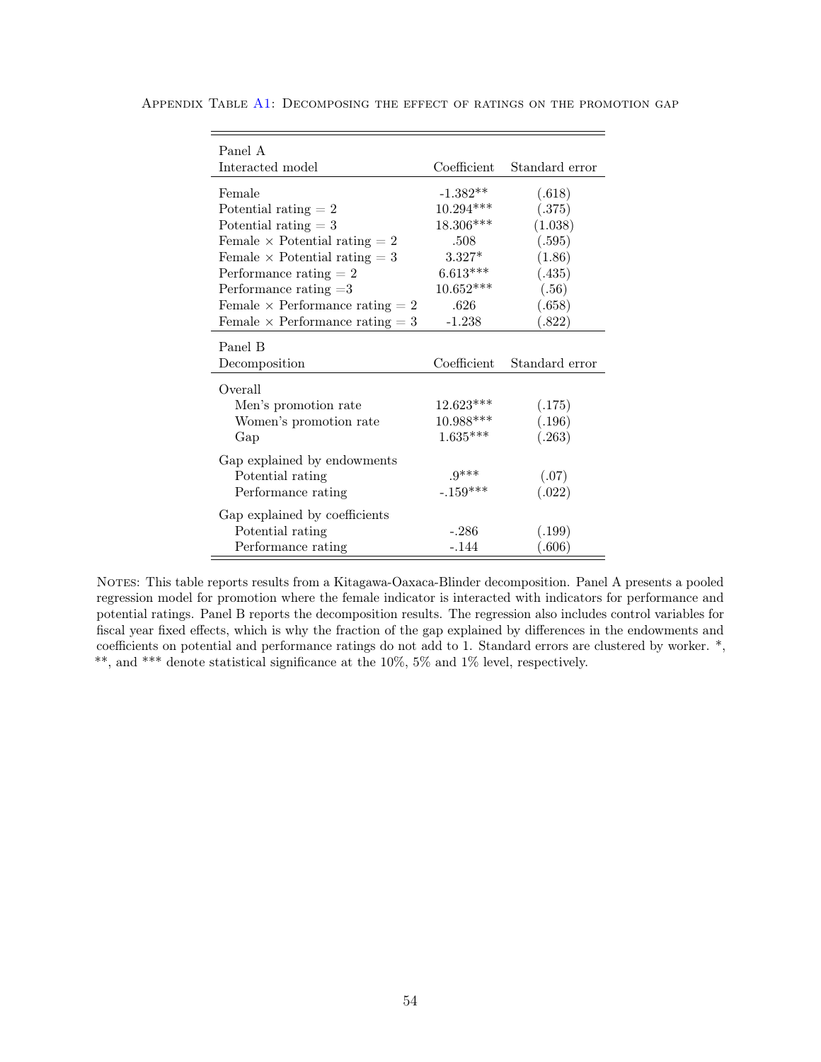Appendix Table A1: Decomposing the effect of ratings on the promotion gap

| Panel A<br>Interacted model | Coefficient | Standard error |
|---|---|---|
| Female | -1.382** | (.618) |
| Potential rating = 2 | 10.294*** | (.375) |
| Potential rating = 3 | 18.306*** | (1.038) |
| Female × Potential rating = 2 | .508 | (.595) |
| Female × Potential rating = 3 | 3.327* | (1.86) |
| Performance rating = 2 | 6.613*** | (.435) |
| Performance rating =3 | 10.652*** | (.56) |
| Female × Performance rating = 2 | .626 | (.658) |
| Female × Performance rating = 3 | -1.238 | (.822) |
| **Panel B<br>Decomposition** | **Coefficient** | **Standard error** |
| Overall | | |
| Men's promotion rate | 12.623*** | (.175) |
| Women's promotion rate | 10.988*** | (.196) |
| Gap | 1.635*** | (.263) |
| Gap explained by endowments | | |
| Potential rating | .9*** | (.07) |
| Performance rating | -.159*** | (.022) |
| Gap explained by coefficients | | |
| Potential rating | -.286 | (.199) |
| Performance rating | -.144 | (.606) |

Notes: This table reports results from a Kitagawa-Oaxaca-Blinder decomposition. Panel A presents a pooled regression model for promotion where the female indicator is interacted with indicators for performance and potential ratings. Panel B reports the decomposition results. The regression also includes control variables for fiscal year fixed effects, which is why the fraction of the gap explained by differences in the endowments and coefficients on potential and performance ratings do not add to 1. Standard errors are clustered by worker. *, **, and *** denote statistical significance at the 10%, 5% and 1% level, respectively.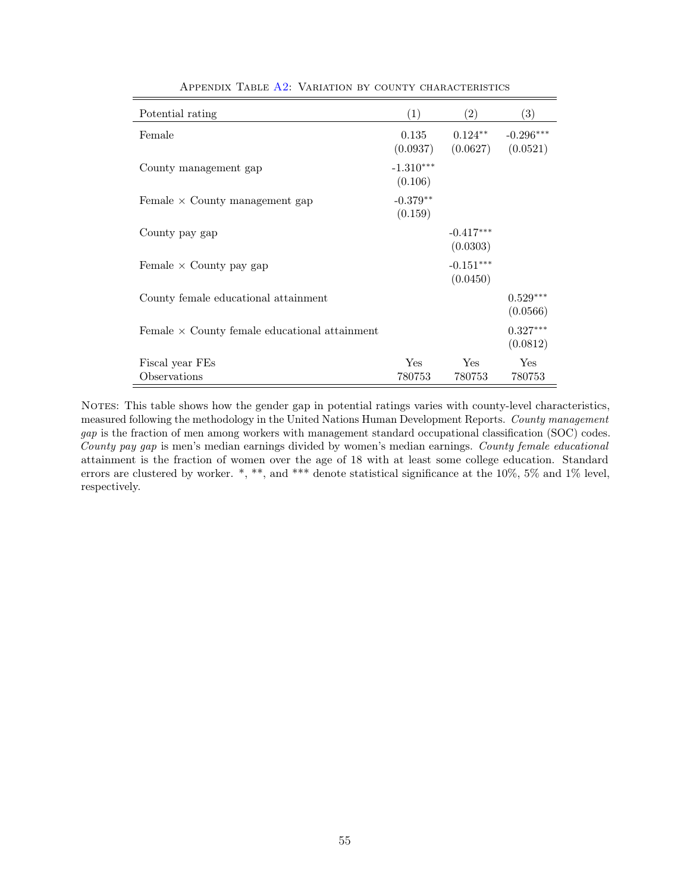Appendix Table A2: Variation by county characteristics

| Potential rating | (1) | (2) | (3) |
|---|---|---|---|
| Female | 0.135 | 0.124** | -0.296*** |
| | (0.0937) | (0.0627) | (0.0521) |
| County management gap | -1.310*** | | |
| | (0.106) | | |
| Female × County management gap | -0.379** | | |
| | (0.159) | | |
| County pay gap | | -0.417*** | |
| | | (0.0303) | |
| Female × County pay gap | | -0.151*** | |
| | | (0.0450) | |
| County female educational attainment | | | 0.529*** |
| | | | (0.0566) |
| Female × County female educational attainment | | | 0.327*** |
| | | | (0.0812) |
| Fiscal year FEs | Yes | Yes | Yes |
| Observations | 780753 | 780753 | 780753 |

Notes: This table shows how the gender gap in potential ratings varies with county-level characteristics, measured following the methodology in the United Nations Human Development Reports. *County management gap* is the fraction of men among workers with management standard occupational classification (SOC) codes. *County pay gap* is men's median earnings divided by women's median earnings. *County female educational* attainment is the fraction of women over the age of 18 with at least some college education. Standard errors are clustered by worker. *, **, and *** denote statistical significance at the 10%, 5% and 1% level, respectively.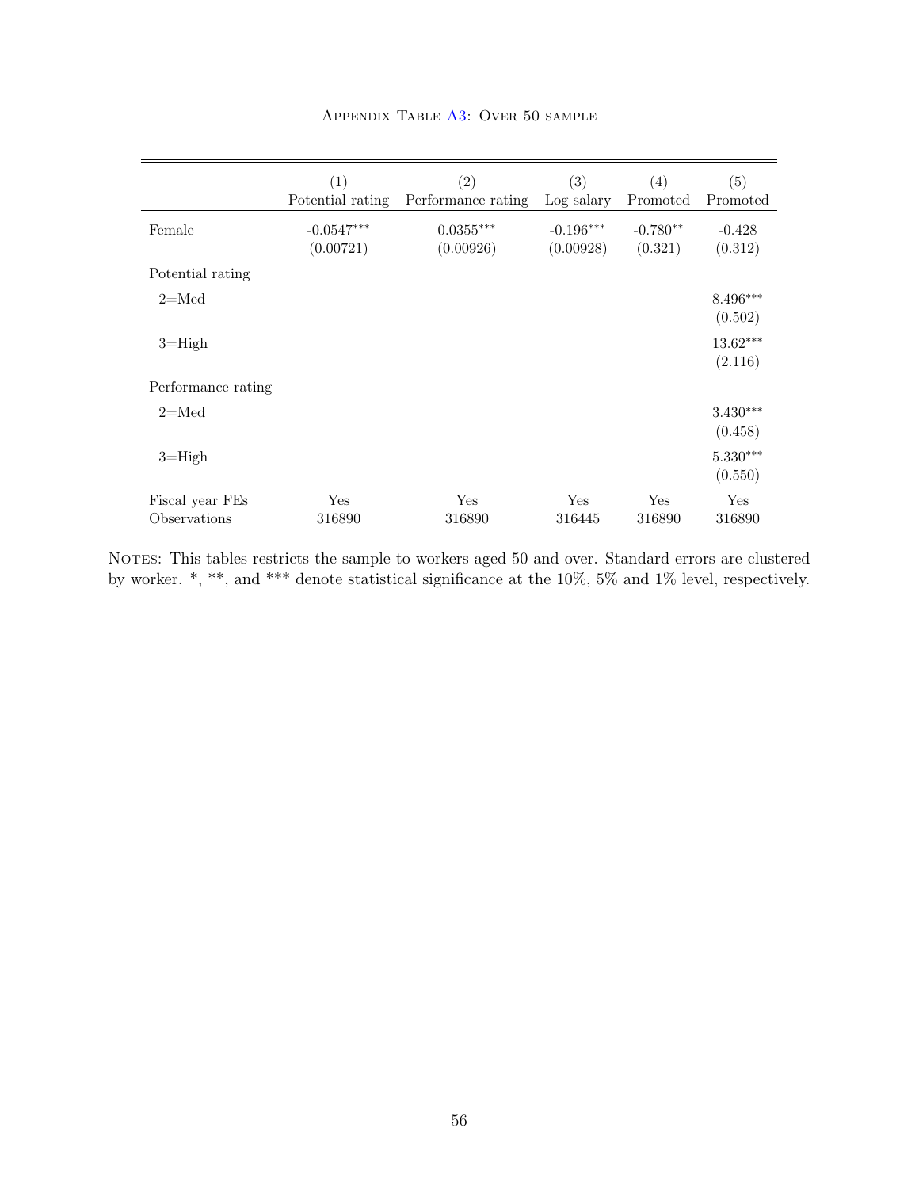Appendix Table A3: Over 50 sample

| | (1) Potential rating | (2) Performance rating | (3) Log salary | (4) Promoted | (5) Promoted |
|---|---|---|---|---|---|
| Female | -0.0547*** | 0.0355*** | -0.196*** | -0.780** | -0.428 |
| | (0.00721) | (0.00926) | (0.00928) | (0.321) | (0.312) |
| Potential rating | | | | | |
| 2=Med | | | | | 8.496*** |
| | | | | | (0.502) |
| 3=High | | | | | 13.62*** |
| | | | | | (2.116) |
| Performance rating | | | | | |
| 2=Med | | | | | 3.430*** |
| | | | | | (0.458) |
| 3=High | | | | | 5.330*** |
| | | | | | (0.550) |
| Fiscal year FEs | Yes | Yes | Yes | Yes | Yes |
| Observations | 316890 | 316890 | 316445 | 316890 | 316890 |

Notes: This tables restricts the sample to workers aged 50 and over. Standard errors are clustered by worker. *, **, and *** denote statistical significance at the 10%, 5% and 1% level, respectively.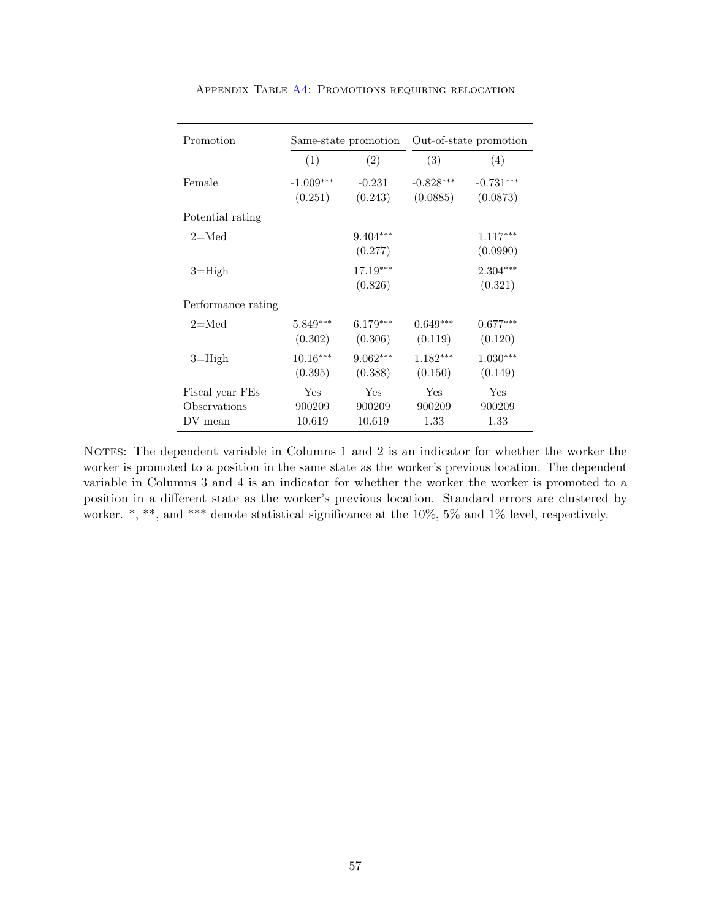Appendix Table A4: Promotions requiring relocation

| Promotion | Same-state promotion | | Out-of-state promotion | |
|---|---|---|---|---|
| | (1) | (2) | (3) | (4) |
| Female | -1.009*** | -0.231 | -0.828*** | -0.731*** |
| | (0.251) | (0.243) | (0.0885) | (0.0873) |
| Potential rating | | | | |
| 2=Med | | 9.404*** | | 1.117*** |
| | | (0.277) | | (0.0990) |
| 3=High | | 17.19*** | | 2.304*** |
| | | (0.826) | | (0.321) |
| Performance rating | | | | |
| 2=Med | 5.849*** | 6.179*** | 0.649*** | 0.677*** |
| | (0.302) | (0.306) | (0.119) | (0.120) |
| 3=High | 10.16*** | 9.062*** | 1.182*** | 1.030*** |
| | (0.395) | (0.388) | (0.150) | (0.149) |
| Fiscal year FEs | Yes | Yes | Yes | Yes |
| Observations | 900209 | 900209 | 900209 | 900209 |
| DV mean | 10.619 | 10.619 | 1.33 | 1.33 |

Notes: The dependent variable in Columns 1 and 2 is an indicator for whether the worker the worker is promoted to a position in the same state as the worker's previous location. The dependent variable in Columns 3 and 4 is an indicator for whether the worker the worker is promoted to a position in a different state as the worker's previous location. Standard errors are clustered by worker. *, **, and *** denote statistical significance at the 10%, 5% and 1% level, respectively.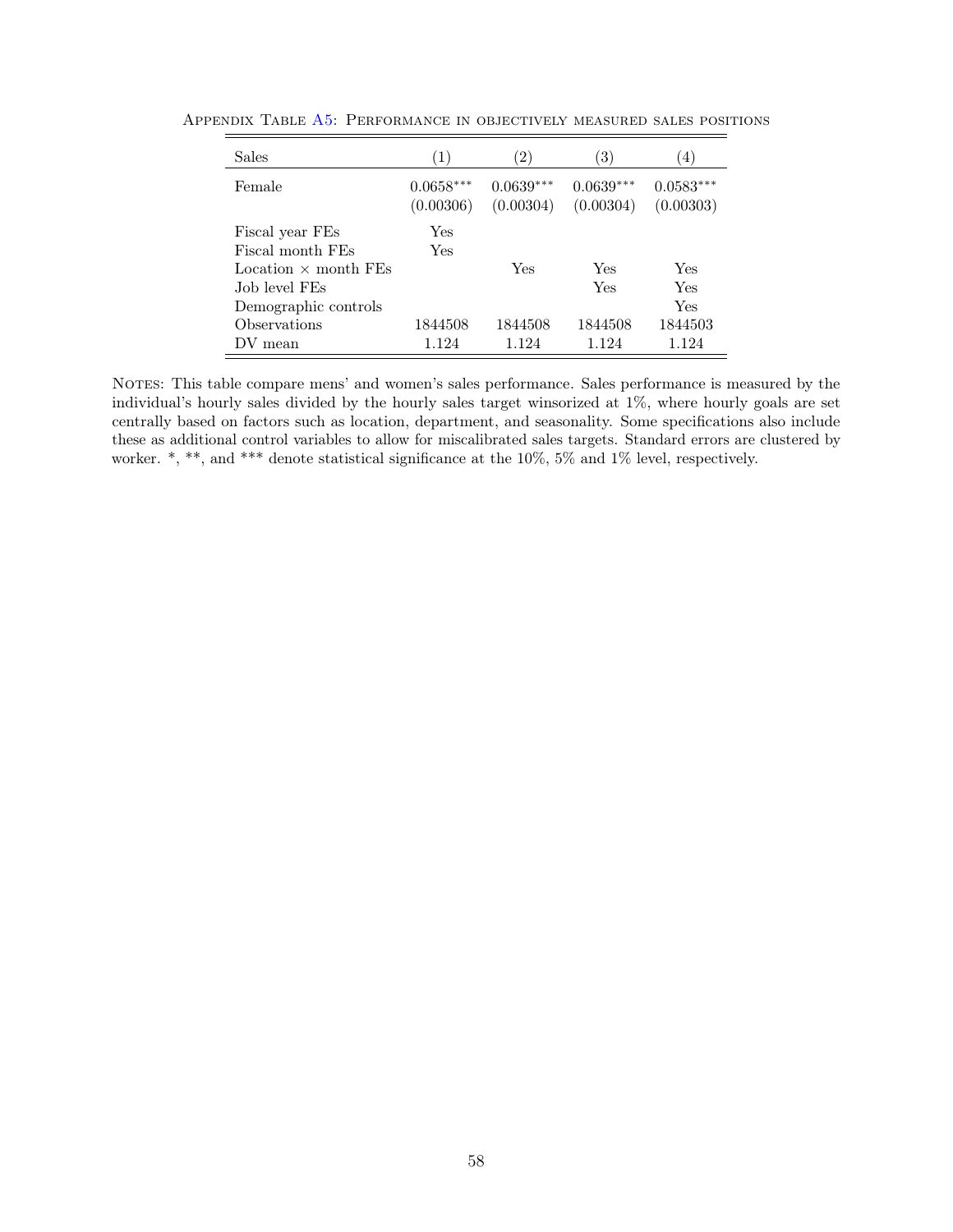Appendix Table A5: Performance in objectively measured sales positions

| Sales | (1) | (2) | (3) | (4) |
|---|---|---|---|---|
| Female | 0.0658*** | 0.0639*** | 0.0639*** | 0.0583*** |
| | (0.00306) | (0.00304) | (0.00304) | (0.00303) |
| Fiscal year FEs | Yes | | | |
| Fiscal month FEs | Yes | | | |
| Location × month FEs | | Yes | Yes | Yes |
| Job level FEs | | | Yes | Yes |
| Demographic controls | | | | Yes |
| Observations | 1844508 | 1844508 | 1844508 | 1844503 |
| DV mean | 1.124 | 1.124 | 1.124 | 1.124 |

Notes: This table compare mens' and women's sales performance. Sales performance is measured by the individual's hourly sales divided by the hourly sales target winsorized at 1%, where hourly goals are set centrally based on factors such as location, department, and seasonality. Some specifications also include these as additional control variables to allow for miscalibrated sales targets. Standard errors are clustered by worker. *, **, and *** denote statistical significance at the 10%, 5% and 1% level, respectively.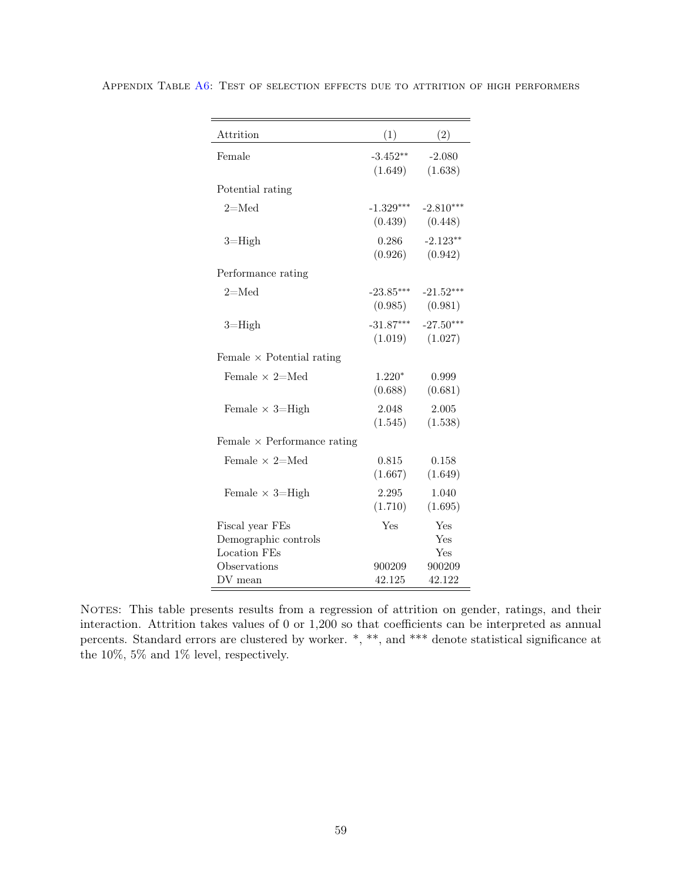Appendix Table A6: Test of selection effects due to attrition of high performers

| Attrition | (1) | (2) |
|---|---|---|
| Female | -3.452** | -2.080 |
| | (1.649) | (1.638) |
| Potential rating | | |
| 2=Med | -1.329*** | -2.810*** |
| | (0.439) | (0.448) |
| 3=High | 0.286 | -2.123** |
| | (0.926) | (0.942) |
| Performance rating | | |
| 2=Med | -23.85*** | -21.52*** |
| | (0.985) | (0.981) |
| 3=High | -31.87*** | -27.50*** |
| | (1.019) | (1.027) |
| Female × Potential rating | | |
| Female × 2=Med | 1.220* | 0.999 |
| | (0.688) | (0.681) |
| Female × 3=High | 2.048 | 2.005 |
| | (1.545) | (1.538) |
| Female × Performance rating | | |
| Female × 2=Med | 0.815 | 0.158 |
| | (1.667) | (1.649) |
| Female × 3=High | 2.295 | 1.040 |
| | (1.710) | (1.695) |
| Fiscal year FEs | Yes | Yes |
| Demographic controls | | Yes |
| Location FEs | | Yes |
| Observations | 900209 | 900209 |
| DV mean | 42.125 | 42.122 |

Notes: This table presents results from a regression of attrition on gender, ratings, and their interaction. Attrition takes values of 0 or 1,200 so that coefficients can be interpreted as annual percents. Standard errors are clustered by worker. *, **, and *** denote statistical significance at the 10%, 5% and 1% level, respectively.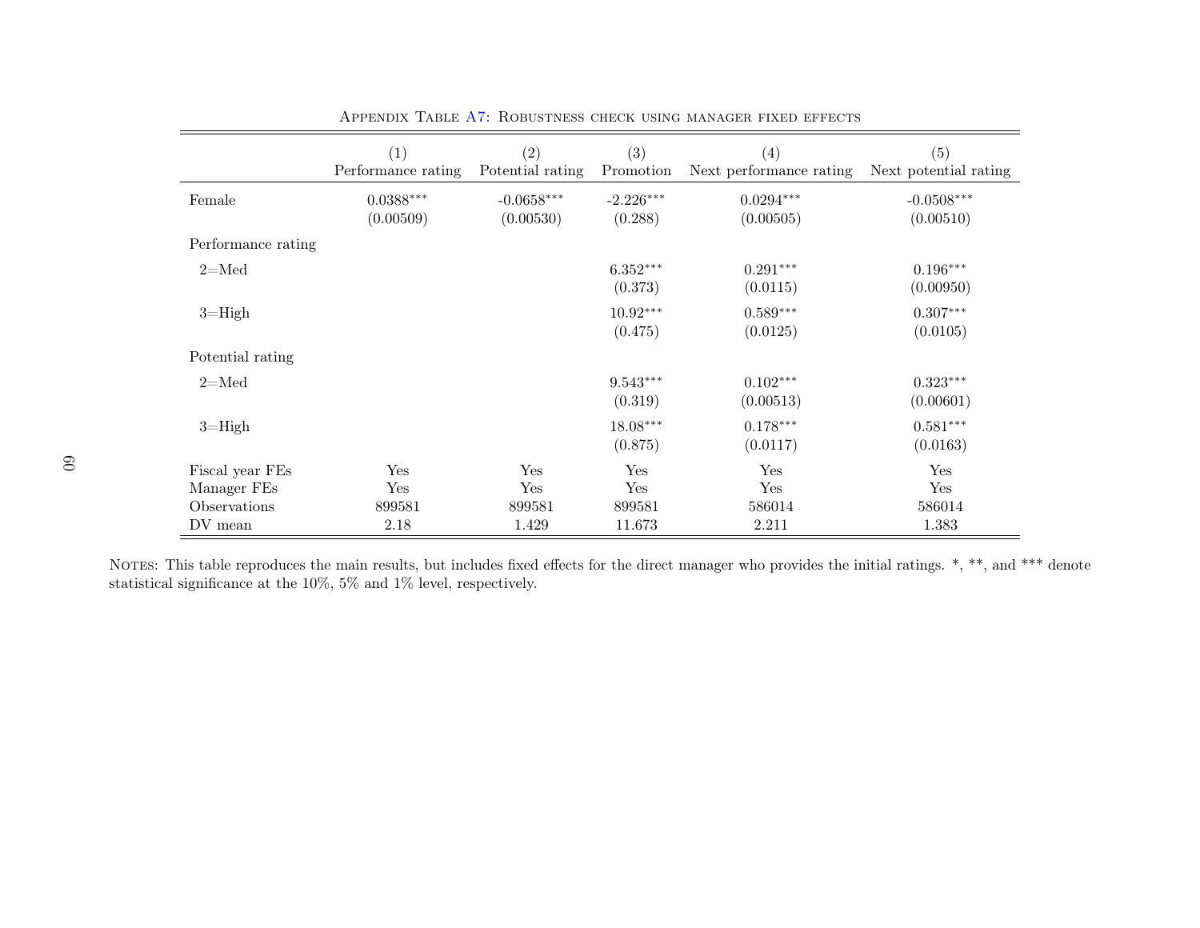Appendix Table A7: Robustness check using manager fixed effects

| | (1) Performance rating | (2) Potential rating | (3) Promotion | (4) Next performance rating | (5) Next potential rating |
|---|---|---|---|---|---|
| Female | 0.0388*** | -0.0658*** | -2.226*** | 0.0294*** | -0.0508*** |
| | (0.00509) | (0.00530) | (0.288) | (0.00505) | (0.00510) |
| Performance rating | | | | | |
| 2=Med | | | 6.352*** | 0.291*** | 0.196*** |
| | | | (0.373) | (0.0115) | (0.00950) |
| 3=High | | | 10.92*** | 0.589*** | 0.307*** |
| | | | (0.475) | (0.0125) | (0.0105) |
| Potential rating | | | | | |
| 2=Med | | | 9.543*** | 0.102*** | 0.323*** |
| | | | (0.319) | (0.00513) | (0.00601) |
| 3=High | | | 18.08*** | 0.178*** | 0.581*** |
| | | | (0.875) | (0.0117) | (0.0163) |
| Fiscal year FEs | Yes | Yes | Yes | Yes | Yes |
| Manager FEs | Yes | Yes | Yes | Yes | Yes |
| Observations | 899581 | 899581 | 899581 | 586014 | 586014 |
| DV mean | 2.18 | 1.429 | 11.673 | 2.211 | 1.383 |

Notes: This table reproduces the main results, but includes fixed effects for the direct manager who provides the initial ratings. *, **, and *** denote statistical significance at the 10%, 5% and 1% level, respectively.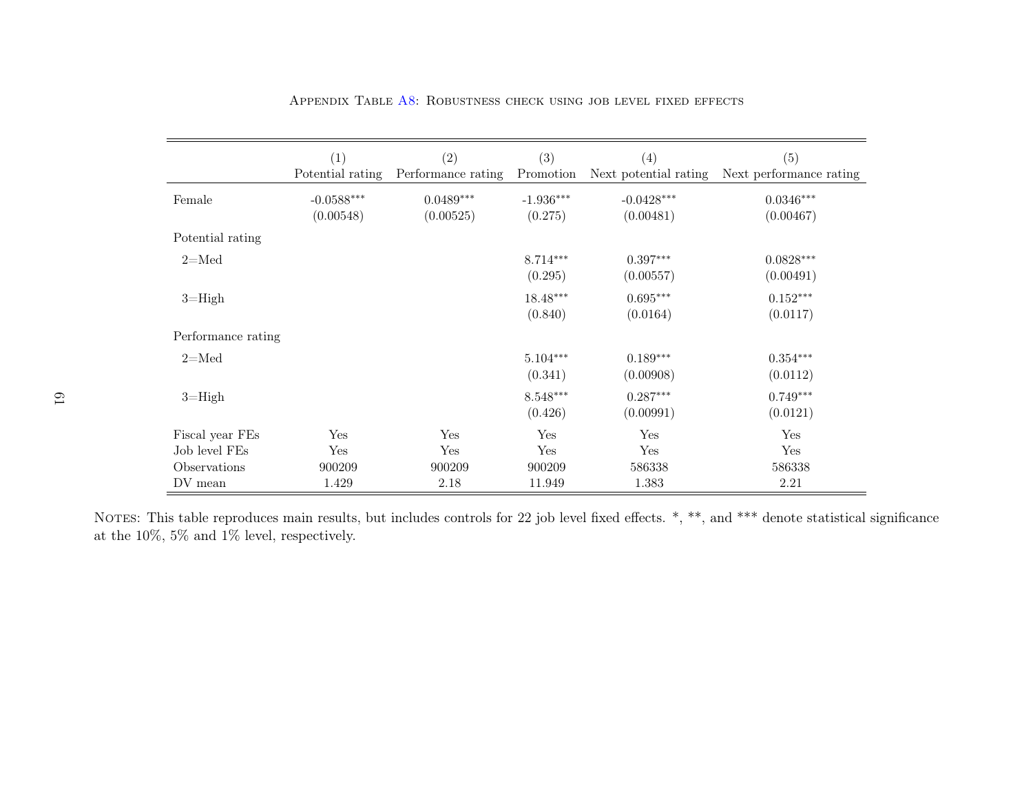Appendix Table A8: Robustness check using job level fixed effects

| | (1) Potential rating | (2) Performance rating | (3) Promotion | (4) Next potential rating | (5) Next performance rating |
|---|---|---|---|---|---|
| Female | -0.0588*** | 0.0489*** | -1.936*** | -0.0428*** | 0.0346*** |
| | (0.00548) | (0.00525) | (0.275) | (0.00481) | (0.00467) |
| Potential rating | | | | | |
| 2=Med | | | 8.714*** | 0.397*** | 0.0828*** |
| | | | (0.295) | (0.00557) | (0.00491) |
| 3=High | | | 18.48*** | 0.695*** | 0.152*** |
| | | | (0.840) | (0.0164) | (0.0117) |
| Performance rating | | | | | |
| 2=Med | | | 5.104*** | 0.189*** | 0.354*** |
| | | | (0.341) | (0.00908) | (0.0112) |
| 3=High | | | 8.548*** | 0.287*** | 0.749*** |
| | | | (0.426) | (0.00991) | (0.0121) |
| Fiscal year FEs | Yes | Yes | Yes | Yes | Yes |
| Job level FEs | Yes | Yes | Yes | Yes | Yes |
| Observations | 900209 | 900209 | 900209 | 586338 | 586338 |
| DV mean | 1.429 | 2.18 | 11.949 | 1.383 | 2.21 |

Notes: This table reproduces main results, but includes controls for 22 job level fixed effects. *, **, and *** denote statistical significance at the 10%, 5% and 1% level, respectively.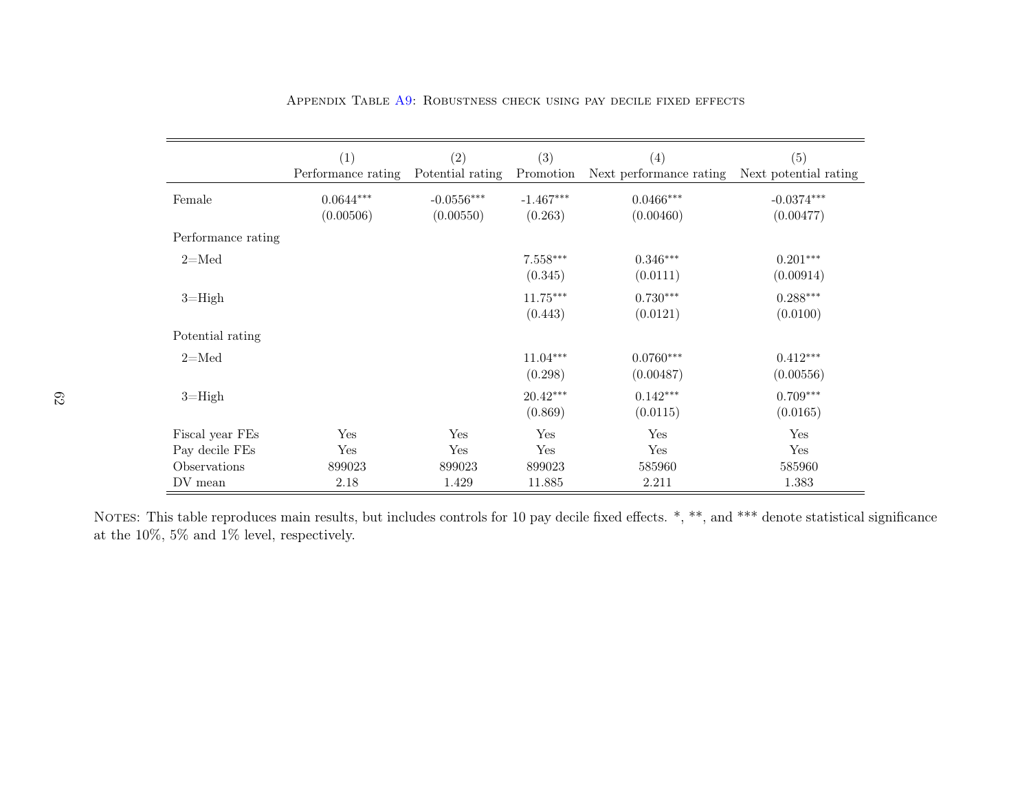Appendix Table A9: Robustness check using pay decile fixed effects

| | (1) Performance rating | (2) Potential rating | (3) Promotion | (4) Next performance rating | (5) Next potential rating |
|---|---|---|---|---|---|
| Female | 0.0644*** | -0.0556*** | -1.467*** | 0.0466*** | -0.0374*** |
| | (0.00506) | (0.00550) | (0.263) | (0.00460) | (0.00477) |
| Performance rating | | | | | |
| 2=Med | | | 7.558*** | 0.346*** | 0.201*** |
| | | | (0.345) | (0.0111) | (0.00914) |
| 3=High | | | 11.75*** | 0.730*** | 0.288*** |
| | | | (0.443) | (0.0121) | (0.0100) |
| Potential rating | | | | | |
| 2=Med | | | 11.04*** | 0.0760*** | 0.412*** |
| | | | (0.298) | (0.00487) | (0.00556) |
| 3=High | | | 20.42*** | 0.142*** | 0.709*** |
| | | | (0.869) | (0.0115) | (0.0165) |
| Fiscal year FEs | Yes | Yes | Yes | Yes | Yes |
| Pay decile FEs | Yes | Yes | Yes | Yes | Yes |
| Observations | 899023 | 899023 | 899023 | 585960 | 585960 |
| DV mean | 2.18 | 1.429 | 11.885 | 2.211 | 1.383 |

Notes: This table reproduces main results, but includes controls for 10 pay decile fixed effects. *, **, and *** denote statistical significance at the 10%, 5% and 1% level, respectively.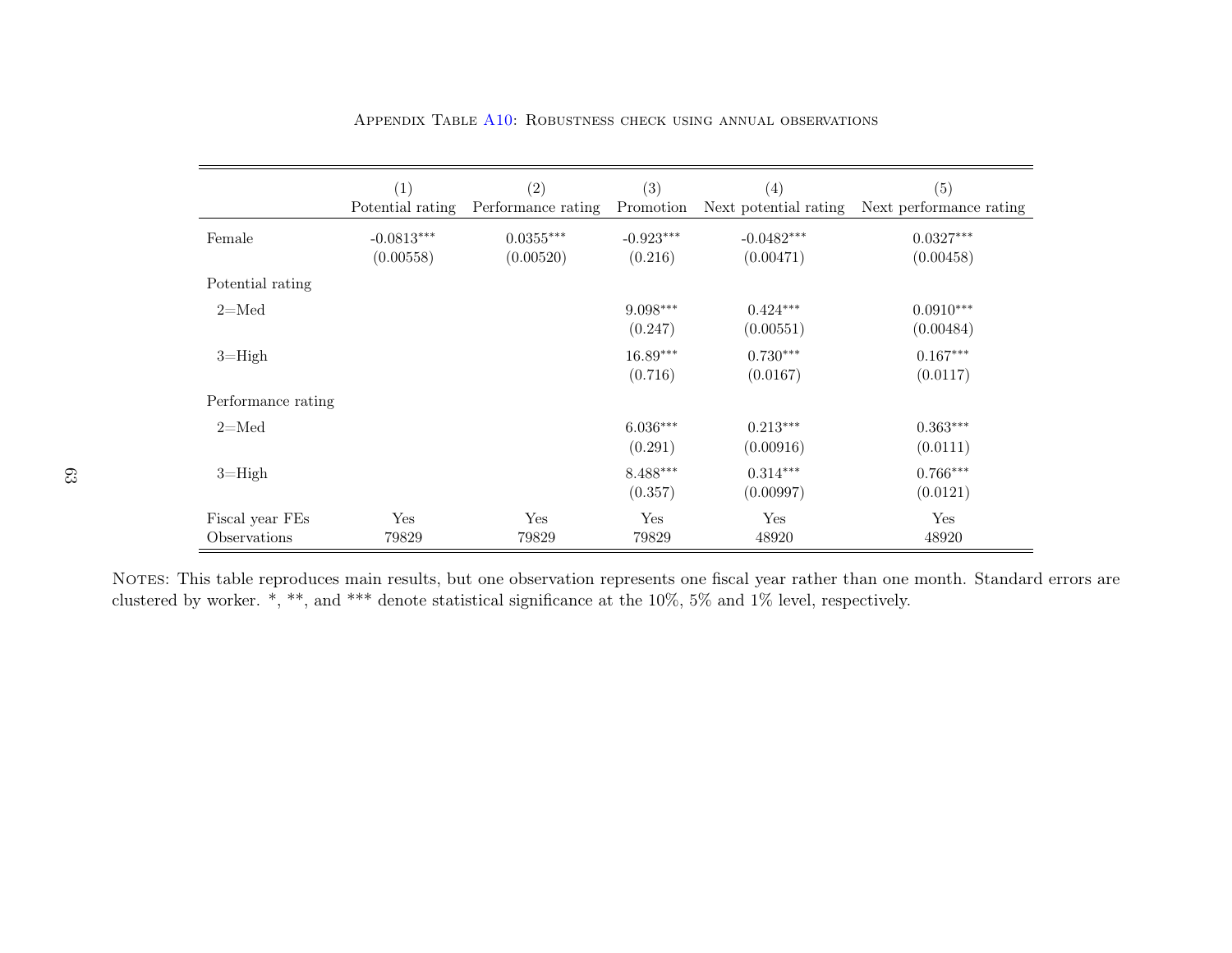Appendix Table A10: Robustness check using annual observations

| | (1) Potential rating | (2) Performance rating | (3) Promotion | (4) Next potential rating | (5) Next performance rating |
|---|---|---|---|---|---|
| Female | -0.0813*** | 0.0355*** | -0.923*** | -0.0482*** | 0.0327*** |
| | (0.00558) | (0.00520) | (0.216) | (0.00471) | (0.00458) |
| Potential rating | | | | | |
| 2=Med | | | 9.098*** | 0.424*** | 0.0910*** |
| | | | (0.247) | (0.00551) | (0.00484) |
| 3=High | | | 16.89*** | 0.730*** | 0.167*** |
| | | | (0.716) | (0.0167) | (0.0117) |
| Performance rating | | | | | |
| 2=Med | | | 6.036*** | 0.213*** | 0.363*** |
| | | | (0.291) | (0.00916) | (0.0111) |
| 3=High | | | 8.488*** | 0.314*** | 0.766*** |
| | | | (0.357) | (0.00997) | (0.0121) |
| Fiscal year FEs | Yes | Yes | Yes | Yes | Yes |
| Observations | 79829 | 79829 | 79829 | 48920 | 48920 |

Notes: This table reproduces main results, but one observation represents one fiscal year rather than one month. Standard errors are clustered by worker. *, **, and *** denote statistical significance at the 10%, 5% and 1% level, respectively.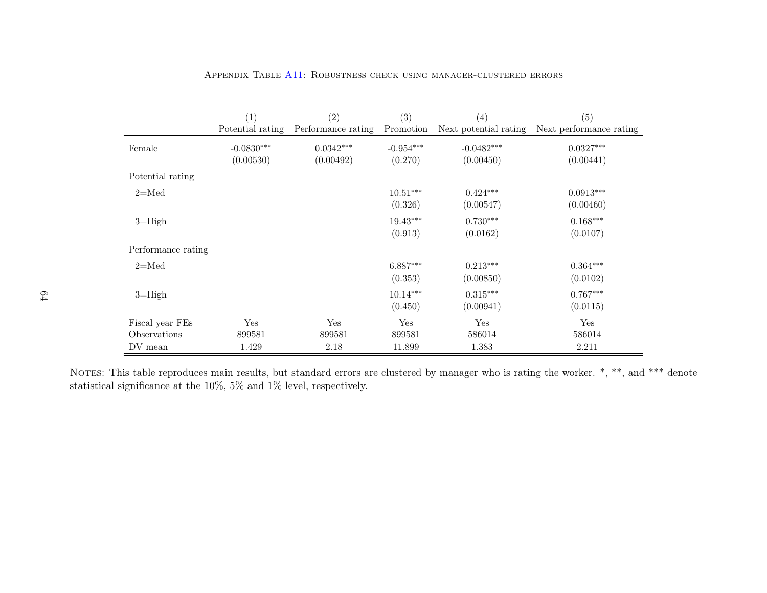Appendix Table A11: Robustness check using manager-clustered errors

| | (1) Potential rating | (2) Performance rating | (3) Promotion | (4) Next potential rating | (5) Next performance rating |
|---|---|---|---|---|---|
| Female | -0.0830*** | 0.0342*** | -0.954*** | -0.0482*** | 0.0327*** |
| | (0.00530) | (0.00492) | (0.270) | (0.00450) | (0.00441) |
| Potential rating | | | | | |
| 2=Med | | | 10.51*** | 0.424*** | 0.0913*** |
| | | | (0.326) | (0.00547) | (0.00460) |
| 3=High | | | 19.43*** | 0.730*** | 0.168*** |
| | | | (0.913) | (0.0162) | (0.0107) |
| Performance rating | | | | | |
| 2=Med | | | 6.887*** | 0.213*** | 0.364*** |
| | | | (0.353) | (0.00850) | (0.0102) |
| 3=High | | | 10.14*** | 0.315*** | 0.767*** |
| | | | (0.450) | (0.00941) | (0.0115) |
| Fiscal year FEs | Yes | Yes | Yes | Yes | Yes |
| Observations | 899581 | 899581 | 899581 | 586014 | 586014 |
| DV mean | 1.429 | 2.18 | 11.899 | 1.383 | 2.211 |

Notes: This table reproduces main results, but standard errors are clustered by manager who is rating the worker. *, **, and *** denote statistical significance at the 10%, 5% and 1% level, respectively.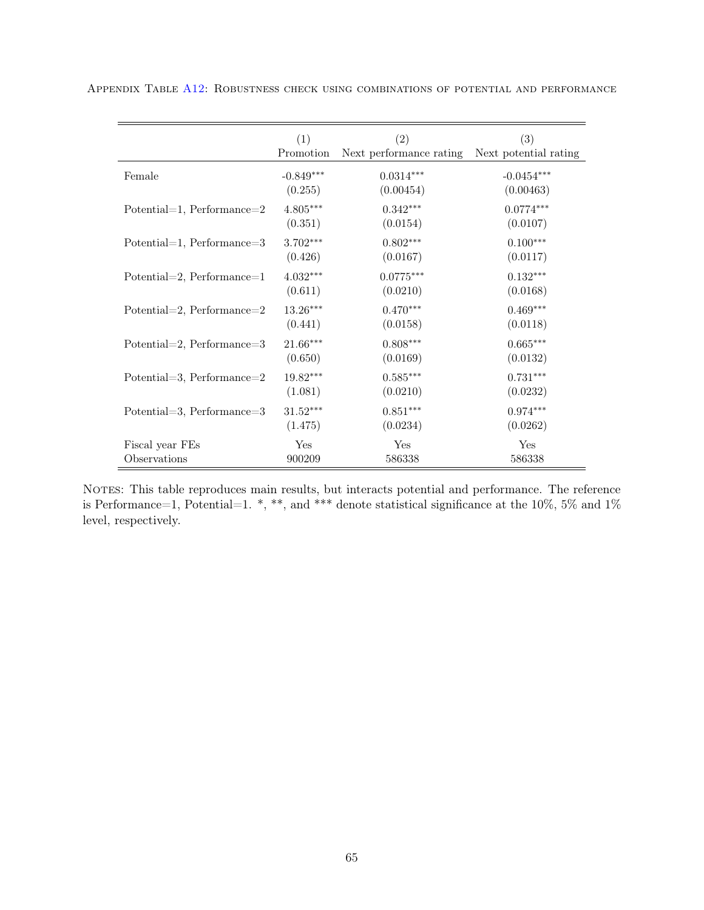Appendix Table A12: Robustness check using combinations of potential and performance

| | (1) Promotion | (2) Next performance rating | (3) Next potential rating |
|---|---|---|---|
| Female | -0.849*** | 0.0314*** | -0.0454*** |
| | (0.255) | (0.00454) | (0.00463) |
| Potential=1, Performance=2 | 4.805*** | 0.342*** | 0.0774*** |
| | (0.351) | (0.0154) | (0.0107) |
| Potential=1, Performance=3 | 3.702*** | 0.802*** | 0.100*** |
| | (0.426) | (0.0167) | (0.0117) |
| Potential=2, Performance=1 | 4.032*** | 0.0775*** | 0.132*** |
| | (0.611) | (0.0210) | (0.0168) |
| Potential=2, Performance=2 | 13.26*** | 0.470*** | 0.469*** |
| | (0.441) | (0.0158) | (0.0118) |
| Potential=2, Performance=3 | 21.66*** | 0.808*** | 0.665*** |
| | (0.650) | (0.0169) | (0.0132) |
| Potential=3, Performance=2 | 19.82*** | 0.585*** | 0.731*** |
| | (1.081) | (0.0210) | (0.0232) |
| Potential=3, Performance=3 | 31.52*** | 0.851*** | 0.974*** |
| | (1.475) | (0.0234) | (0.0262) |
| Fiscal year FEs | Yes | Yes | Yes |
| Observations | 900209 | 586338 | 586338 |

Notes: This table reproduces main results, but interacts potential and performance. The reference is Performance=1, Potential=1. *, **, and *** denote statistical significance at the 10%, 5% and 1% level, respectively.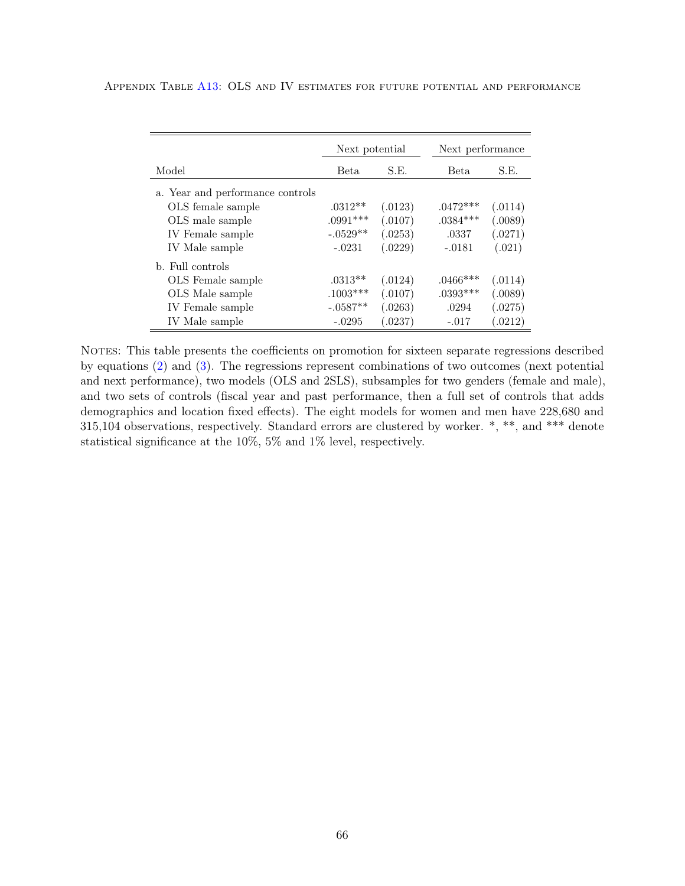Appendix Table A13: OLS and IV estimates for future potential and performance

| | Next potential | | Next performance | |
|---|---|---|---|---|
| Model | Beta | S.E. | Beta | S.E. |
| a. Year and performance controls | | | | |
| OLS female sample | .0312** | (.0123) | .0472*** | (.0114) |
| OLS male sample | .0991*** | (.0107) | .0384*** | (.0089) |
| IV Female sample | -.0529** | (.0253) | .0337 | (.0271) |
| IV Male sample | -.0231 | (.0229) | -.0181 | (.021) |
| b. Full controls | | | | |
| OLS Female sample | .0313** | (.0124) | .0466*** | (.0114) |
| OLS Male sample | .1003*** | (.0107) | .0393*** | (.0089) |
| IV Female sample | -.0587** | (.0263) | .0294 | (.0275) |
| IV Male sample | -.0295 | (.0237) | -.017 | (.0212) |

Notes: This table presents the coefficients on promotion for sixteen separate regressions described by equations (2) and (3). The regressions represent combinations of two outcomes (next potential and next performance), two models (OLS and 2SLS), subsamples for two genders (female and male), and two sets of controls (fiscal year and past performance, then a full set of controls that adds demographics and location fixed effects). The eight models for women and men have 228,680 and 315,104 observations, respectively. Standard errors are clustered by worker. *, **, and *** denote statistical significance at the 10%, 5% and 1% level, respectively.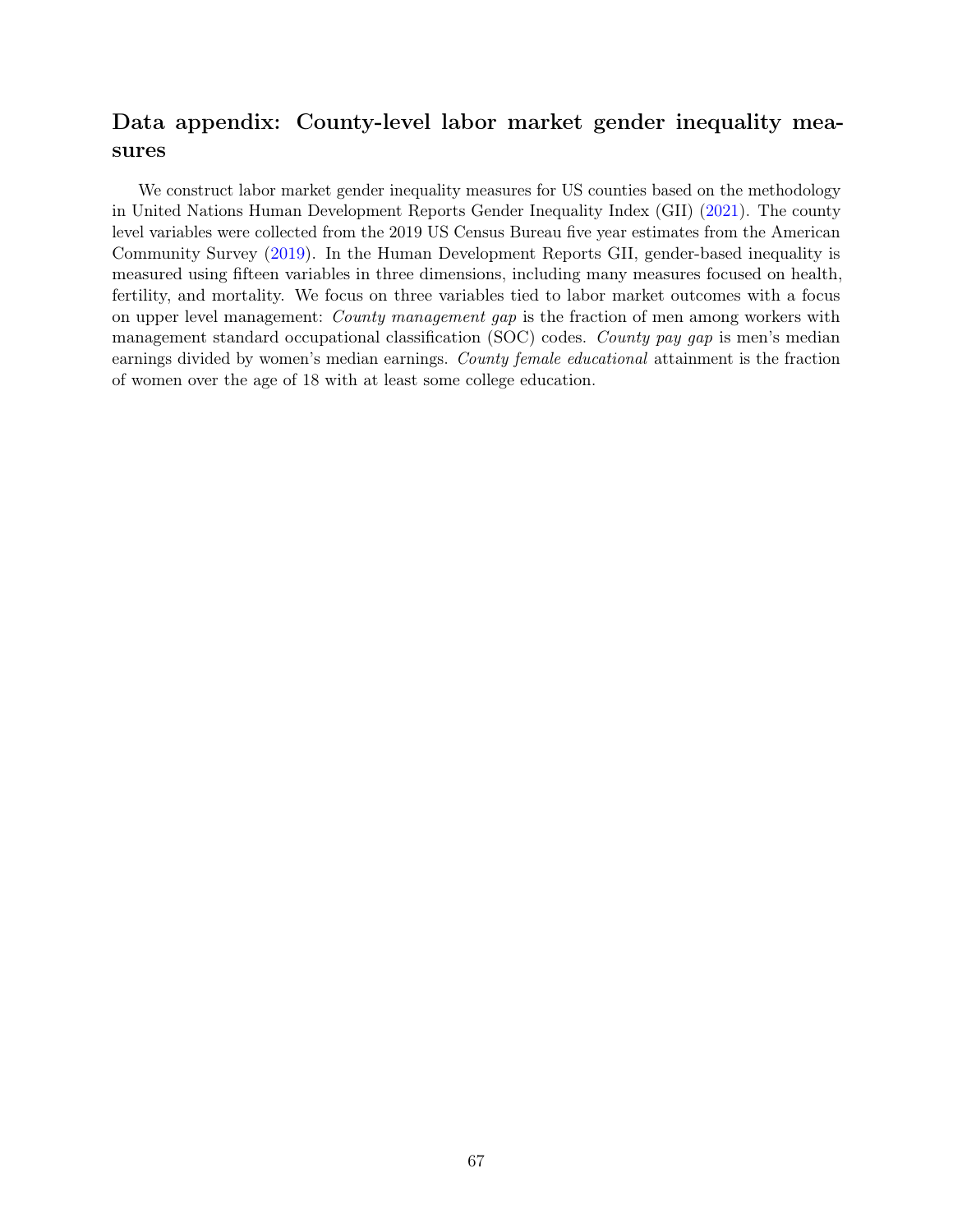## Data appendix: County-level labor market gender inequality measures

We construct labor market gender inequality measures for US counties based on the methodology in United Nations Human Development Reports Gender Inequality Index (GII) (2021). The county level variables were collected from the 2019 US Census Bureau five year estimates from the American Community Survey (2019). In the Human Development Reports GII, gender-based inequality is measured using fifteen variables in three dimensions, including many measures focused on health, fertility, and mortality. We focus on three variables tied to labor market outcomes with a focus on upper level management: *County management gap* is the fraction of men among workers with management standard occupational classification (SOC) codes. *County pay gap* is men's median earnings divided by women's median earnings. *County female educational* attainment is the fraction of women over the age of 18 with at least some college education.